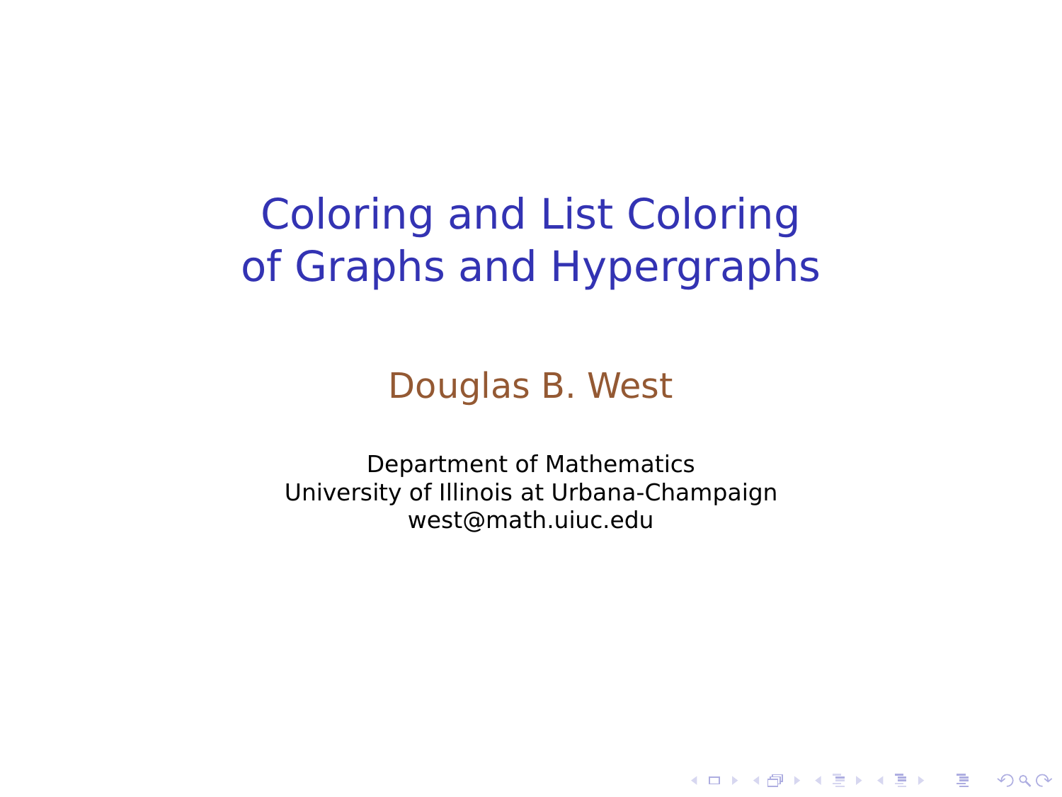# Coloring and List Coloring of Graphs and Hypergraphs

Douglas B. West

Department of Mathematics
University of Illinois at Urbana-Champaign
west@math.uiuc.edu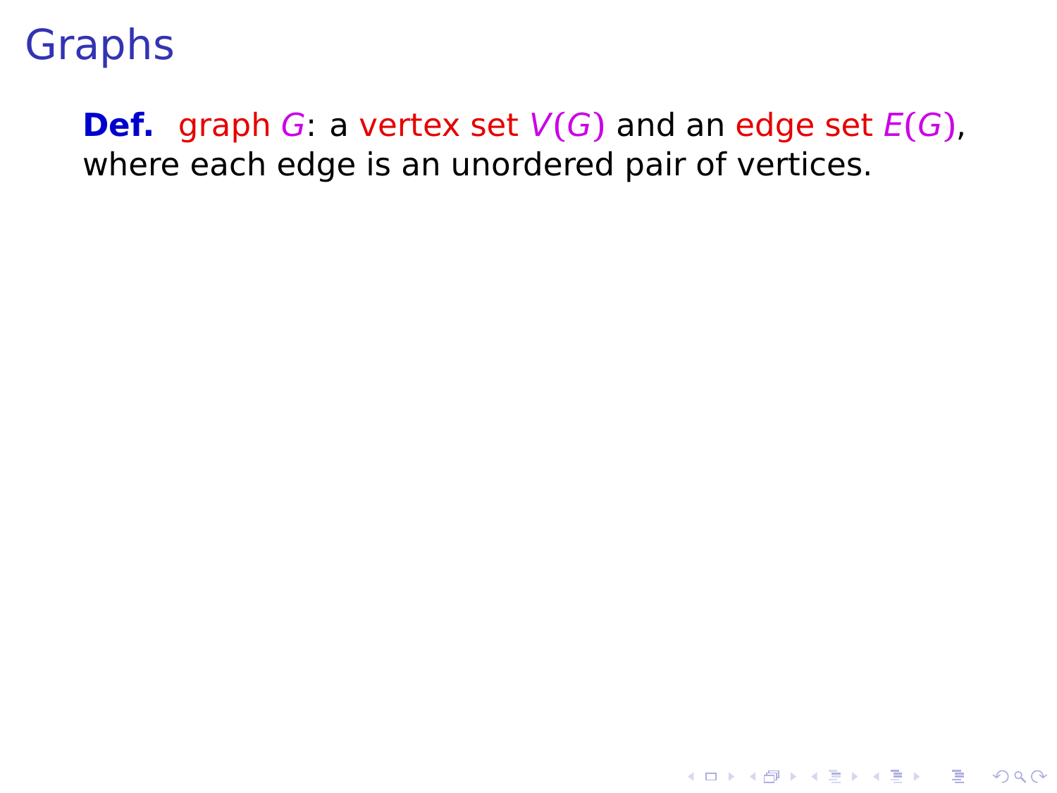# Graphs

**Def.** graph $G$: a vertex set $V(G)$ and an edge set $E(G)$, where each edge is an unordered pair of vertices.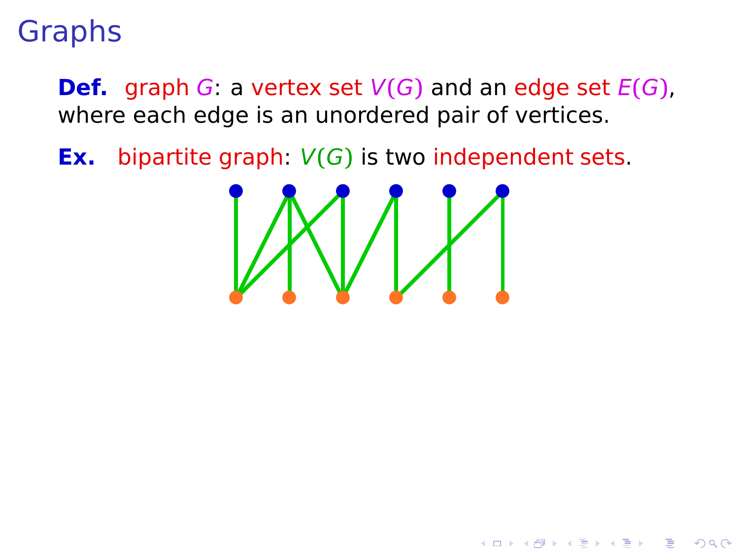# Graphs

**Def.** graph $G$: a vertex set $V(G)$ and an edge set $E(G)$, where each edge is an unordered pair of vertices.

**Ex.** bipartite graph: $V(G)$ is two independent sets.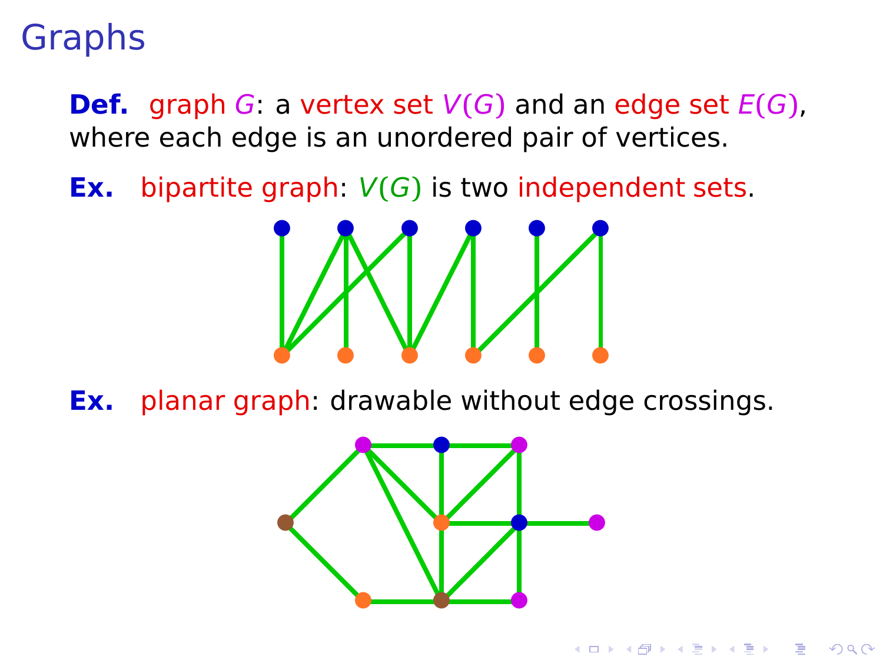# Graphs

**Def.** graph $G$: a vertex set $V(G)$ and an edge set $E(G)$, where each edge is an unordered pair of vertices.

**Ex.** bipartite graph: $V(G)$ is two independent sets.

**Ex.** planar graph: drawable without edge crossings.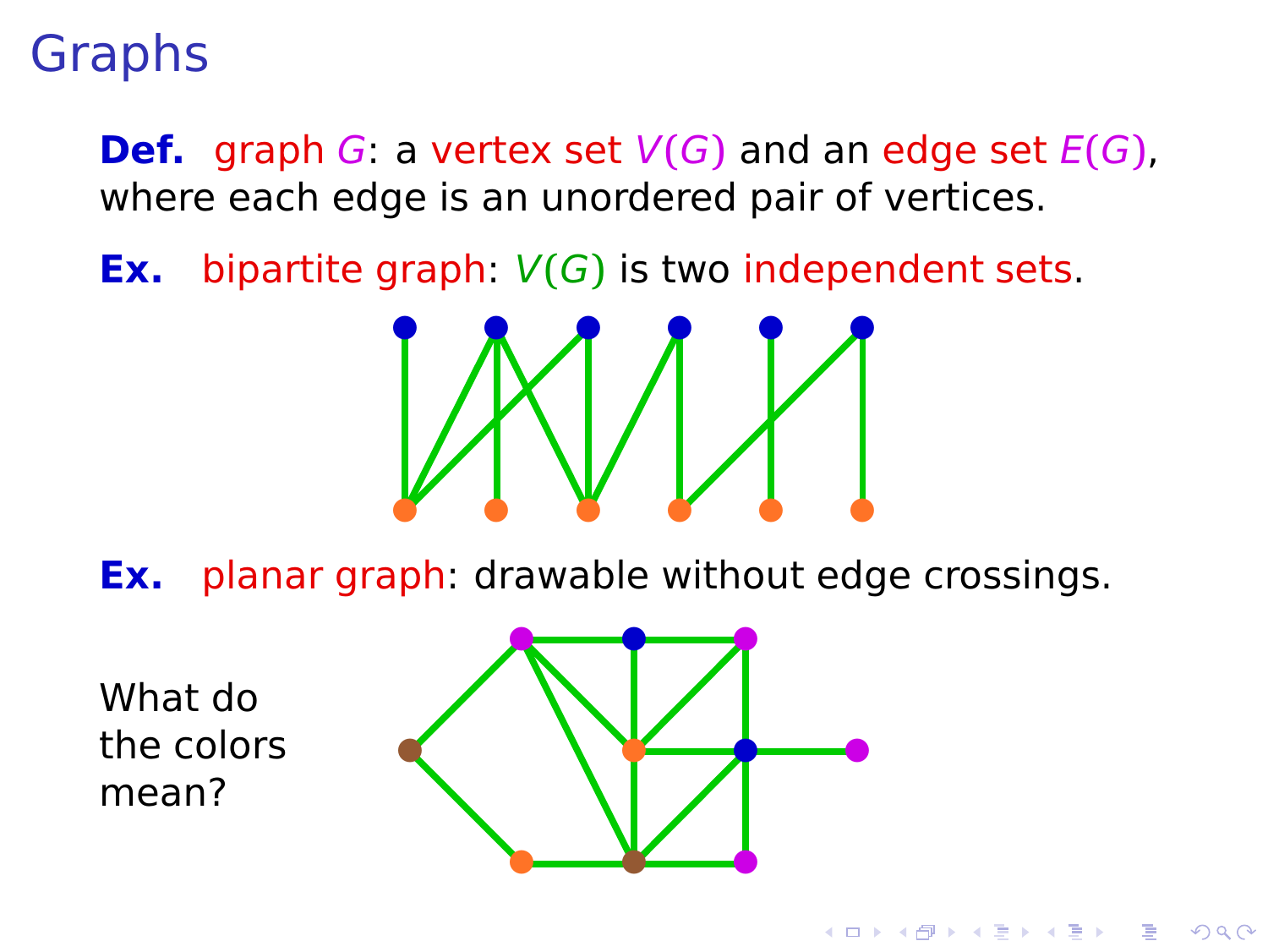# Graphs

**Def.** graph $G$: a vertex set $V(G)$ and an edge set $E(G)$, where each edge is an unordered pair of vertices.

**Ex.** bipartite graph: $V(G)$ is two independent sets.

**Ex.** planar graph: drawable without edge crossings.

What do the colors mean?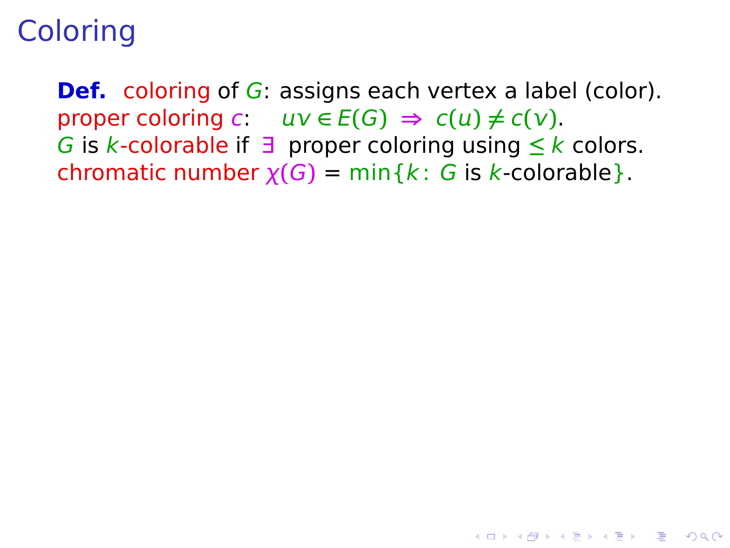# Coloring

**Def.** coloring of $G$: assigns each vertex a label (color).
proper coloring $c$: $uv \in E(G) \Rightarrow c(u) \neq c(v)$.
$G$ is $k$-colorable if $\exists$ proper coloring using $\leq k$ colors.
chromatic number $\chi(G) = \min\{k : G \text{ is } k\text{-colorable}\}$.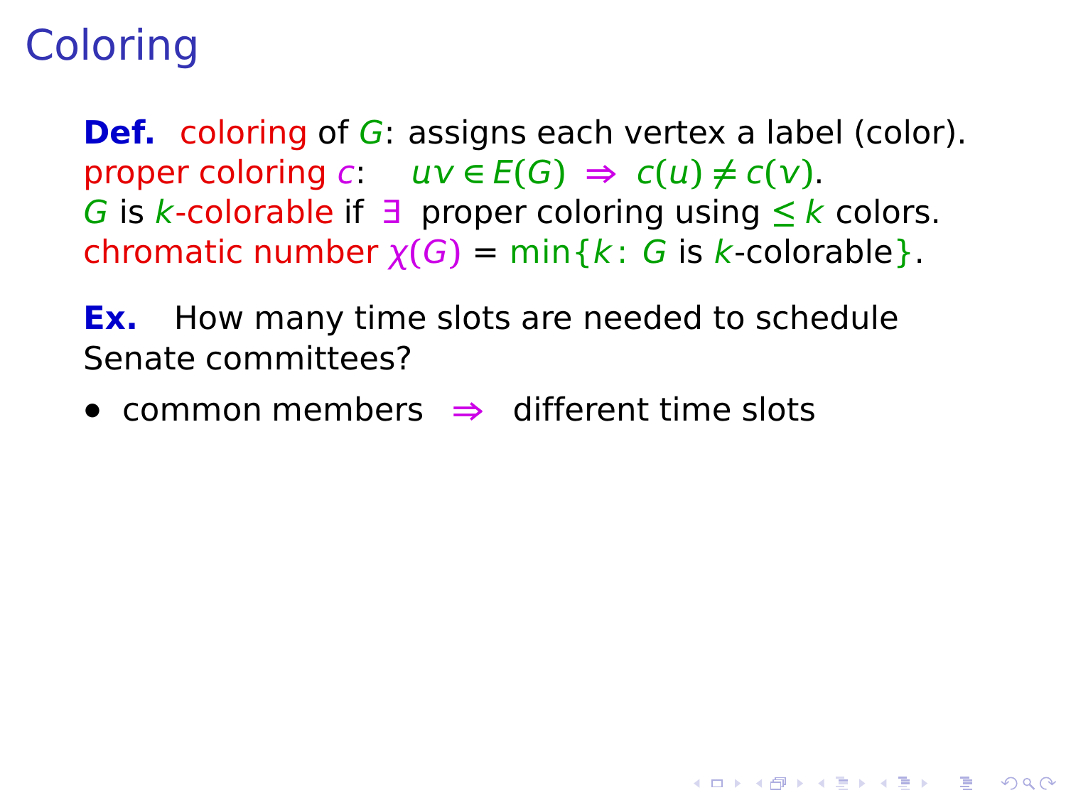# Coloring

**Def.** coloring of $G$: assigns each vertex a label (color).
proper coloring $c$: $uv \in E(G) \Rightarrow c(u) \neq c(v)$.
$G$ is $k$-colorable if $\exists$ proper coloring using $\leq k$ colors.
chromatic number $\chi(G) = \min\{k : G \text{ is } k\text{-colorable}\}$.

**Ex.** How many time slots are needed to schedule Senate committees?

- common members $\Rightarrow$ different time slots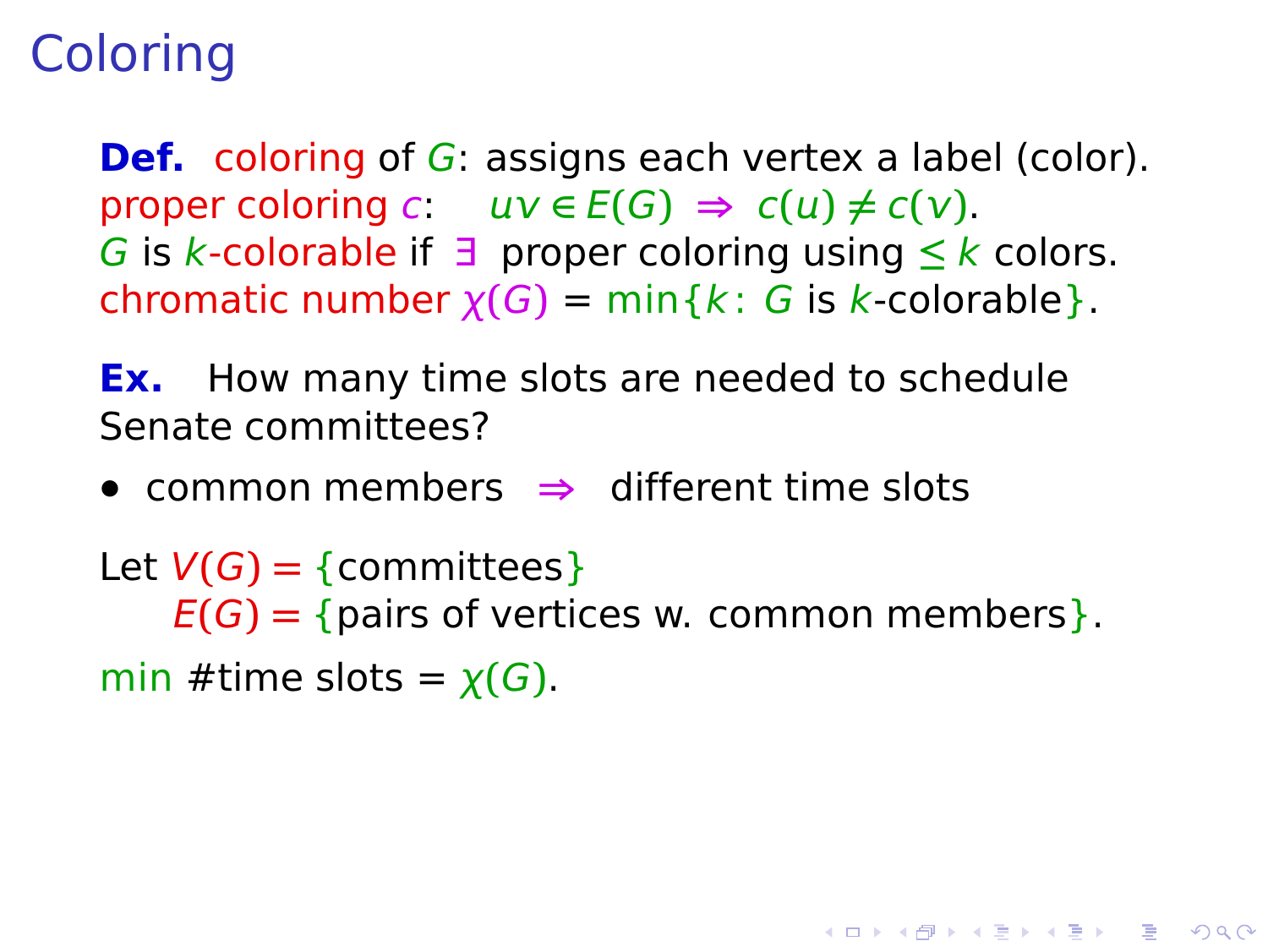# Coloring

**Def.** coloring of $G$: assigns each vertex a label (color).
proper coloring $c$: $uv \in E(G) \Rightarrow c(u) \neq c(v)$.
$G$ is $k$-colorable if $\exists$ proper coloring using $\leq k$ colors.
chromatic number $\chi(G) = \min\{k : G \text{ is } k\text{-colorable}\}$.

**Ex.** How many time slots are needed to schedule Senate committees?

- common members $\Rightarrow$ different time slots

Let $V(G) = \{\text{committees}\}$
$E(G) = \{\text{pairs of vertices w. common members}\}$.

min #time slots = $\chi(G)$.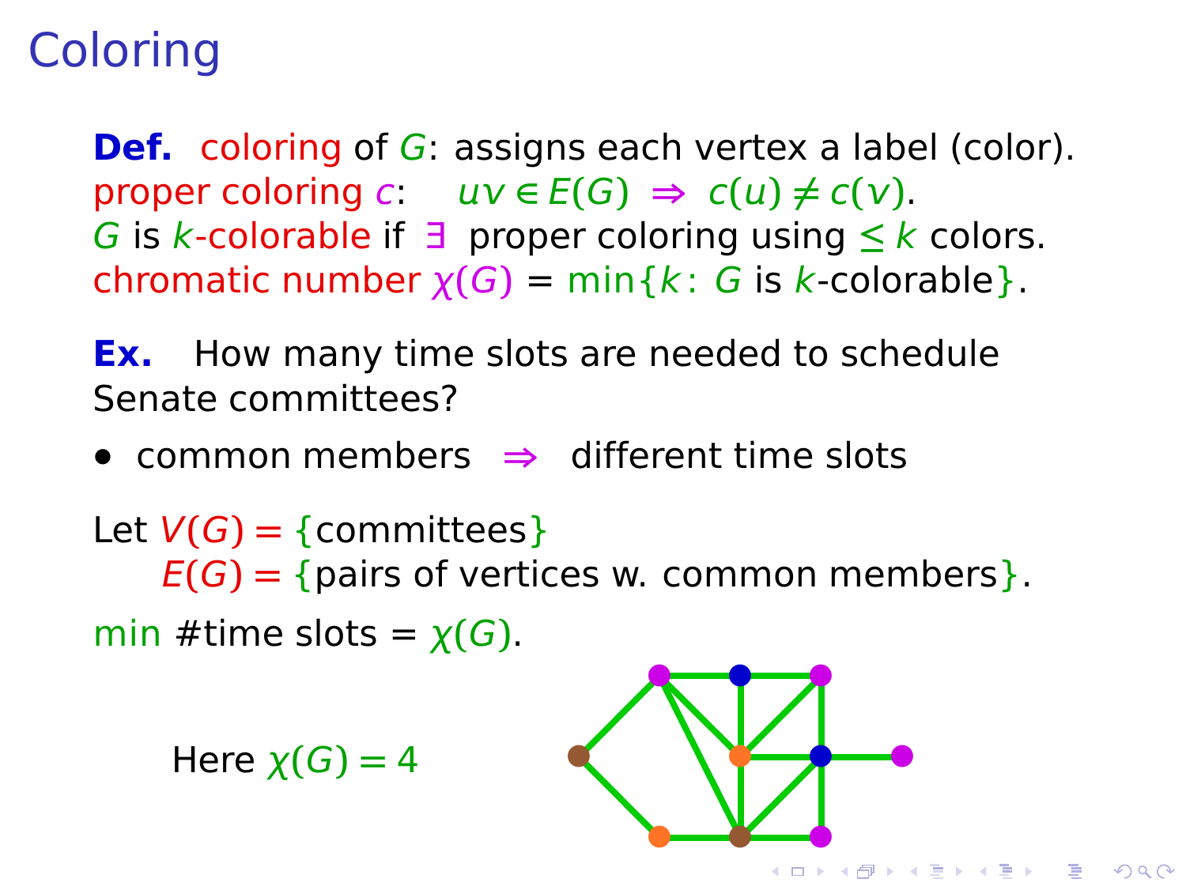# Coloring

**Def.** coloring of $G$: assigns each vertex a label (color).
proper coloring $c$: $uv \in E(G) \Rightarrow c(u) \neq c(v)$.
$G$ is $k$-colorable if $\exists$ proper coloring using $\leq k$ colors.
chromatic number $\chi(G) = \min\{k : G \text{ is } k\text{-colorable}\}$.

**Ex.** How many time slots are needed to schedule Senate committees?

- common members $\Rightarrow$ different time slots

Let $V(G) = \{\text{committees}\}$
$E(G) = \{\text{pairs of vertices w. common members}\}$.

min #time slots = $\chi(G)$.

Here $\chi(G) = 4$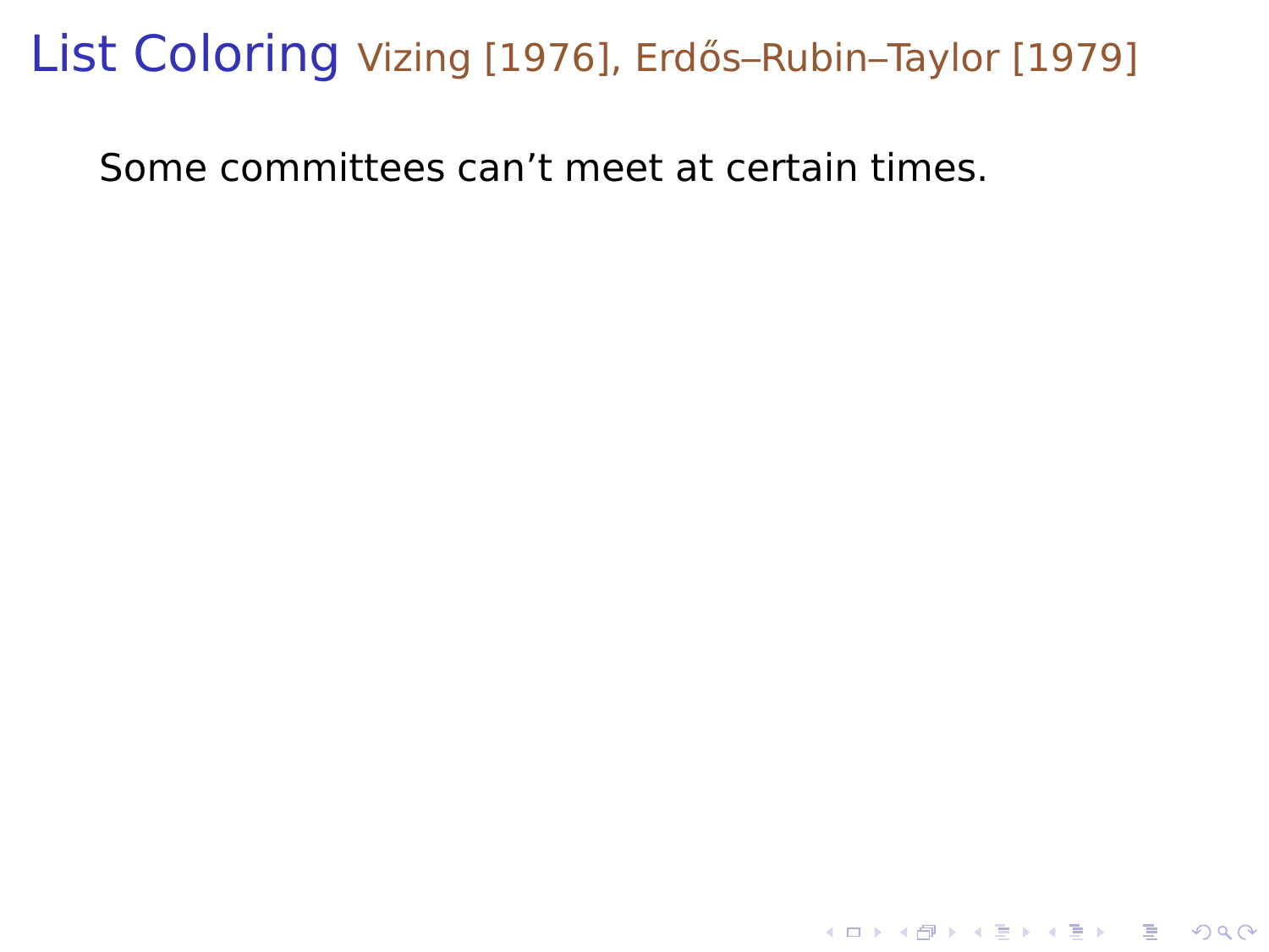# List Coloring Vizing [1976], Erdős–Rubin–Taylor [1979]

Some committees can't meet at certain times.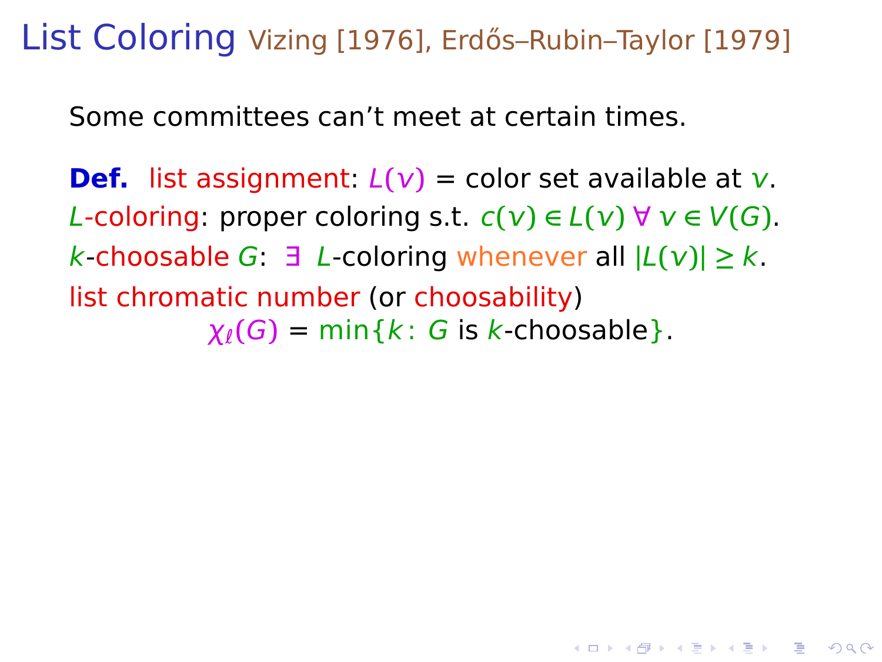# List Coloring Vizing [1976], Erdős–Rubin–Taylor [1979]

Some committees can't meet at certain times.

**Def.** list assignment: $L(v)$ = color set available at $v$.
$L$-coloring: proper coloring s.t. $c(v) \in L(v)\ \forall\ v \in V(G)$.
$k$-choosable $G$: $\exists$ $L$-coloring whenever all $|L(v)| \geq k$.
list chromatic number (or choosability)

$$\chi_\ell(G) = \min\{k\colon G \text{ is } k\text{-choosable}\}.$$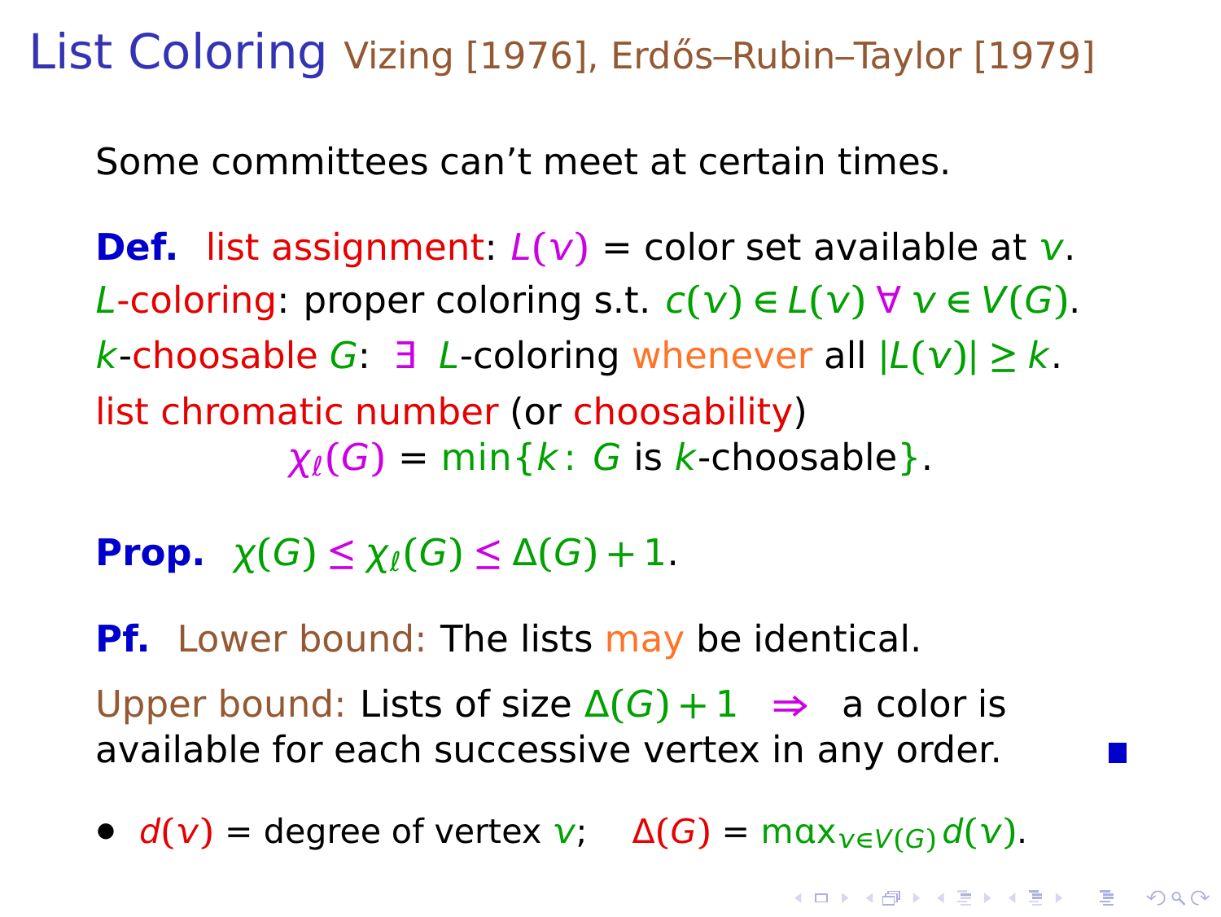# List Coloring Vizing [1976], Erdős–Rubin–Taylor [1979]

Some committees can't meet at certain times.

**Def.** list assignment: $L(v)$ = color set available at $v$.
$L$-coloring: proper coloring s.t. $c(v) \in L(v)\ \forall\ v \in V(G)$.
$k$-choosable $G$: $\exists$ $L$-coloring whenever all $|L(v)| \geq k$.
list chromatic number (or choosability)

$$\chi_\ell(G) = \min\{k\colon\ G \text{ is } k\text{-choosable}\}.$$

**Prop.** $\chi(G) \leq \chi_\ell(G) \leq \Delta(G) + 1$.

**Pf.** Lower bound: The lists may be identical.

Upper bound: Lists of size $\Delta(G) + 1 \Rightarrow$ a color is available for each successive vertex in any order. ■

- $d(v)$ = degree of vertex $v$; $\Delta(G) = \max_{v \in V(G)} d(v)$.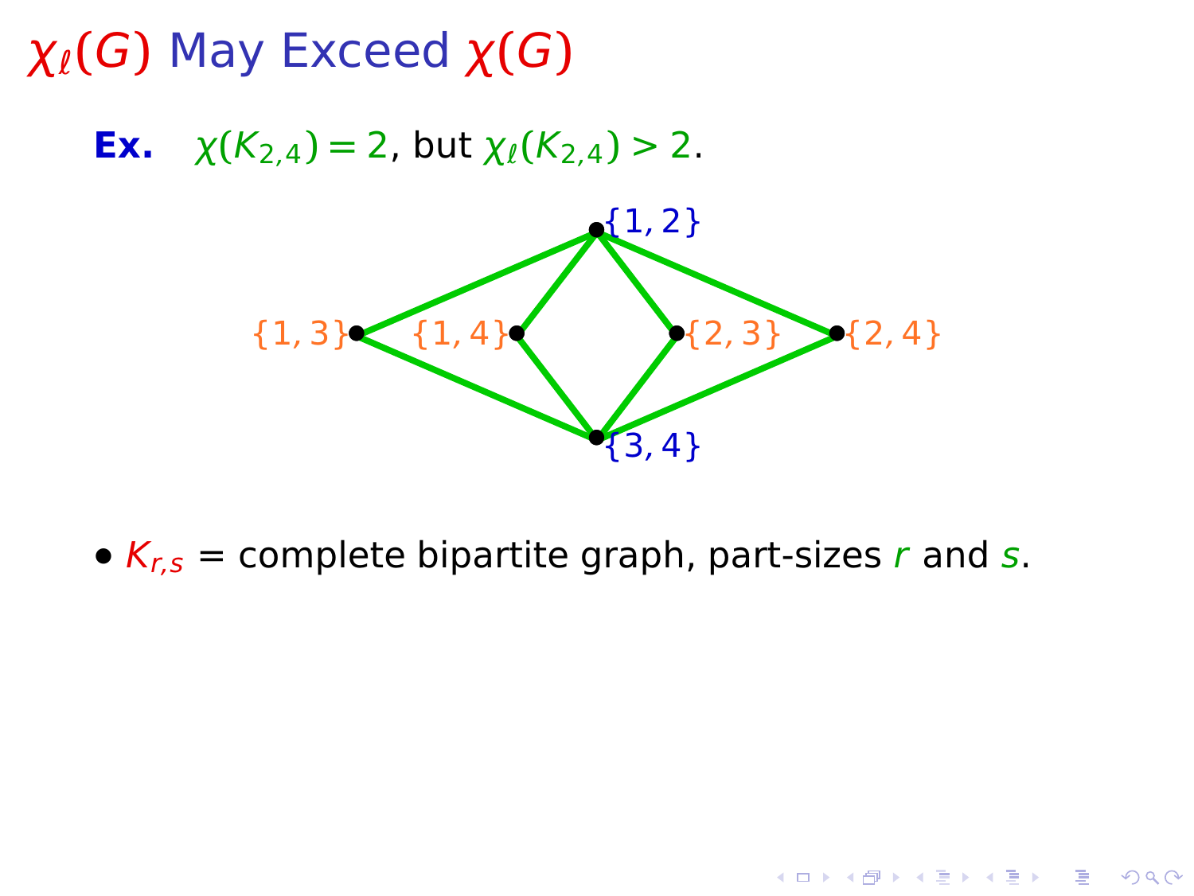# $\chi_\ell(G)$ May Exceed $\chi(G)$

**Ex.** $\chi(K_{2,4}) = 2$, but $\chi_\ell(K_{2,4}) > 2$.

- $K_{r,s}$ = complete bipartite graph, part-sizes $r$ and $s$.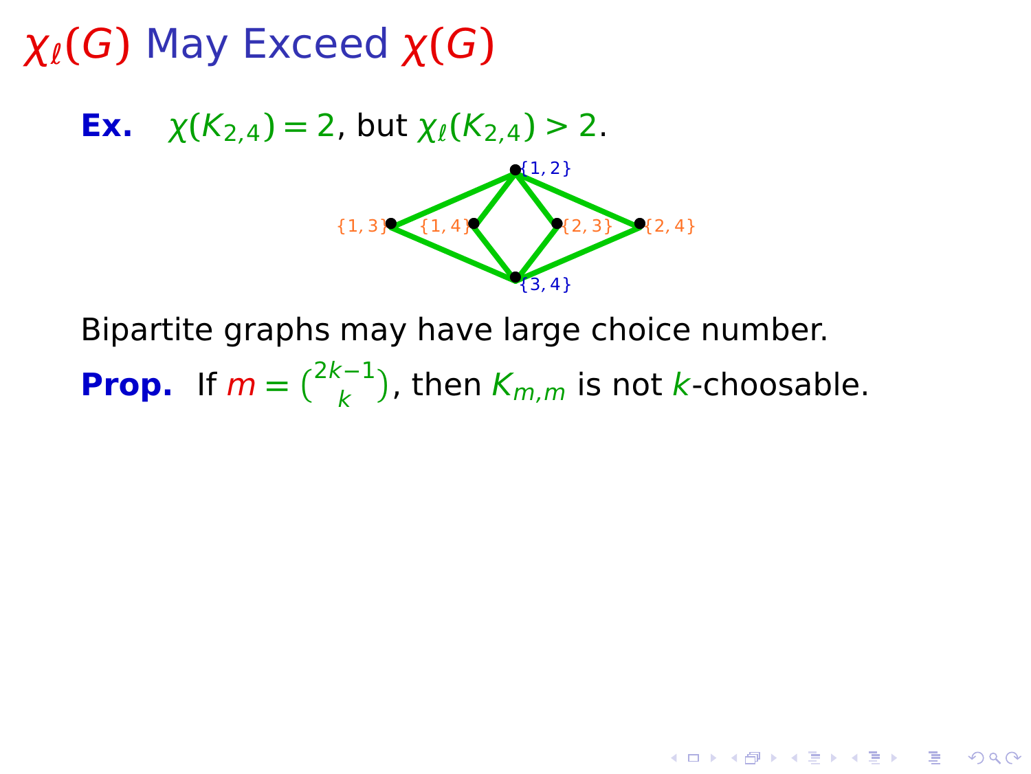# $\chi_\ell(G)$ May Exceed $\chi(G)$

**Ex.** $\chi(K_{2,4}) = 2$, but $\chi_\ell(K_{2,4}) > 2$.

Bipartite graphs may have large choice number.

**Prop.** If $m = \binom{2k-1}{k}$, then $K_{m,m}$ is not $k$-choosable.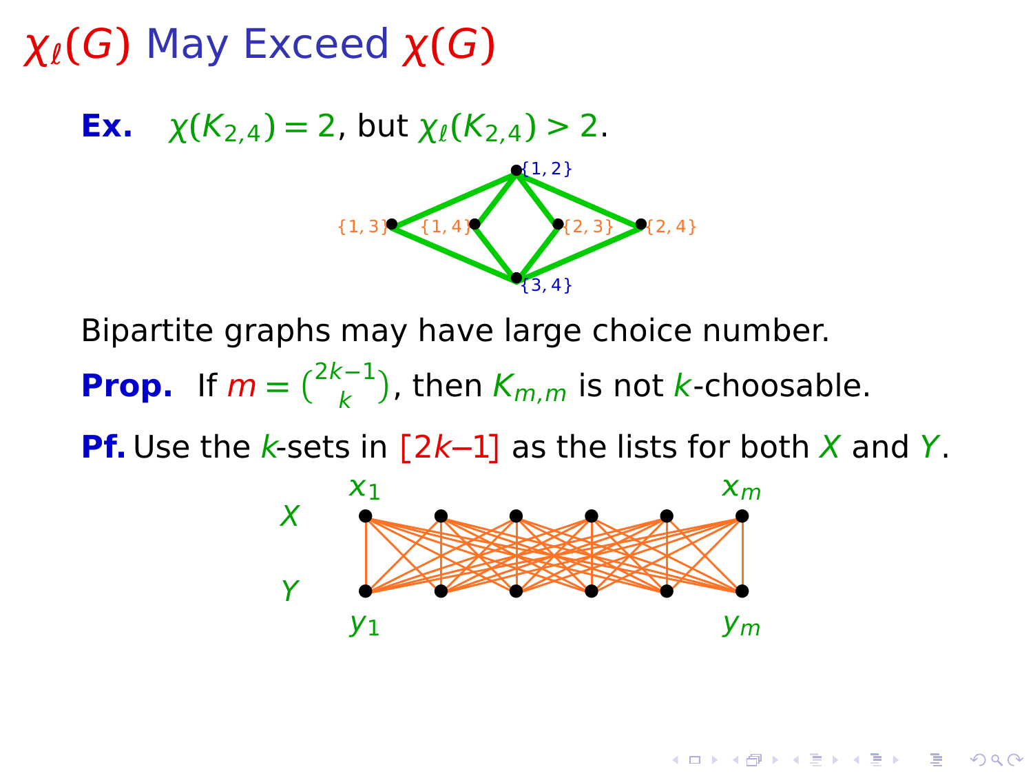# $\chi_\ell(G)$ May Exceed $\chi(G)$

**Ex.** $\chi(K_{2,4}) = 2$, but $\chi_\ell(K_{2,4}) > 2$.

Bipartite graphs may have large choice number.

**Prop.** If $m = \binom{2k-1}{k}$, then $K_{m,m}$ is not $k$-choosable.

**Pf.** Use the $k$-sets in $[2k-1]$ as the lists for both $X$ and $Y$.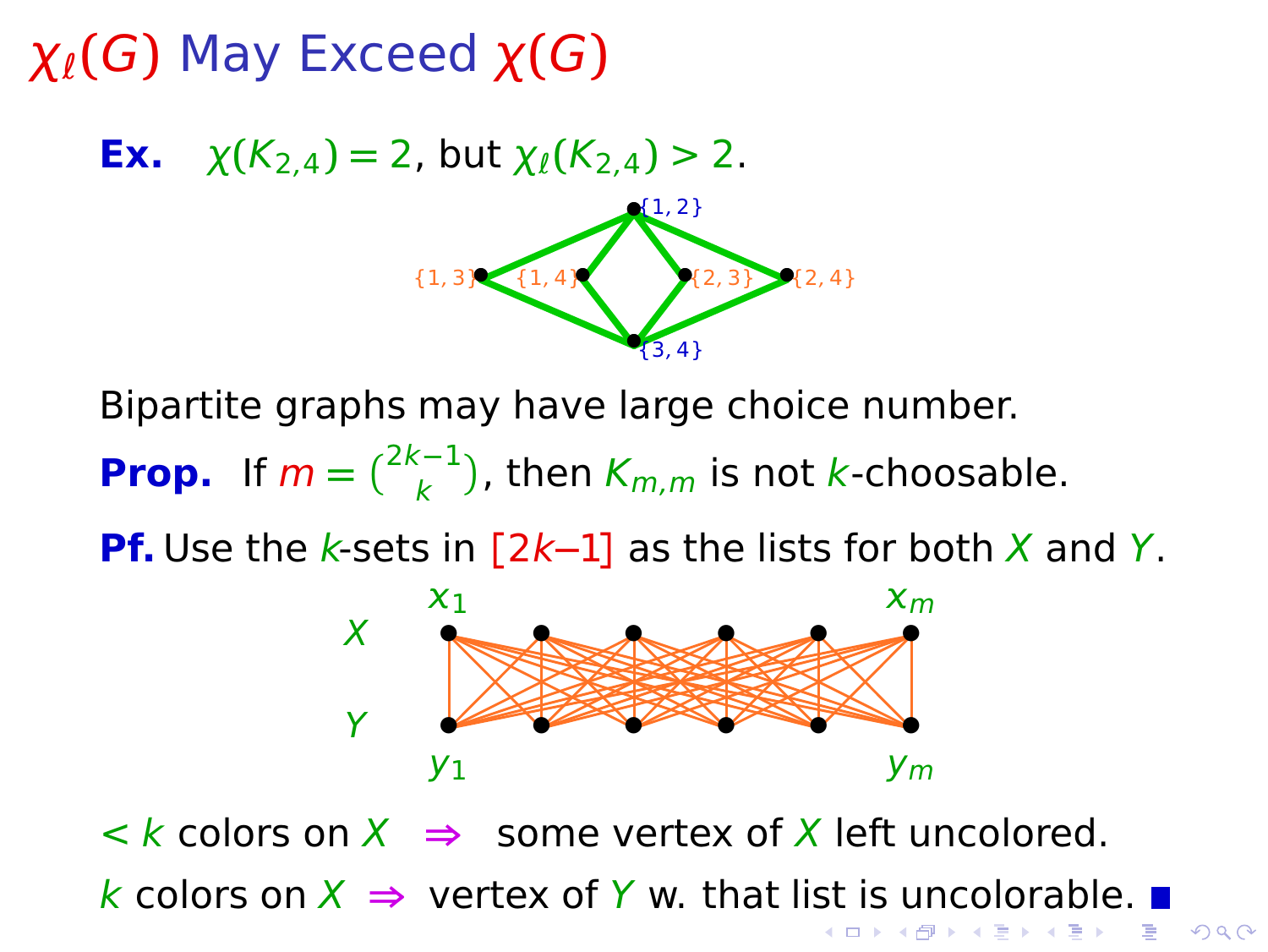# $\chi_\ell(G)$ May Exceed $\chi(G)$

**Ex.** $\chi(K_{2,4}) = 2$, but $\chi_\ell(K_{2,4}) > 2$.

Bipartite graphs may have large choice number.

**Prop.** If $m = \binom{2k-1}{k}$, then $K_{m,m}$ is not $k$-choosable.

**Pf.** Use the $k$-sets in $[2k-1]$ as the lists for both $X$ and $Y$.

$< k$ colors on $X$ $\Rightarrow$ some vertex of $X$ left uncolored.

$k$ colors on $X$ $\Rightarrow$ vertex of $Y$ w. that list is uncolorable. ■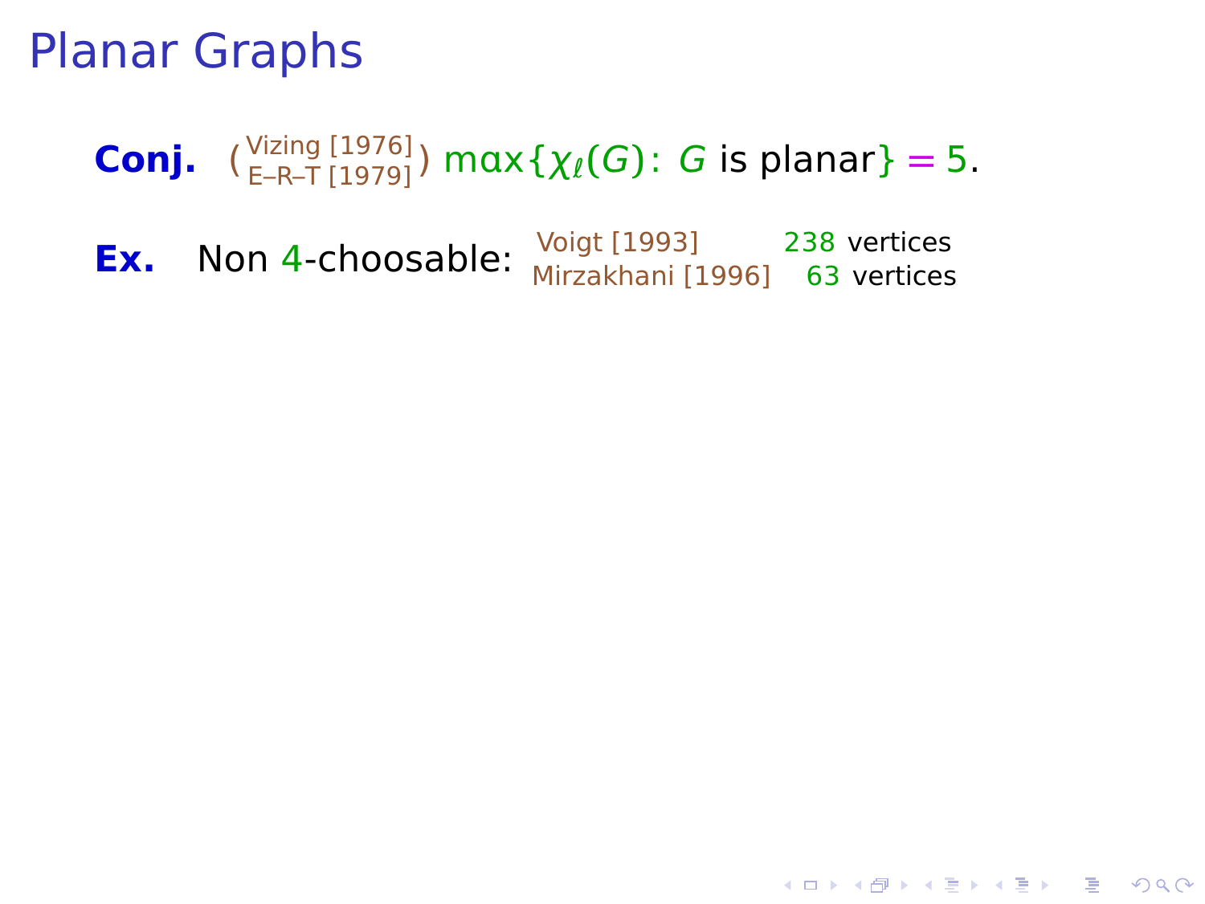# Planar Graphs

**Conj.** (Vizing [1976] / E–R–T [1979]) $\max\{\chi_\ell(G)\colon G \text{ is planar}\} = 5$.

**Ex.** Non 4-choosable:

Voigt [1993] 238 vertices

Mirzakhani [1996] 63 vertices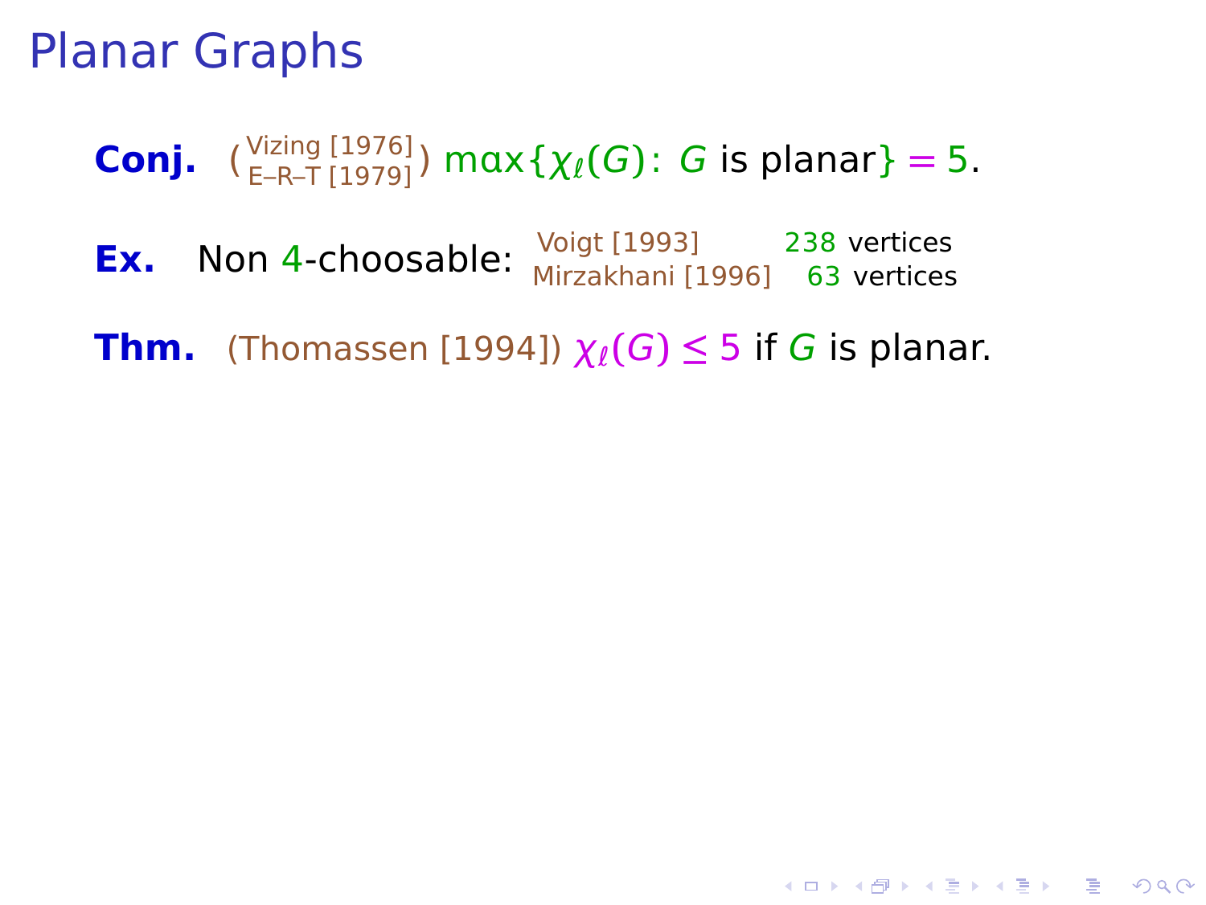# Planar Graphs

**Conj.** (Vizing [1976] / E–R–T [1979]) $\max\{\chi_\ell(G) : G \text{ is planar}\} = 5$.

**Ex.** Non 4-choosable:

| | |
|---|---|
| Voigt [1993] | 238 vertices |
| Mirzakhani [1996] | 63 vertices |

**Thm.** (Thomassen [1994]) $\chi_\ell(G) \le 5$ if $G$ is planar.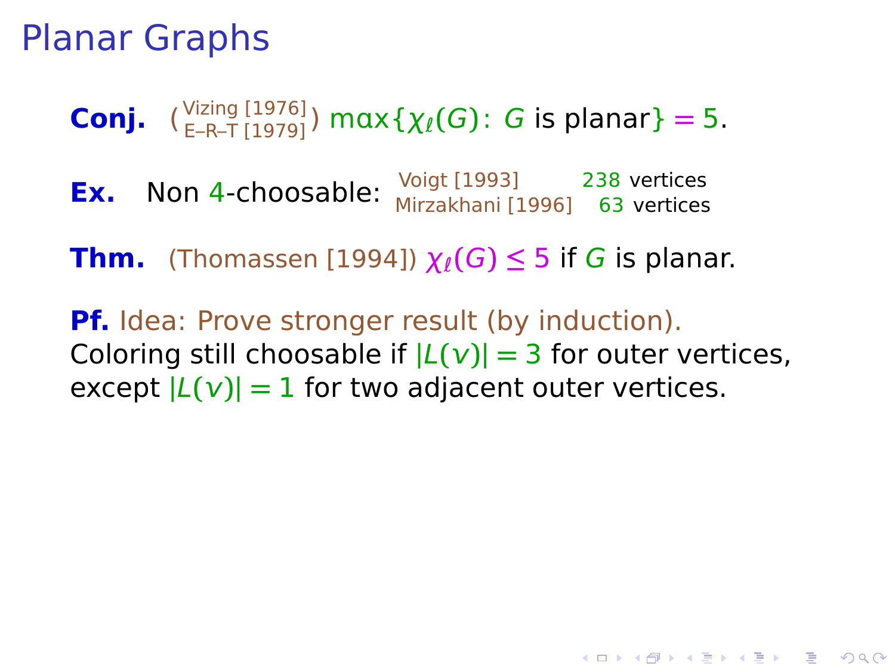# Planar Graphs

**Conj.** (Vizing [1976]; E–R–T [1979]) $\max\{\chi_\ell(G)\colon G \text{ is planar}\} = 5$.

**Ex.** Non 4-choosable: Voigt [1993] 238 vertices; Mirzakhani [1996] 63 vertices

**Thm.** (Thomassen [1994]) $\chi_\ell(G) \le 5$ if $G$ is planar.

**Pf.** Idea: Prove stronger result (by induction).
Coloring still choosable if $|L(v)| = 3$ for outer vertices, except $|L(v)| = 1$ for two adjacent outer vertices.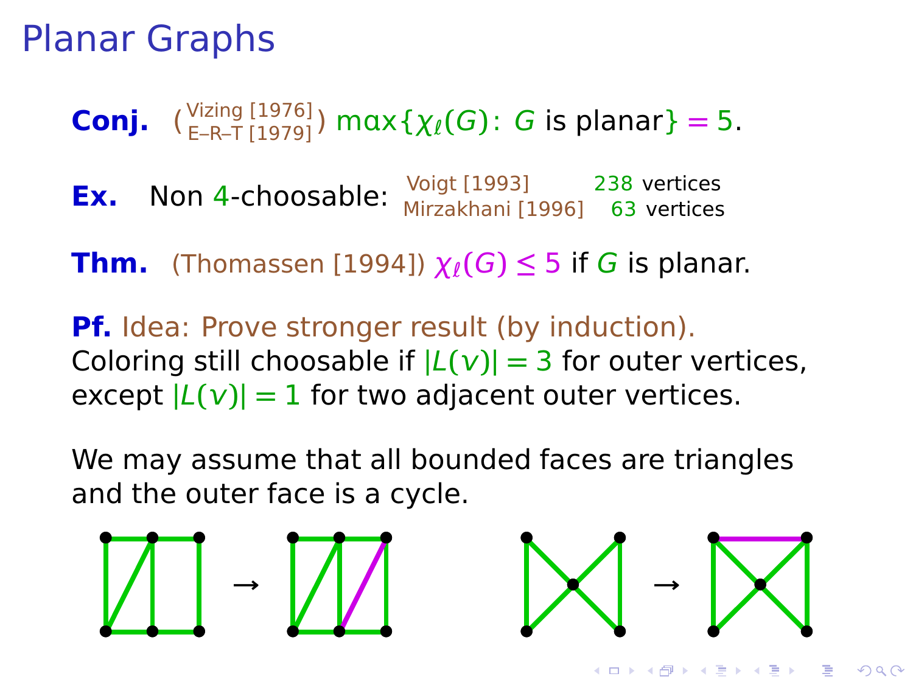# Planar Graphs

**Conj.** (Vizing [1976], E–R–T [1979]) $\max\{\chi_\ell(G)\colon G \text{ is planar}\} = 5$.

**Ex.** Non 4-choosable: Voigt [1993] 238 vertices; Mirzakhani [1996] 63 vertices

**Thm.** (Thomassen [1994]) $\chi_\ell(G) \le 5$ if $G$ is planar.

**Pf.** Idea: Prove stronger result (by induction).
Coloring still choosable if $|L(v)| = 3$ for outer vertices, except $|L(v)| = 1$ for two adjacent outer vertices.

We may assume that all bounded faces are triangles and the outer face is a cycle.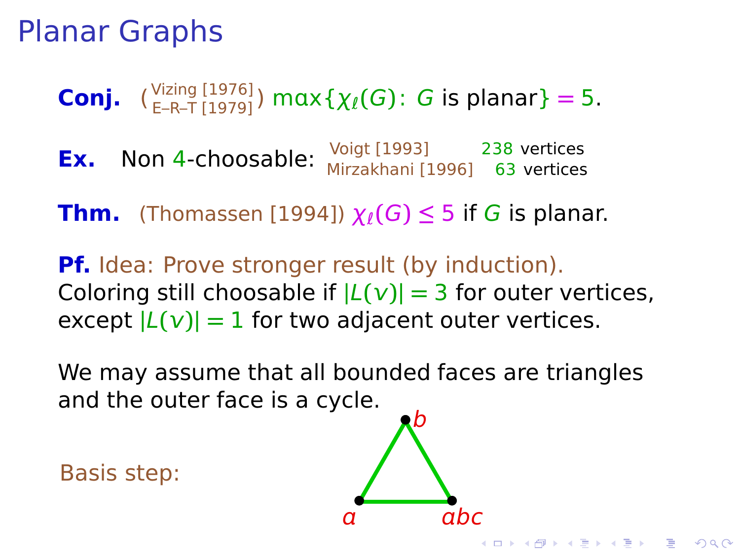# Planar Graphs

**Conj.** (Vizing [1976] / E–R–T [1979]) $\max\{\chi_\ell(G)\colon G \text{ is planar}\} = 5$.

**Ex.** Non 4-choosable: Voigt [1993] 238 vertices; Mirzakhani [1996] 63 vertices

**Thm.** (Thomassen [1994]) $\chi_\ell(G) \le 5$ if $G$ is planar.

**Pf.** Idea: Prove stronger result (by induction).
Coloring still choosable if $|L(v)| = 3$ for outer vertices, except $|L(v)| = 1$ for two adjacent outer vertices.

We may assume that all bounded faces are triangles and the outer face is a cycle.

Basis step:

$b$

$a$ $abc$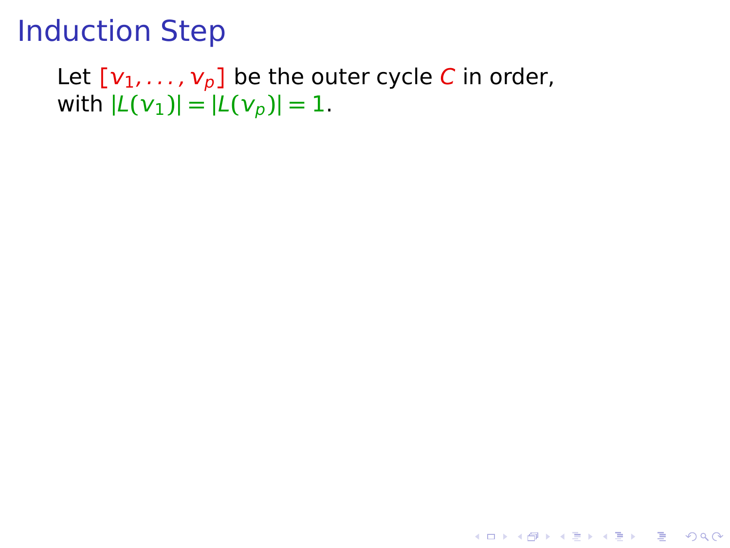# Induction Step

Let $[v_1, \ldots, v_p]$ be the outer cycle $C$ in order, with $|L(v_1)| = |L(v_p)| = 1$.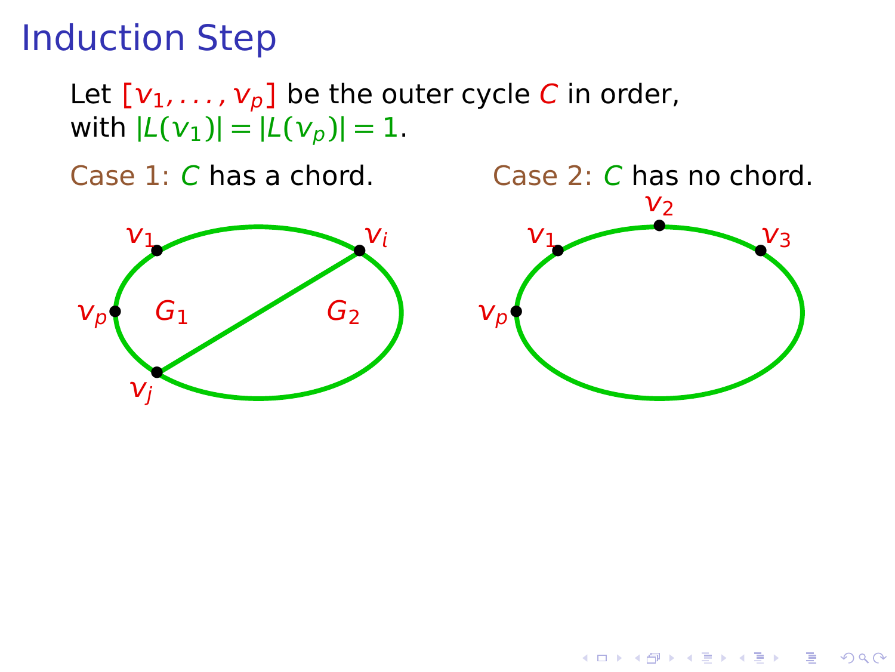# Induction Step

Let $[v_1, \ldots, v_p]$ be the outer cycle $C$ in order, with $|L(v_1)| = |L(v_p)| = 1$.

Case 1: $C$ has a chord.

Case 2: $C$ has no chord.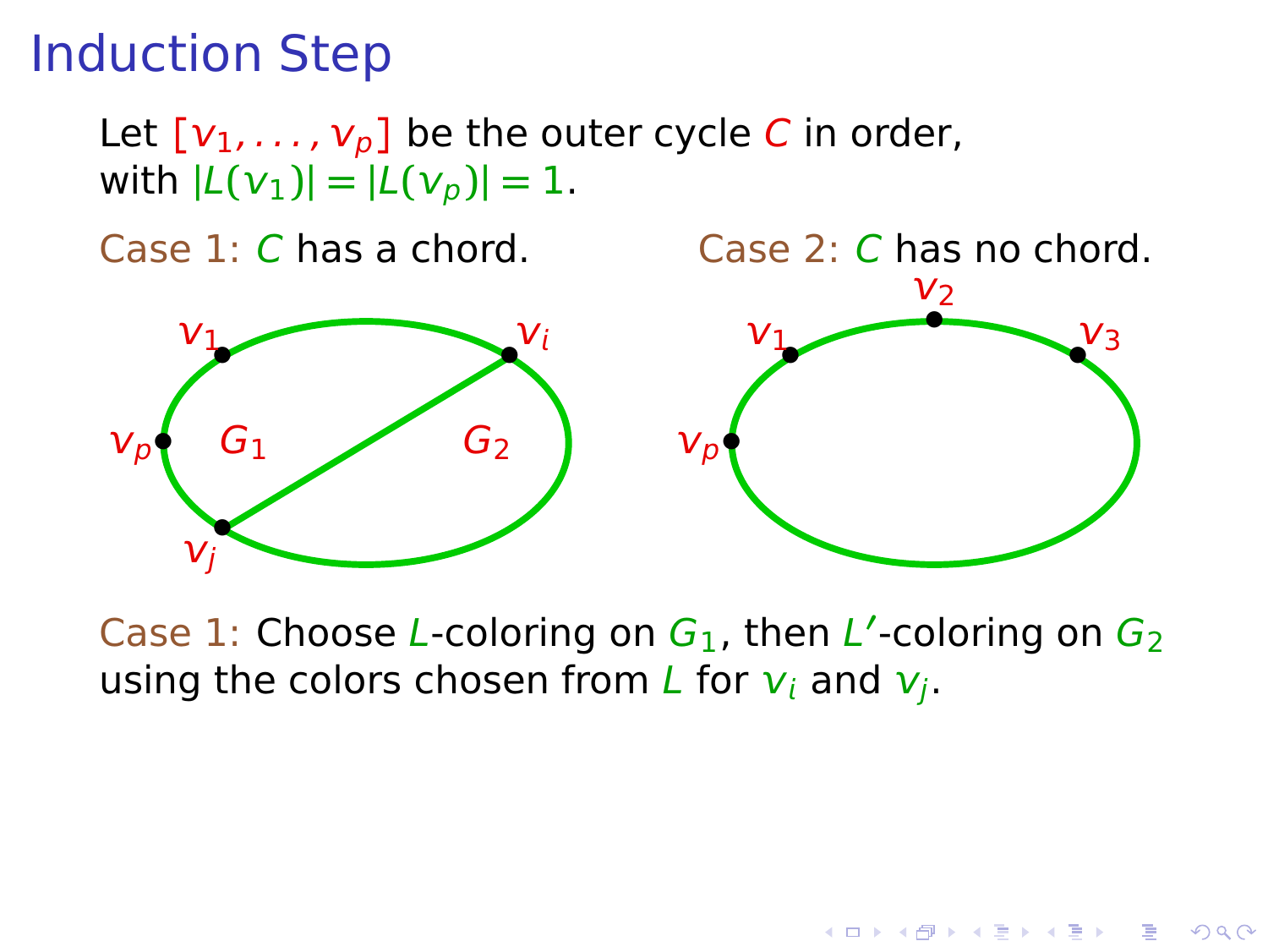# Induction Step

Let $[v_1, \ldots, v_p]$ be the outer cycle $C$ in order, with $|L(v_1)| = |L(v_p)| = 1$.

Case 1: $C$ has a chord.

Case 2: $C$ has no chord.

Case 1: Choose $L$-coloring on $G_1$, then $L'$-coloring on $G_2$ using the colors chosen from $L$ for $v_i$ and $v_j$.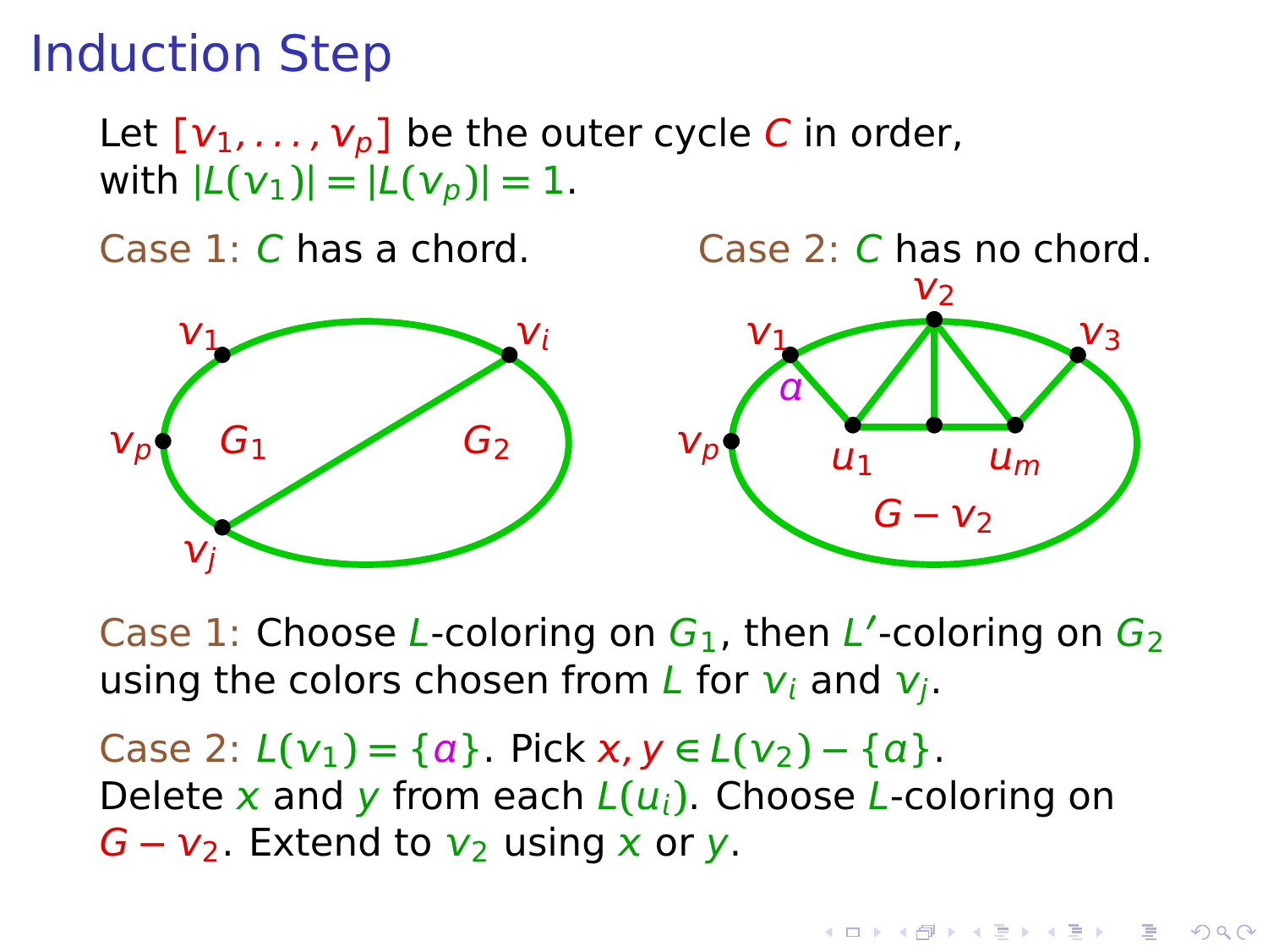# Induction Step

Let $[v_1, \ldots, v_p]$ be the outer cycle $C$ in order, with $|L(v_1)| = |L(v_p)| = 1$.

Case 1: $C$ has a chord.

Case 2: $C$ has no chord.

Case 1: Choose $L$-coloring on $G_1$, then $L'$-coloring on $G_2$ using the colors chosen from $L$ for $v_i$ and $v_j$.

Case 2: $L(v_1) = \{a\}$. Pick $x, y \in L(v_2) - \{a\}$. Delete $x$ and $y$ from each $L(u_i)$. Choose $L$-coloring on $G - v_2$. Extend to $v_2$ using $x$ or $y$.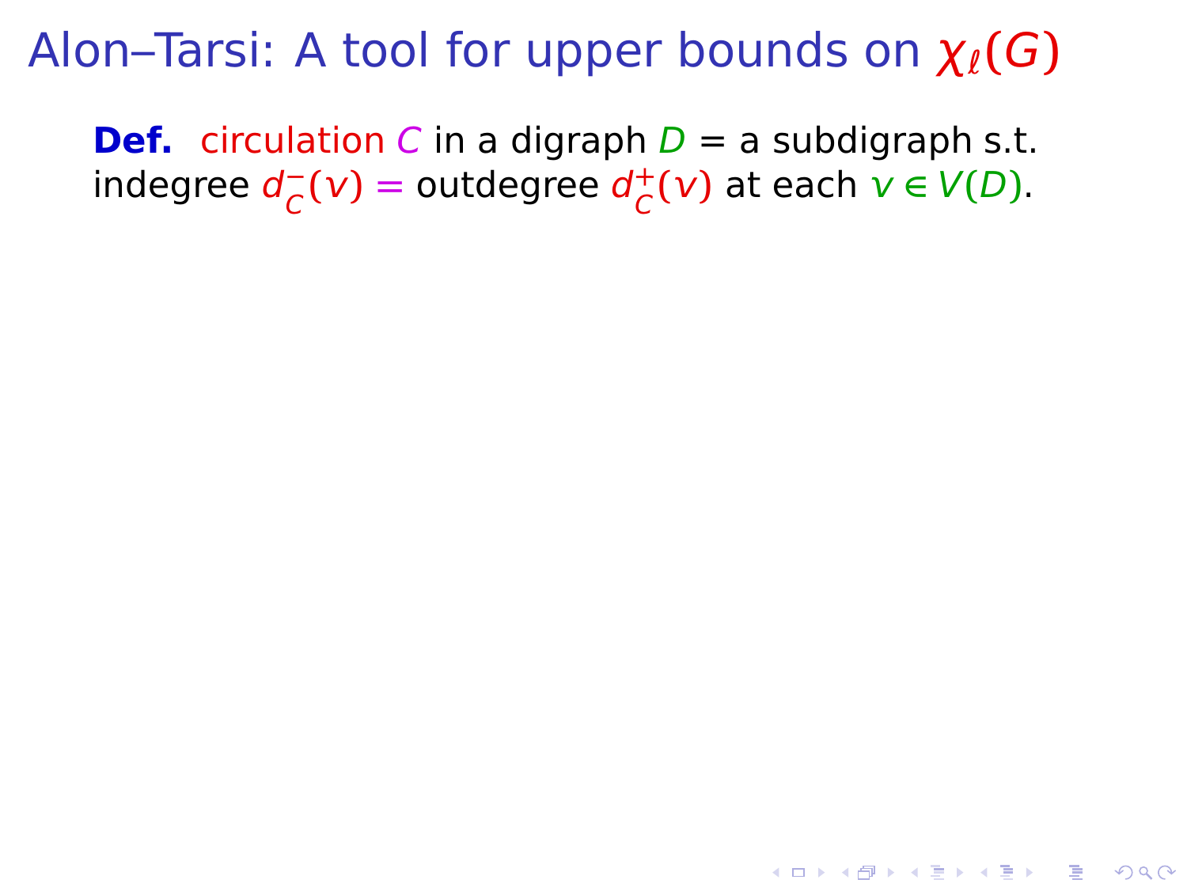# Alon–Tarsi: A tool for upper bounds on $\chi_\ell(G)$

**Def.** circulation $C$ in a digraph $D$ = a subdigraph s.t. indegree $d_C^-(v) = $ outdegree $d_C^+(v)$ at each $v \in V(D)$.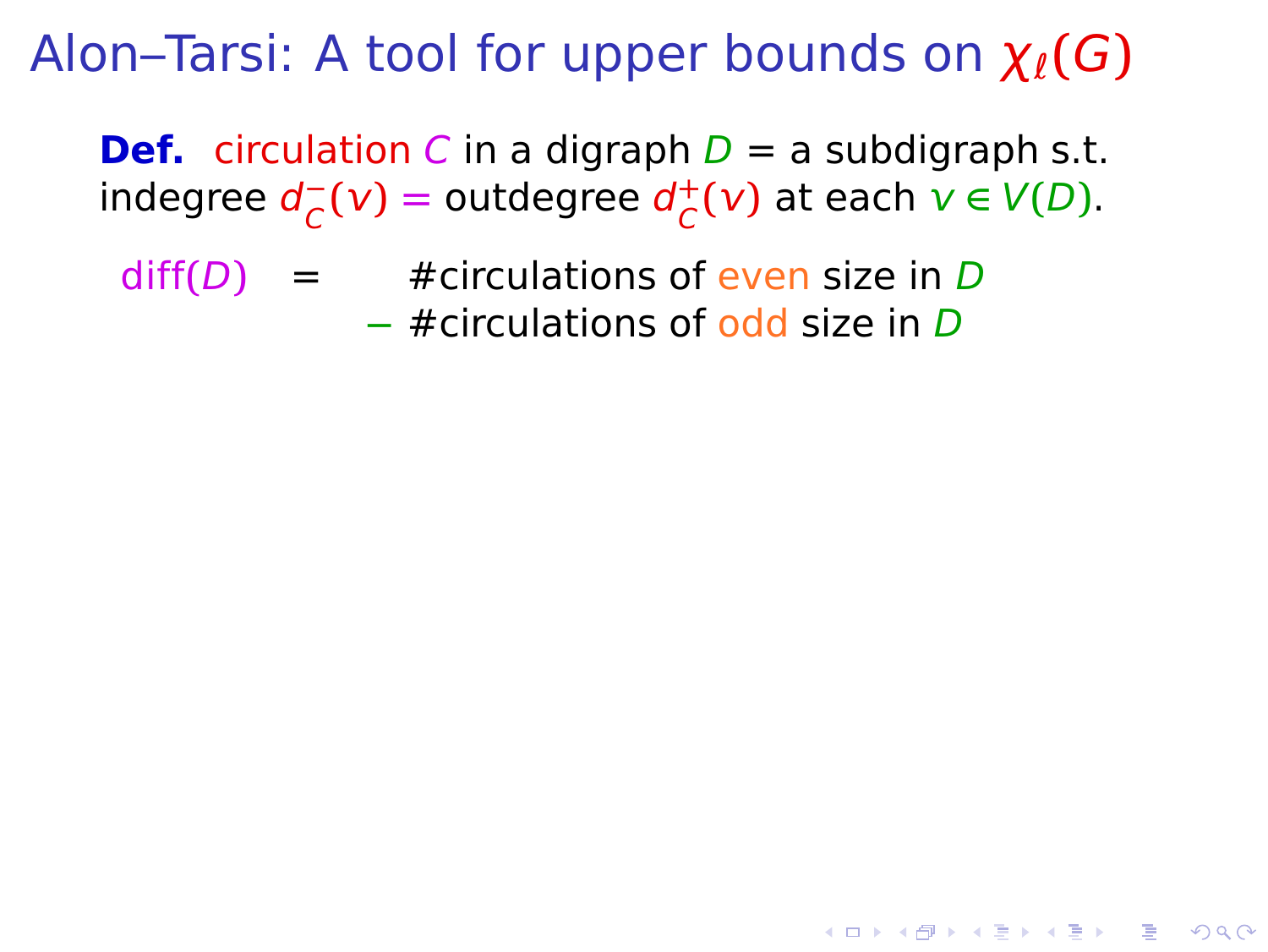# Alon–Tarsi: A tool for upper bounds on $\chi_\ell(G)$

**Def.** circulation $C$ in a digraph $D$ = a subdigraph s.t. indegree $d_C^-(v) = $ outdegree $d_C^+(v)$ at each $v \in V(D)$.

$$\text{diff}(D) \quad = \quad \#\text{circulations of even size in } D$$
$$- \; \#\text{circulations of odd size in } D$$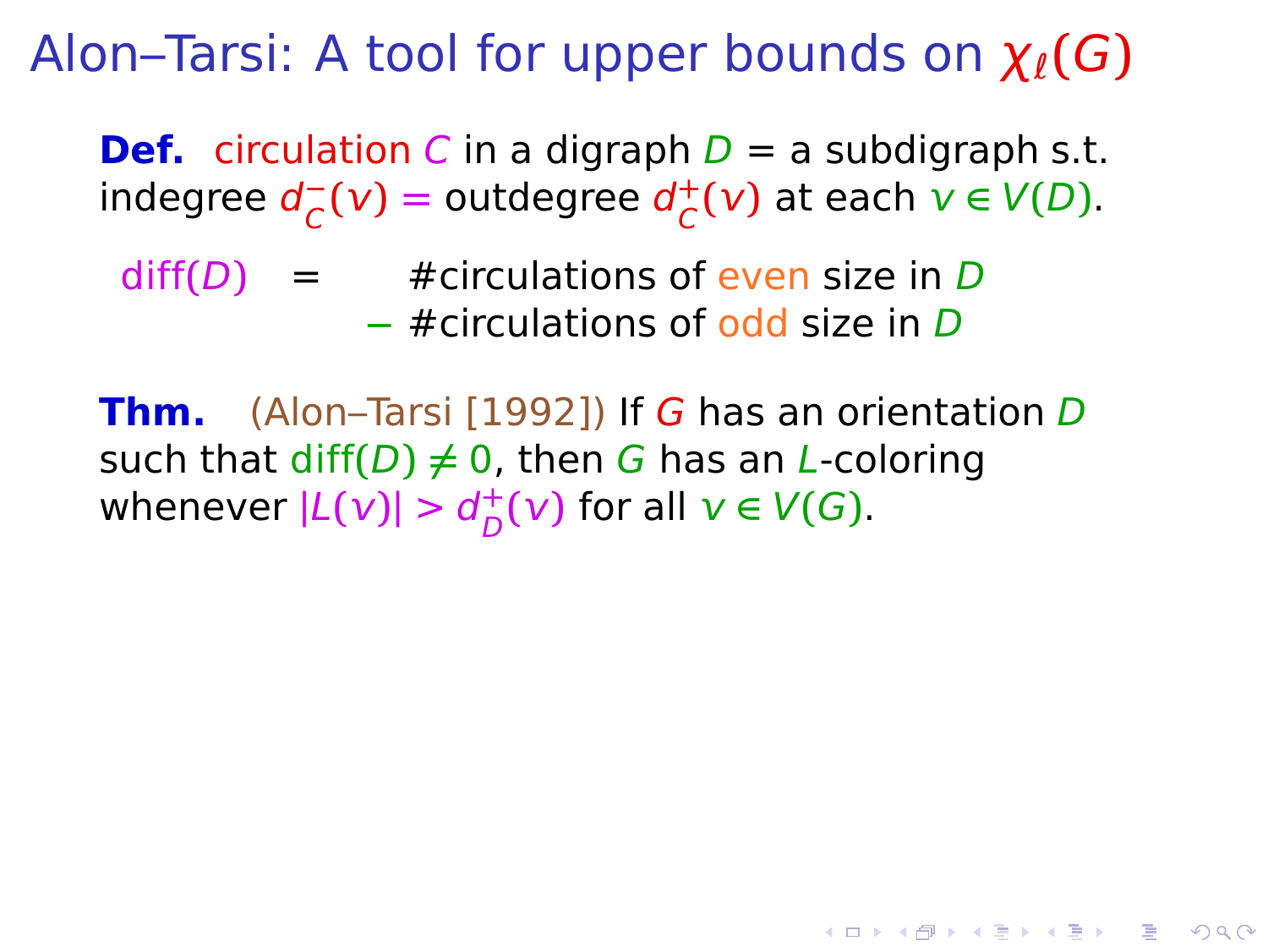# Alon–Tarsi: A tool for upper bounds on $\chi_\ell(G)$

**Def.** circulation $C$ in a digraph $D$ = a subdigraph s.t. indegree $d^-_C(v) =$ outdegree $d^+_C(v)$ at each $v \in V(D)$.

$$\text{diff}(D) \quad = \quad \#\text{circulations of even size in } D - \#\text{circulations of odd size in } D$$

**Thm.** (Alon–Tarsi [1992]) If $G$ has an orientation $D$ such that $\text{diff}(D) \neq 0$, then $G$ has an $L$-coloring whenever $|L(v)| > d^+_D(v)$ for all $v \in V(G)$.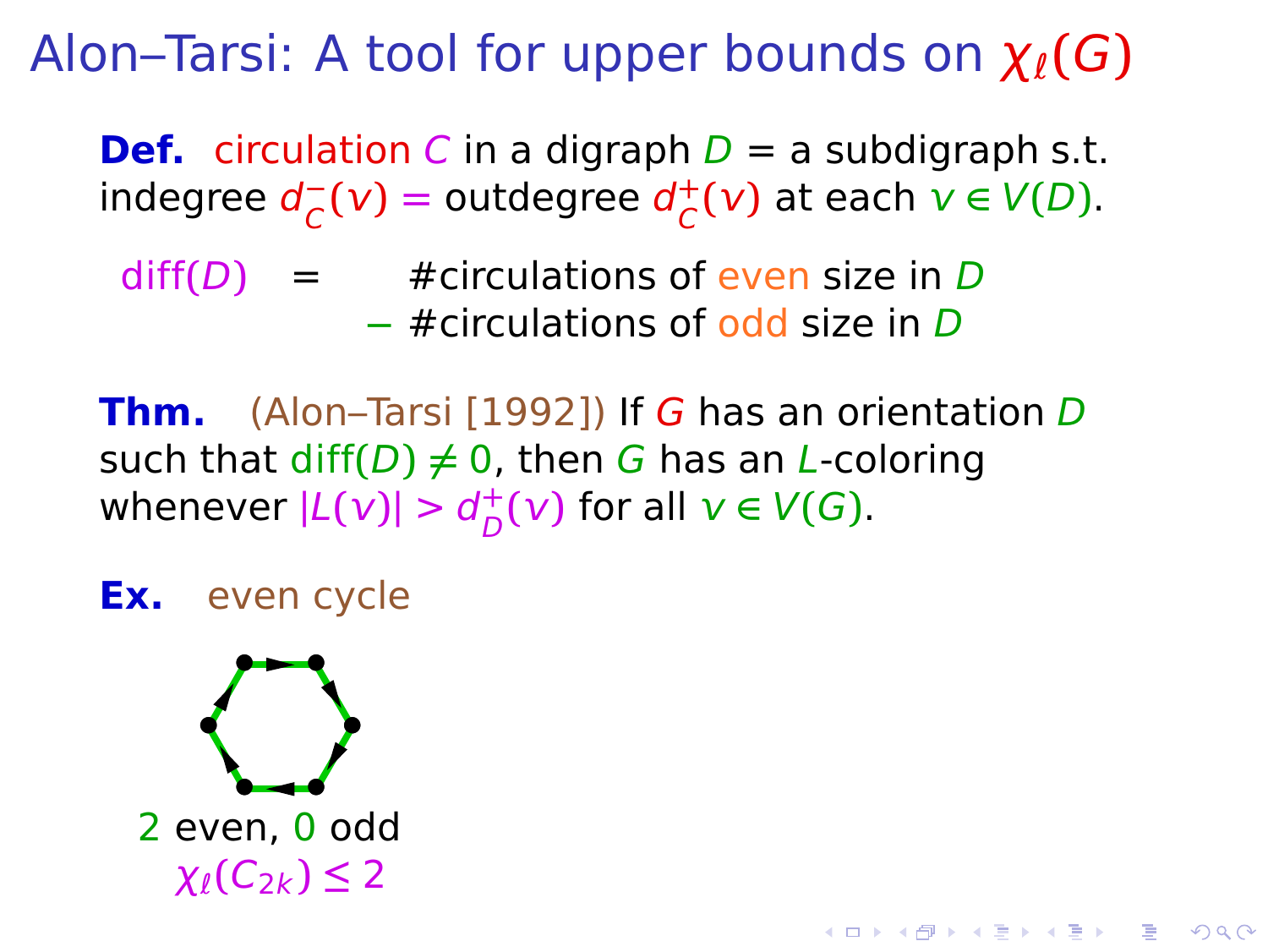# Alon–Tarsi: A tool for upper bounds on $\chi_\ell(G)$

**Def.** circulation $C$ in a digraph $D$ = a subdigraph s.t. indegree $d_C^-(v) = $ outdegree $d_C^+(v)$ at each $v \in V(D)$.

diff($D$) = #circulations of even size in $D$ − #circulations of odd size in $D$

**Thm.** (Alon–Tarsi [1992]) If $G$ has an orientation $D$ such that $\text{diff}(D) \neq 0$, then $G$ has an $L$-coloring whenever $|L(v)| > d_D^+(v)$ for all $v \in V(G)$.

**Ex.** even cycle

2 even, 0 odd

$\chi_\ell(C_{2k}) \leq 2$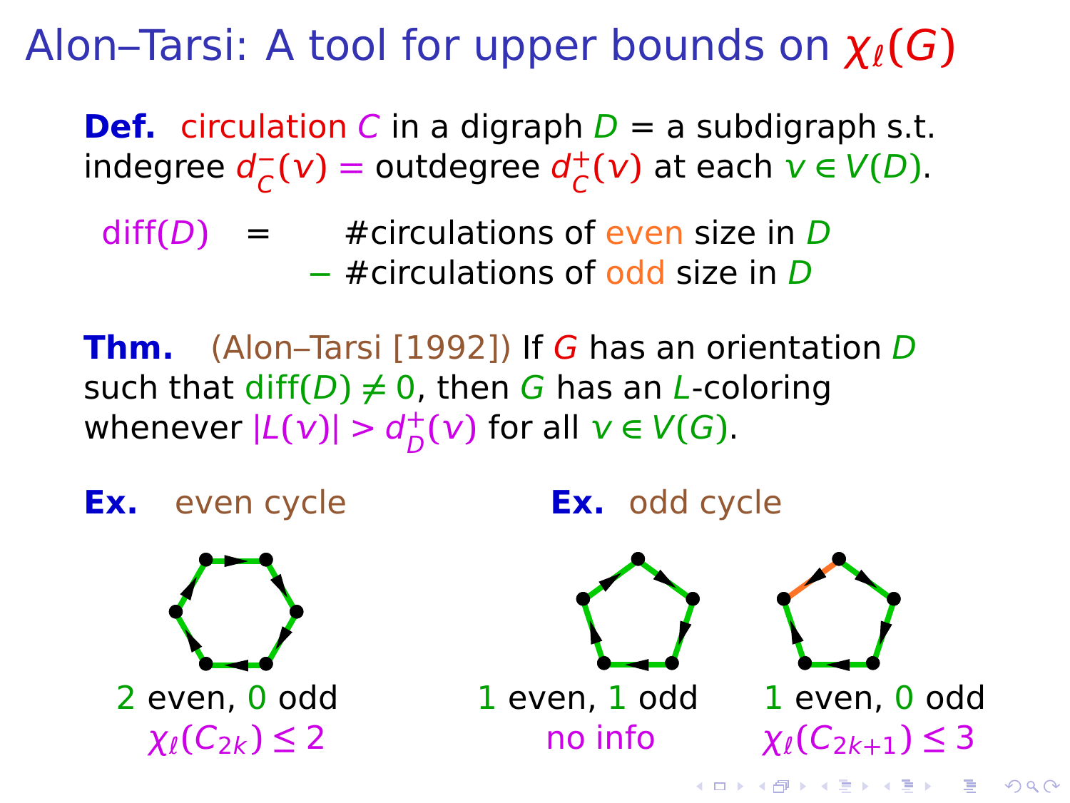# Alon–Tarsi: A tool for upper bounds on $\chi_\ell(G)$

**Def.** circulation $C$ in a digraph $D$ = a subdigraph s.t. indegree $d^-_C(v)$ = outdegree $d^+_C(v)$ at each $v \in V(D)$.

diff($D$) = #circulations of even size in $D$ − #circulations of odd size in $D$

**Thm.** (Alon–Tarsi [1992]) If $G$ has an orientation $D$ such that $\text{diff}(D) \neq 0$, then $G$ has an $L$-coloring whenever $|L(v)| > d^+_D(v)$ for all $v \in V(G)$.

**Ex.** even cycle

2 even, 0 odd
$\chi_\ell(C_{2k}) \leq 2$

**Ex.** odd cycle

1 even, 1 odd
no info

1 even, 0 odd
$\chi_\ell(C_{2k+1}) \leq 3$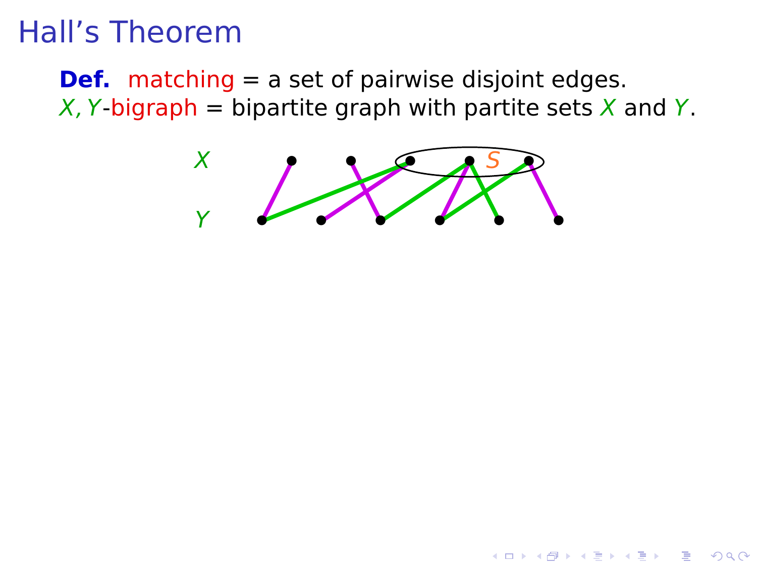# Hall's Theorem

**Def.** matching = a set of pairwise disjoint edges.
$X, Y$-bigraph = bipartite graph with partite sets $X$ and $Y$.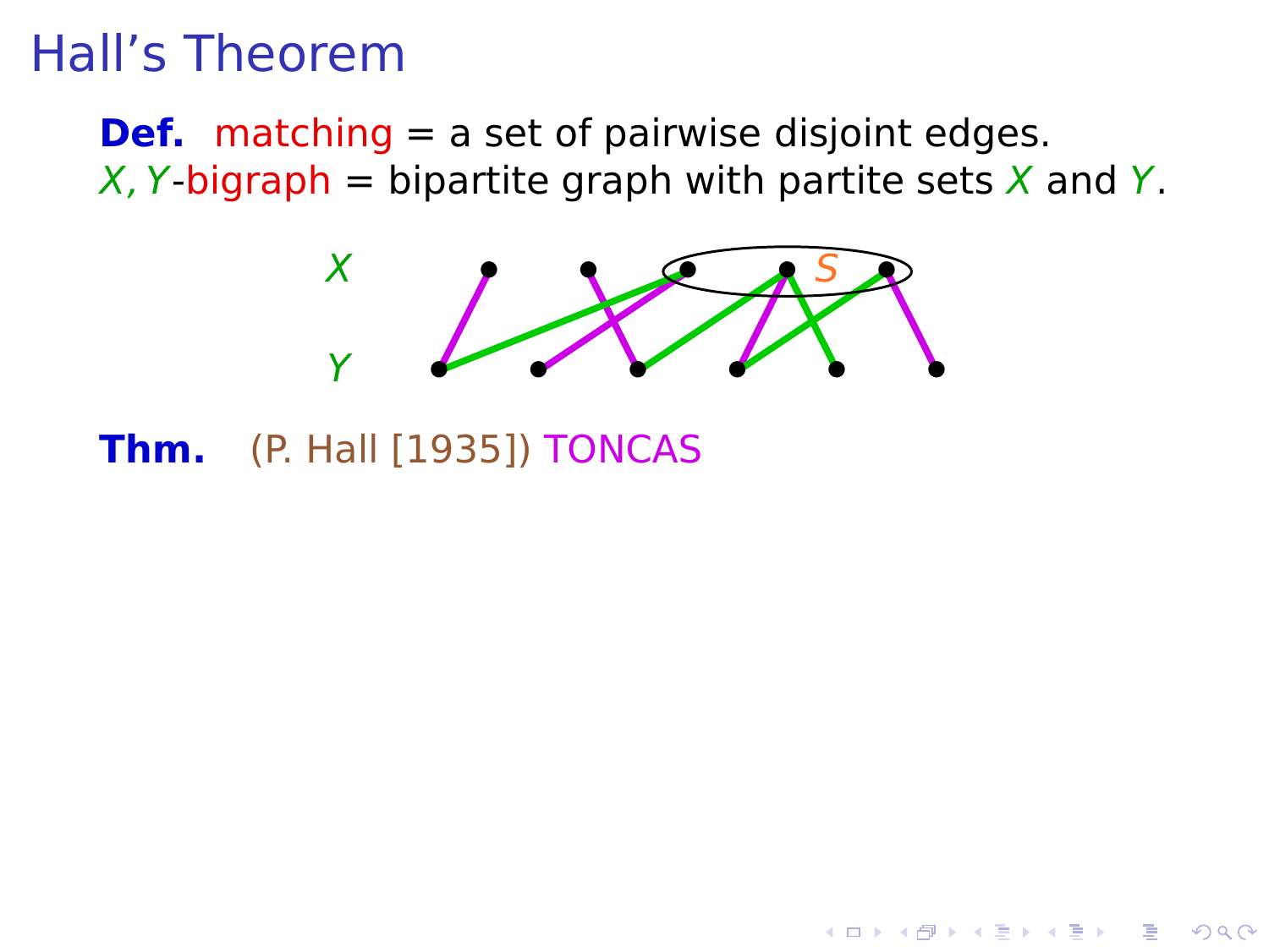# Hall's Theorem

**Def.** matching = a set of pairwise disjoint edges.
$X, Y$-bigraph = bipartite graph with partite sets $X$ and $Y$.

**Thm.** (P. Hall [1935]) TONCAS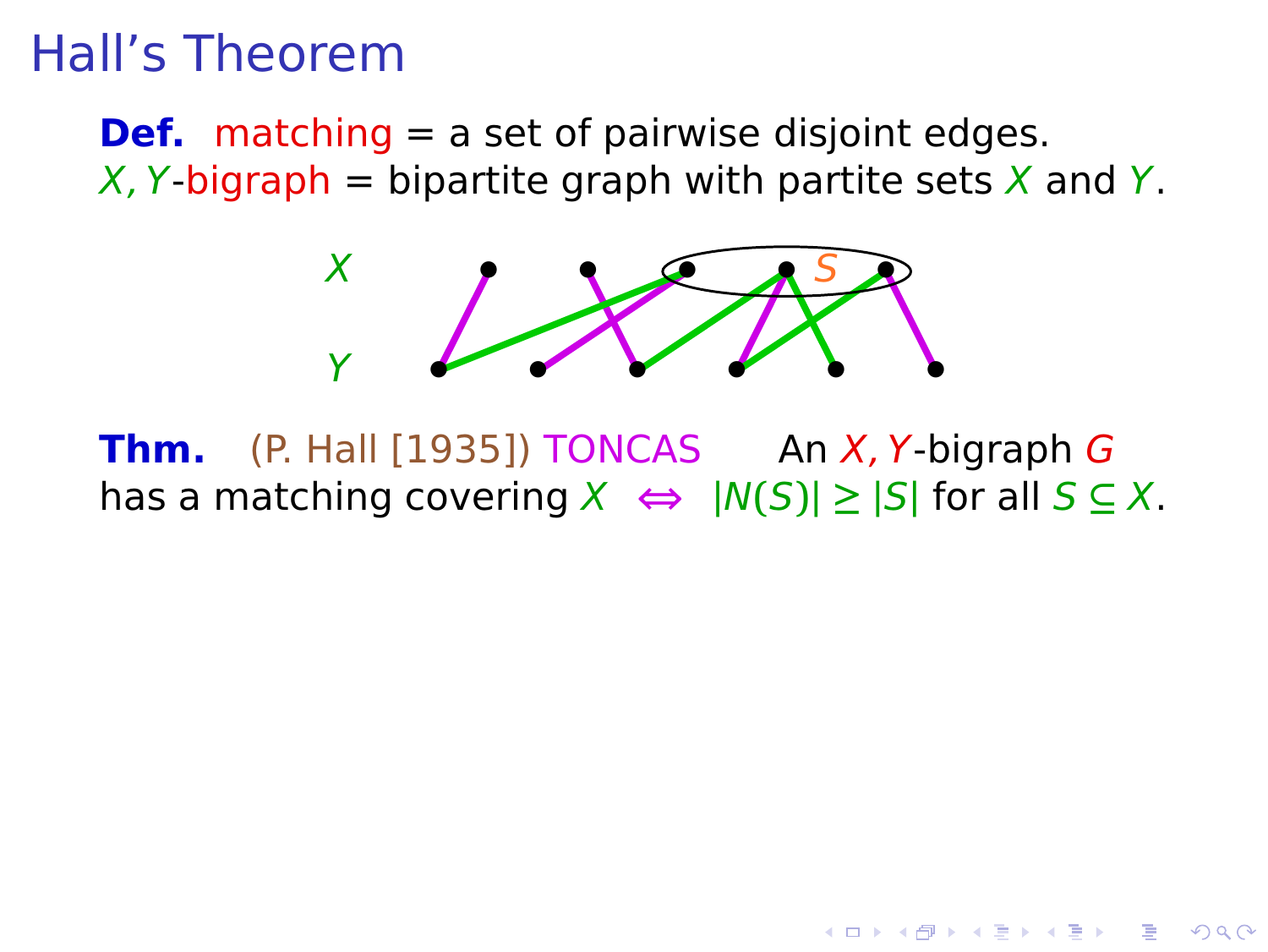# Hall's Theorem

**Def.** matching = a set of pairwise disjoint edges.
$X, Y$-bigraph = bipartite graph with partite sets $X$ and $Y$.

**Thm.** (P. Hall [1935]) TONCAS An $X, Y$-bigraph $G$ has a matching covering $X$ $\Leftrightarrow$ $|N(S)| \geq |S|$ for all $S \subseteq X$.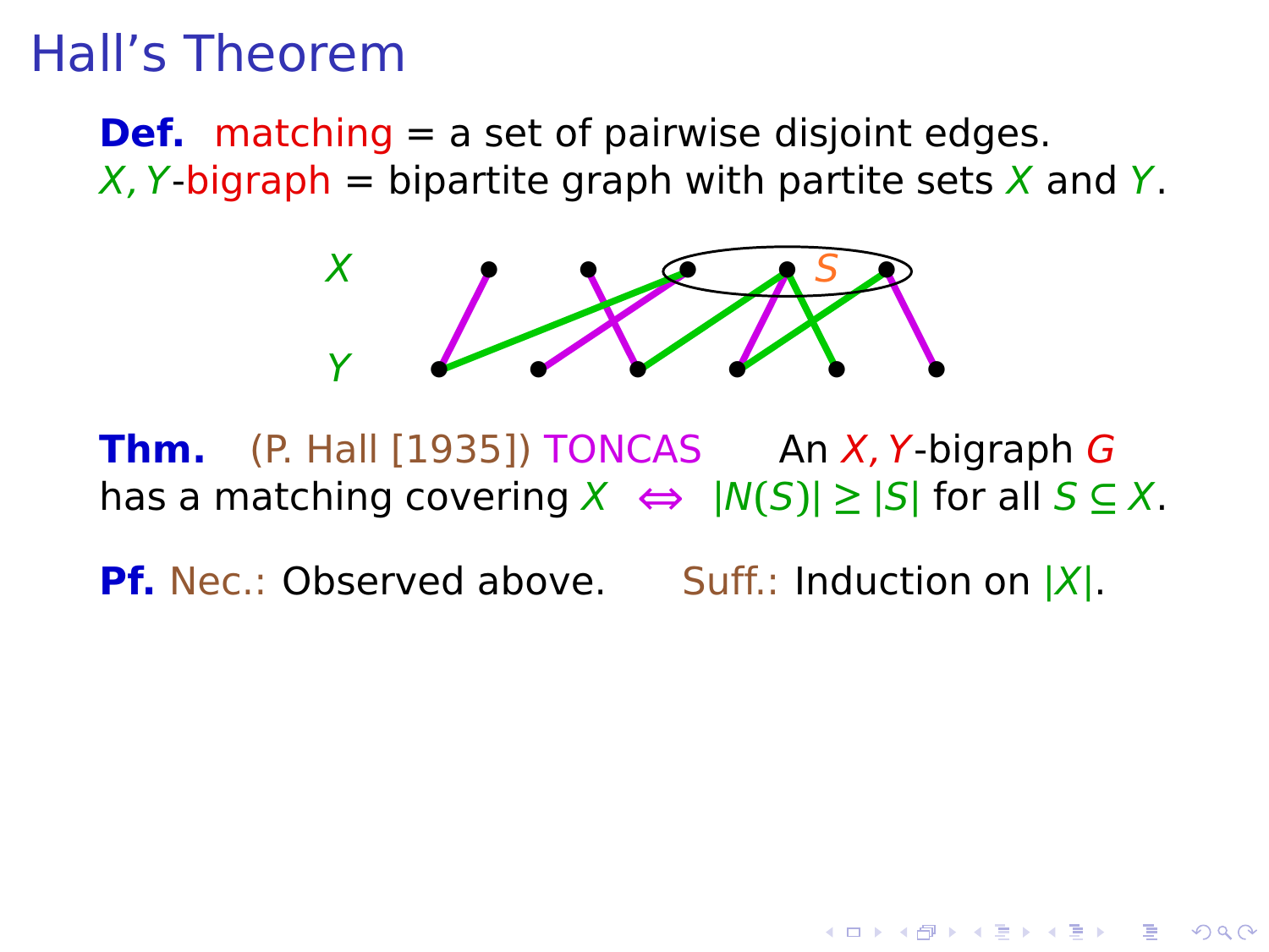# Hall's Theorem

**Def.** matching = a set of pairwise disjoint edges.
$X, Y$-bigraph = bipartite graph with partite sets $X$ and $Y$.

**Thm.** (P. Hall [1935]) TONCAS An $X, Y$-bigraph $G$ has a matching covering $X$ $\Leftrightarrow$ $|N(S)| \geq |S|$ for all $S \subseteq X$.

**Pf.** Nec.: Observed above. Suff.: Induction on $|X|$.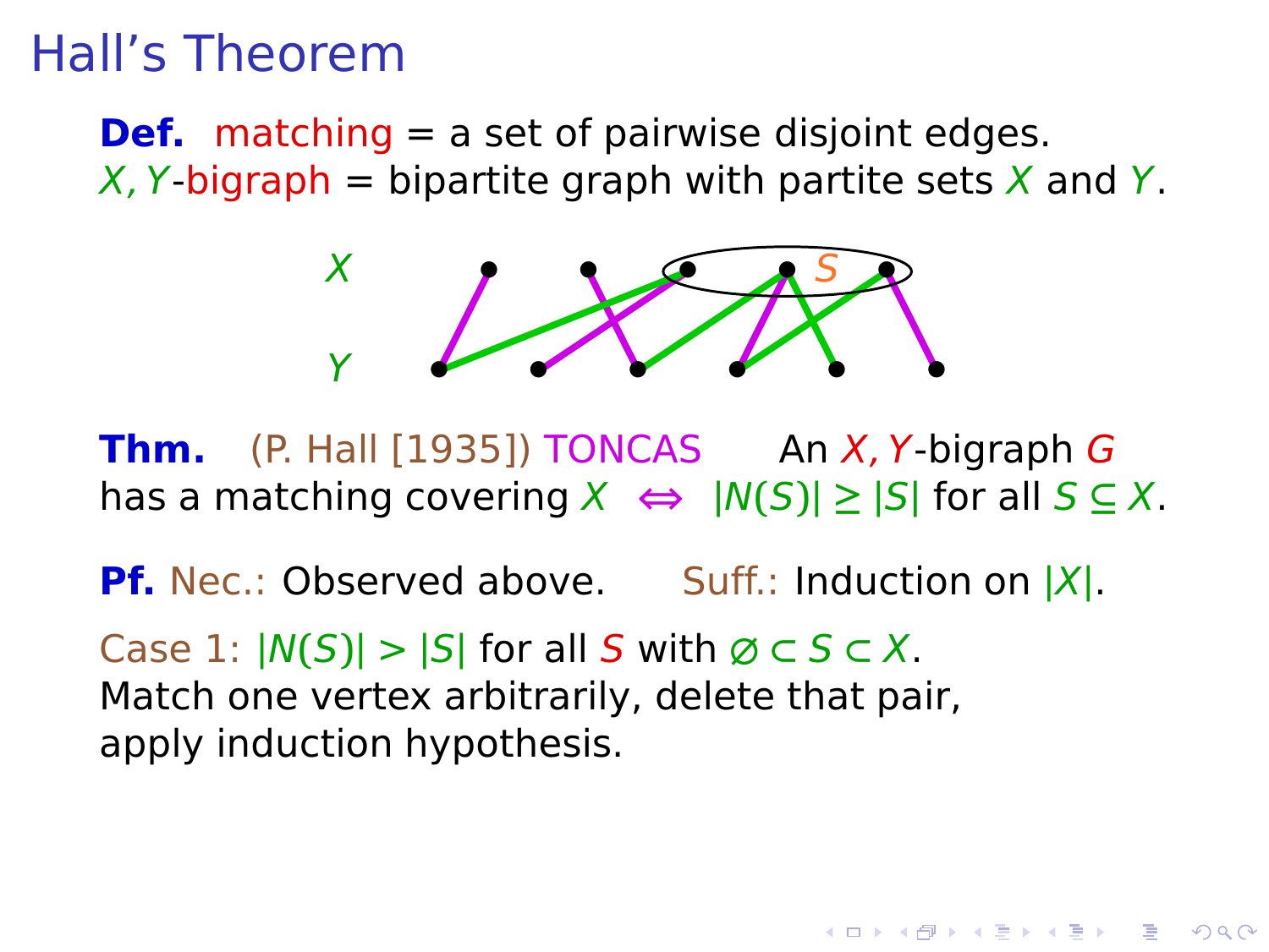# Hall's Theorem

**Def.** matching = a set of pairwise disjoint edges.
$X, Y$-bigraph = bipartite graph with partite sets $X$ and $Y$.

**Thm.** (P. Hall [1935]) TONCAS  An $X, Y$-bigraph $G$ has a matching covering $X$ $\Leftrightarrow$ $|N(S)| \geq |S|$ for all $S \subseteq X$.

**Pf.** Nec.: Observed above.  Suff.: Induction on $|X|$.

Case 1: $|N(S)| > |S|$ for all $S$ with $\varnothing \subset S \subset X$.
Match one vertex arbitrarily, delete that pair, apply induction hypothesis.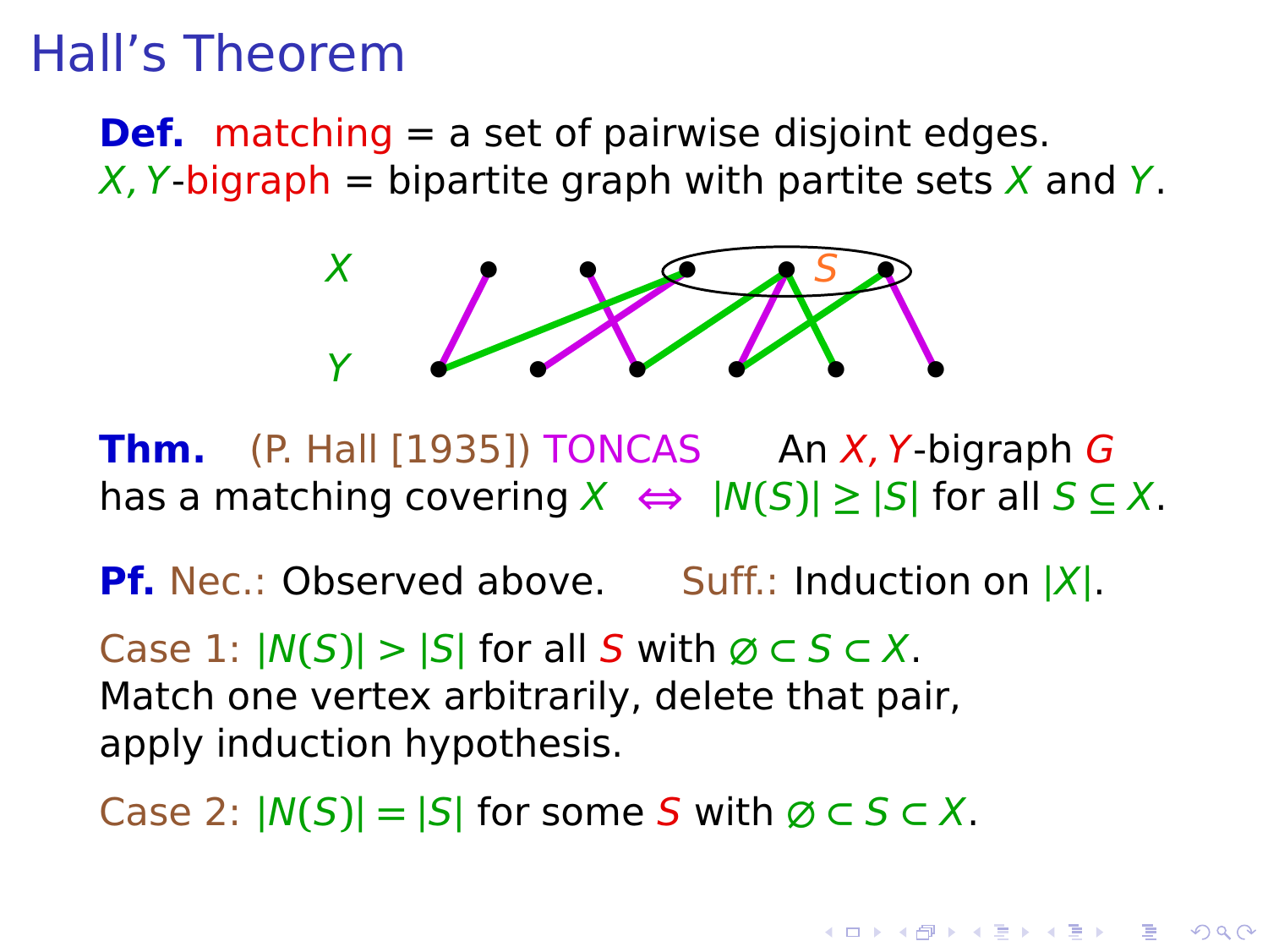# Hall's Theorem

**Def.** matching = a set of pairwise disjoint edges.
$X, Y$-bigraph = bipartite graph with partite sets $X$ and $Y$.

**Thm.** (P. Hall [1935]) TONCAS An $X, Y$-bigraph $G$ has a matching covering $X$ $\Leftrightarrow$ $|N(S)| \geq |S|$ for all $S \subseteq X$.

**Pf.** Nec.: Observed above. Suff.: Induction on $|X|$.

Case 1: $|N(S)| > |S|$ for all $S$ with $\varnothing \subset S \subset X$.
Match one vertex arbitrarily, delete that pair, apply induction hypothesis.

Case 2: $|N(S)| = |S|$ for some $S$ with $\varnothing \subset S \subset X$.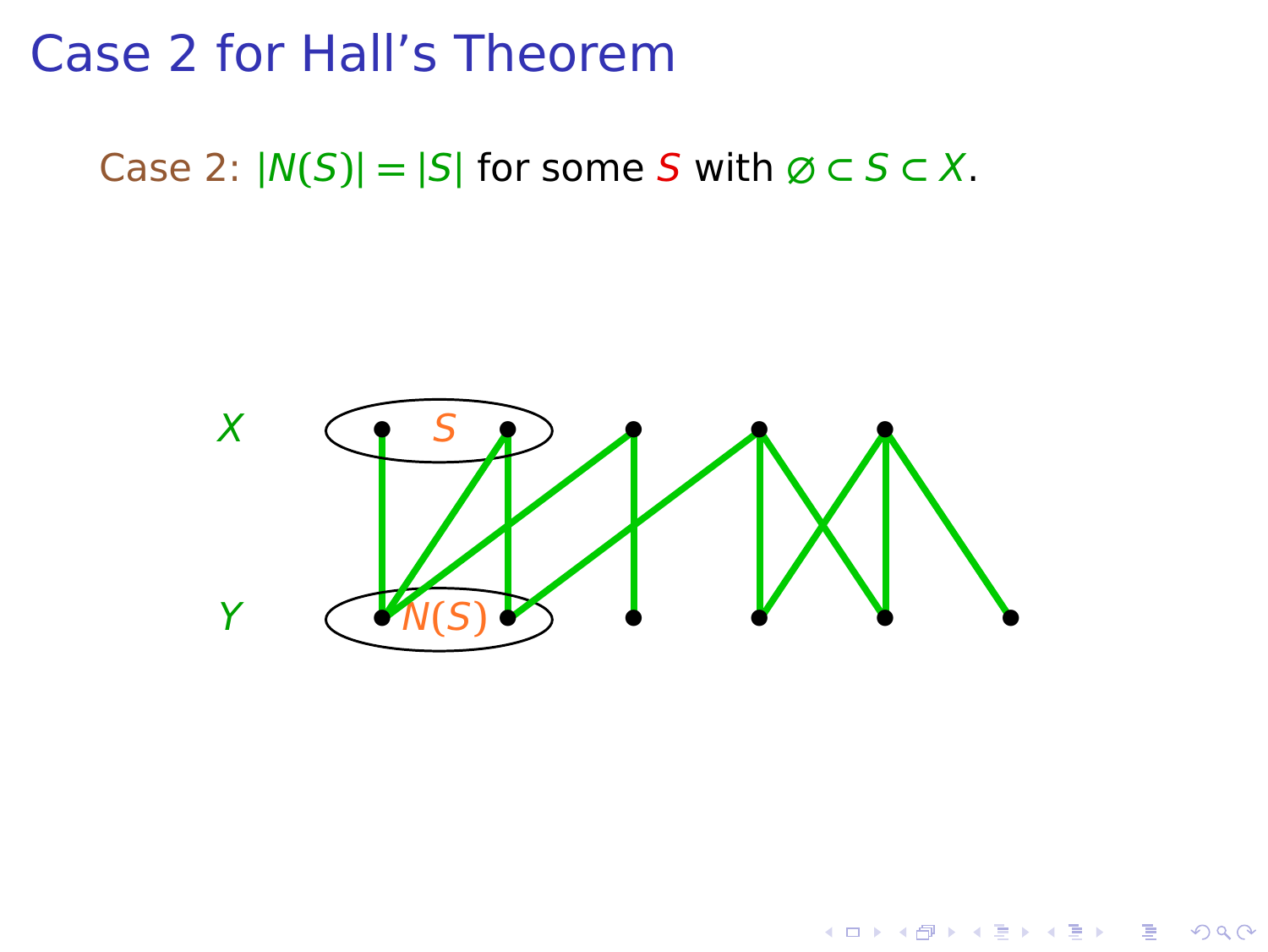# Case 2 for Hall's Theorem

Case 2: $|N(S)| = |S|$ for some $S$ with $\varnothing \subset S \subset X$.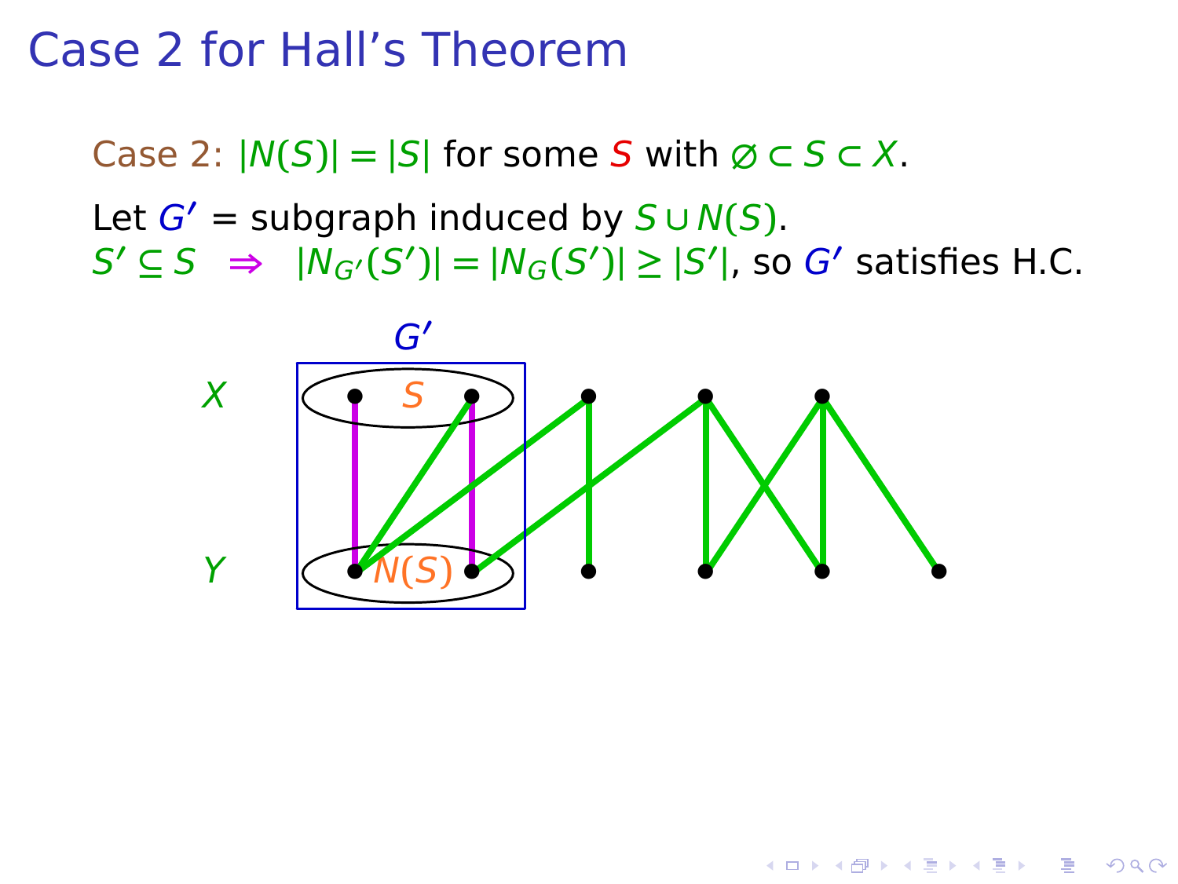# Case 2 for Hall's Theorem

Case 2: $|N(S)| = |S|$ for some $S$ with $\varnothing \subset S \subset X$.

Let $G'$ = subgraph induced by $S \cup N(S)$.
$S' \subseteq S \quad \Rightarrow \quad |N_{G'}(S')| = |N_G(S')| \geq |S'|$, so $G'$ satisfies H.C.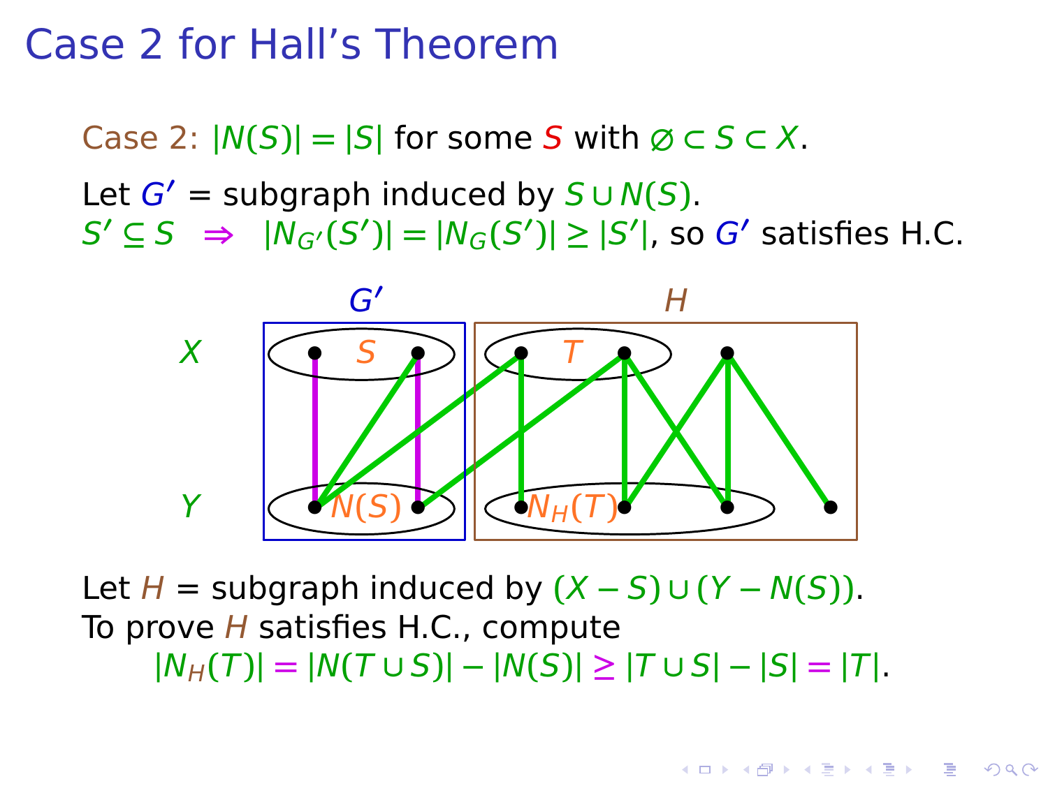# Case 2 for Hall's Theorem

Case 2: $|N(S)| = |S|$ for some $S$ with $\varnothing \subset S \subset X$.

Let $G'$ = subgraph induced by $S \cup N(S)$.
$S' \subseteq S \quad \Rightarrow \quad |N_{G'}(S')| = |N_G(S')| \geq |S'|$, so $G'$ satisfies H.C.

Let $H$ = subgraph induced by $(X - S) \cup (Y - N(S))$.
To prove $H$ satisfies H.C., compute

$$|N_H(T)| = |N(T \cup S)| - |N(S)| \geq |T \cup S| - |S| = |T|.$$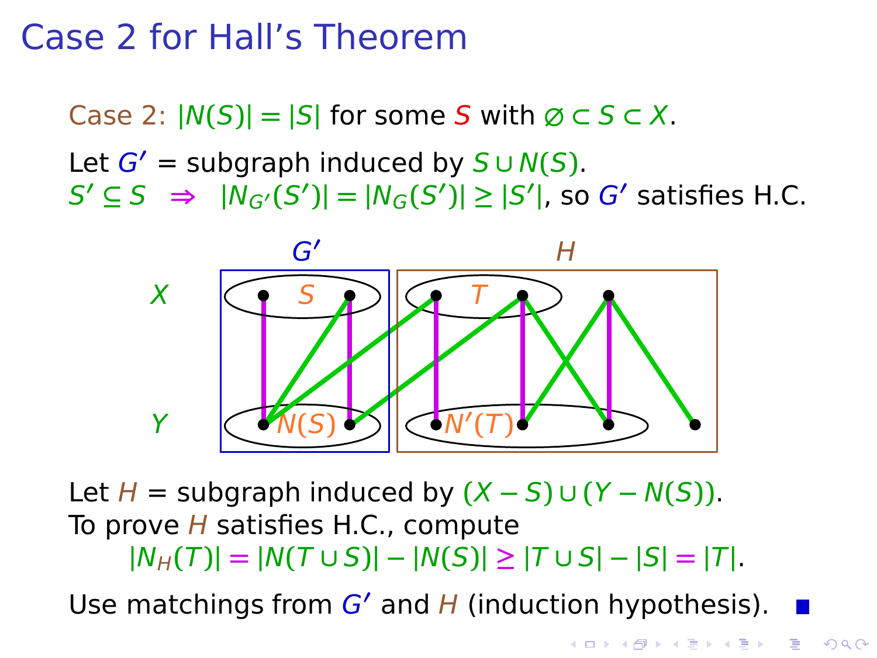# Case 2 for Hall's Theorem

Case 2: $|N(S)| = |S|$ for some $S$ with $\varnothing \subset S \subset X$.

Let $G'$ = subgraph induced by $S \cup N(S)$.
$S' \subseteq S \Rightarrow |N_{G'}(S')| = |N_G(S')| \geq |S'|$, so $G'$ satisfies H.C.

Let $H$ = subgraph induced by $(X - S) \cup (Y - N(S))$.
To prove $H$ satisfies H.C., compute

$$|N_H(T)| = |N(T \cup S)| - |N(S)| \geq |T \cup S| - |S| = |T|.$$

Use matchings from $G'$ and $H$ (induction hypothesis). ■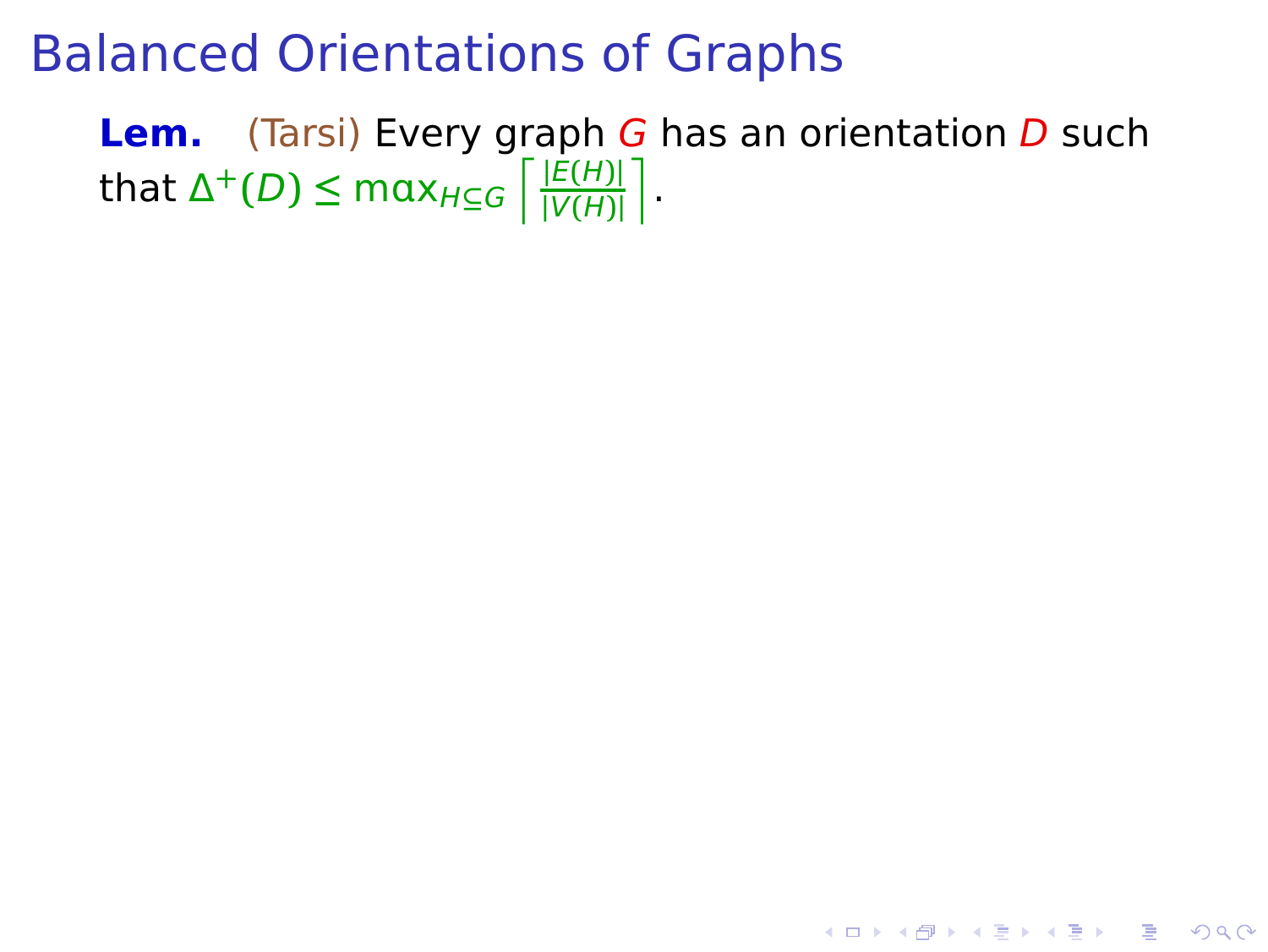# Balanced Orientations of Graphs

**Lem.** (Tarsi) Every graph $G$ has an orientation $D$ such that $\Delta^+(D) \le \max_{H \subseteq G} \left\lceil \frac{|E(H)|}{|V(H)|} \right\rceil$.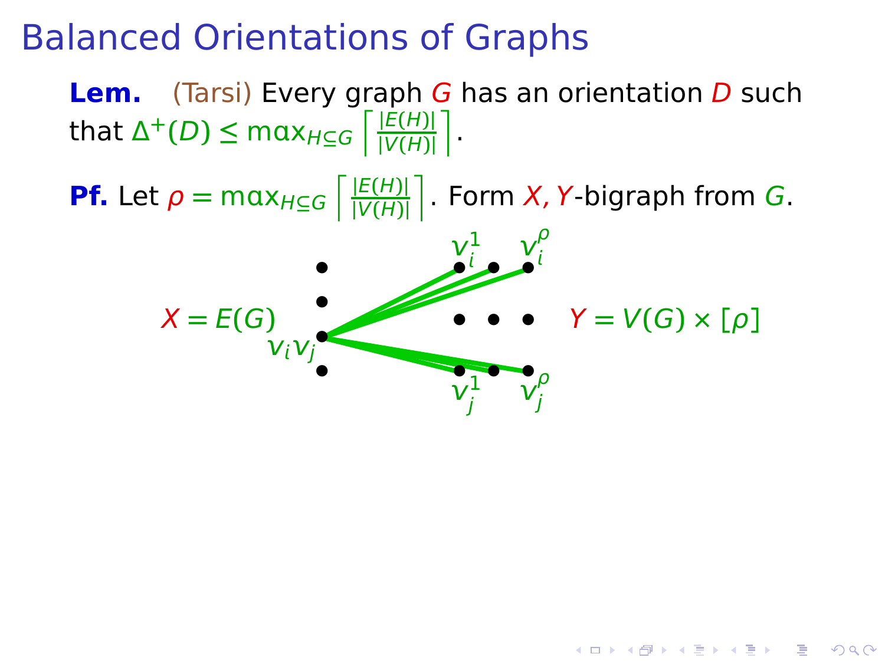# Balanced Orientations of Graphs

**Lem.** (Tarsi) Every graph $G$ has an orientation $D$ such that $\Delta^+(D) \leq \max_{H \subseteq G} \left\lceil \frac{|E(H)|}{|V(H)|} \right\rceil$.

**Pf.** Let $\rho = \max_{H \subseteq G} \left\lceil \frac{|E(H)|}{|V(H)|} \right\rceil$. Form $X, Y$-bigraph from $G$.

$X = E(G)$ $\quad v_i v_j \quad v_i^1 \quad v_i^\rho \quad v_j^1 \quad v_j^\rho \quad Y = V(G) \times [\rho]$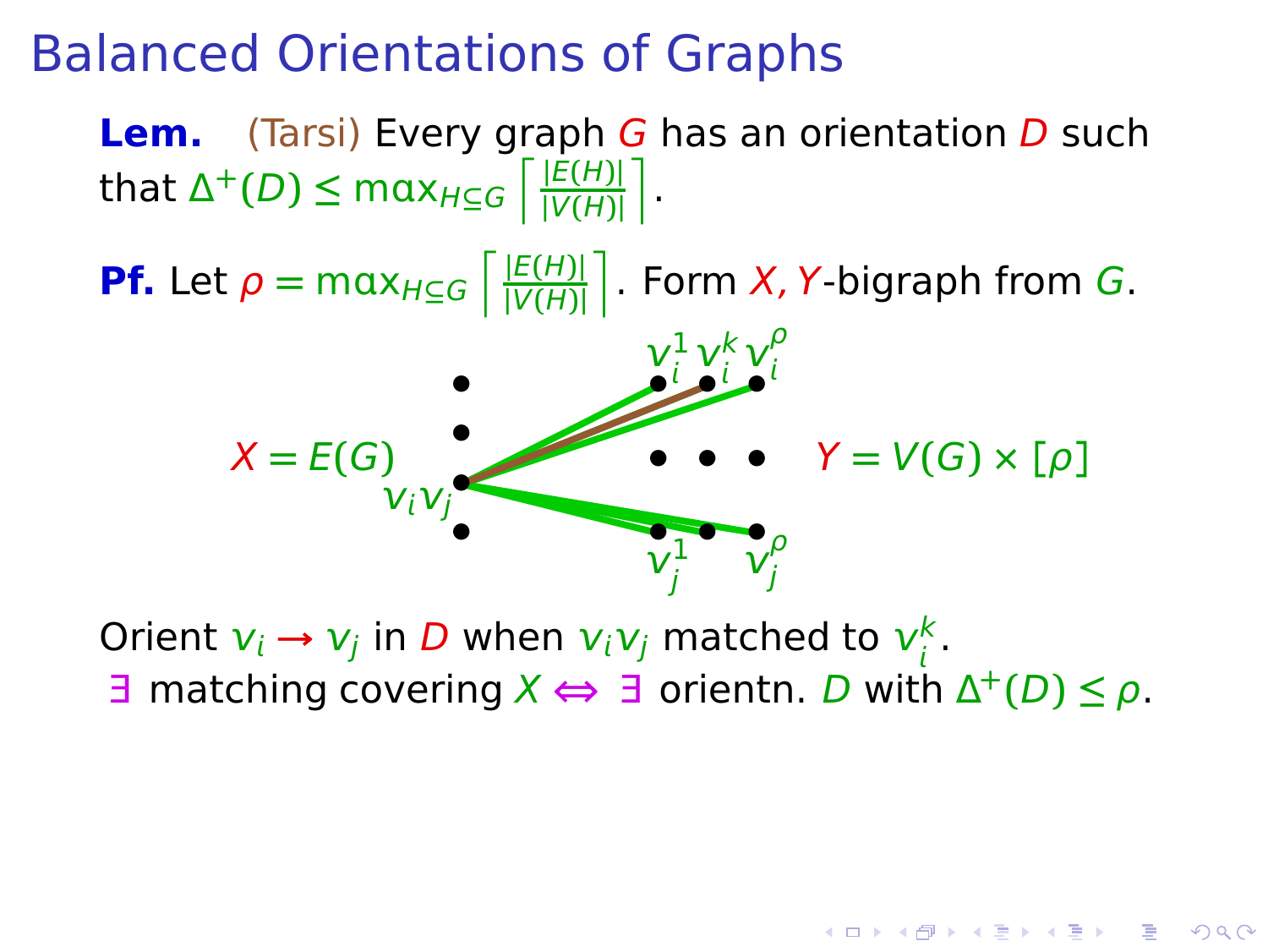# Balanced Orientations of Graphs

**Lem.** (Tarsi) Every graph $G$ has an orientation $D$ such that $\Delta^+(D) \le \max_{H \subseteq G} \left\lceil \frac{|E(H)|}{|V(H)|} \right\rceil$.

**Pf.** Let $\rho = \max_{H \subseteq G} \left\lceil \frac{|E(H)|}{|V(H)|} \right\rceil$. Form $X, Y$-bigraph from $G$.

$X = E(G)$ $\quad v_i v_j \quad v_i^1 \; v_i^k \; v_i^\rho \quad v_j^1 \; v_j^\rho \quad Y = V(G) \times [\rho]$

Orient $v_i \to v_j$ in $D$ when $v_i v_j$ matched to $v_i^k$.

$\exists$ matching covering $X \Leftrightarrow \exists$ orientn. $D$ with $\Delta^+(D) \le \rho$.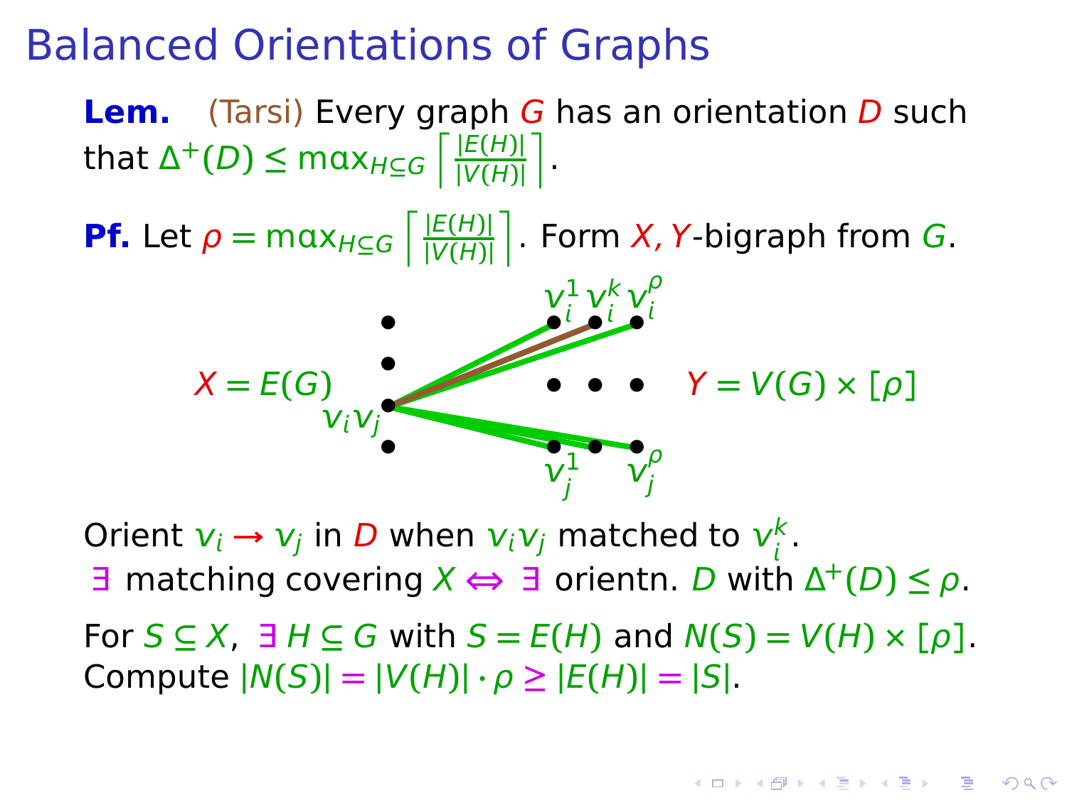# Balanced Orientations of Graphs

**Lem.** (Tarsi) Every graph $G$ has an orientation $D$ such that $\Delta^+(D) \le \max_{H \subseteq G} \left\lceil \frac{|E(H)|}{|V(H)|} \right\rceil$.

**Pf.** Let $\rho = \max_{H \subseteq G} \left\lceil \frac{|E(H)|}{|V(H)|} \right\rceil$. Form $X, Y$-bigraph from $G$.

$X = E(G)$ $\quad v_i v_j \quad$ $v_i^1 \; v_i^k \; v_i^\rho$ $\quad v_j^1 \; v_j^\rho$ $\quad Y = V(G) \times [\rho]$

Orient $v_i \to v_j$ in $D$ when $v_i v_j$ matched to $v_i^k$.
$\exists$ matching covering $X \Leftrightarrow \exists$ orientn. $D$ with $\Delta^+(D) \le \rho$.

For $S \subseteq X$, $\exists\, H \subseteq G$ with $S = E(H)$ and $N(S) = V(H) \times [\rho]$.
Compute $|N(S)| = |V(H)| \cdot \rho \ge |E(H)| = |S|$.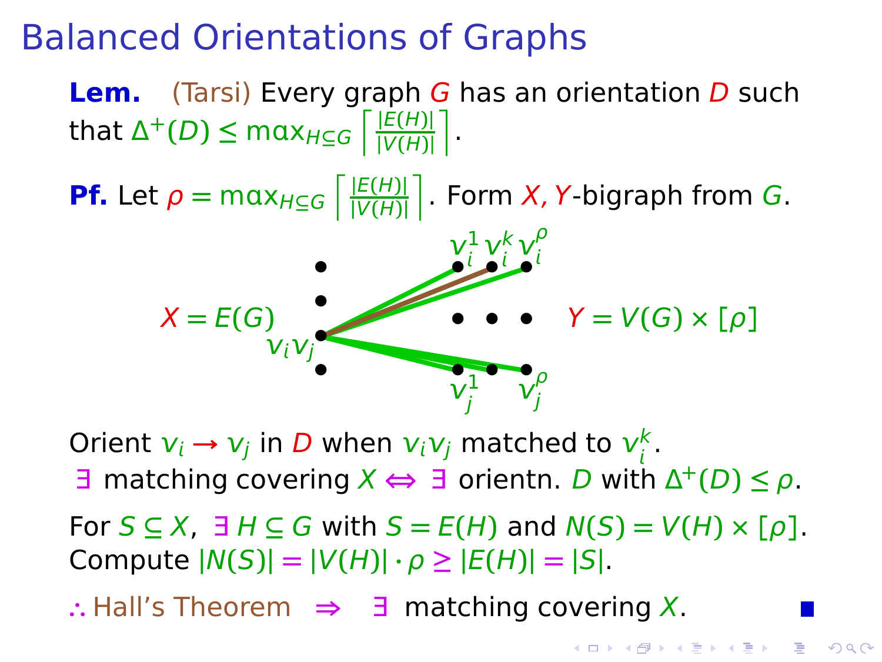# Balanced Orientations of Graphs

**Lem.** (Tarsi) Every graph $G$ has an orientation $D$ such that $\Delta^+(D) \le \max_{H\subseteq G} \left\lceil \frac{|E(H)|}{|V(H)|} \right\rceil$.

**Pf.** Let $\rho = \max_{H\subseteq G} \left\lceil \frac{|E(H)|}{|V(H)|} \right\rceil$. Form $X, Y$-bigraph from $G$.

$X = E(G)$ $\quad v_i v_j \quad$ $v_i^1 \; v_i^k \; v_i^\rho$ $\quad v_j^1 \; v_j^\rho$ $\quad Y = V(G) \times [\rho]$

Orient $v_i \to v_j$ in $D$ when $v_i v_j$ matched to $v_i^k$.
$\exists$ matching covering $X \Leftrightarrow \exists$ orientn. $D$ with $\Delta^+(D) \le \rho$.

For $S \subseteq X$, $\exists\, H \subseteq G$ with $S = E(H)$ and $N(S) = V(H) \times [\rho]$.
Compute $|N(S)| = |V(H)| \cdot \rho \ge |E(H)| = |S|$.

$\therefore$ Hall's Theorem $\Rightarrow$ $\exists$ matching covering $X$. ■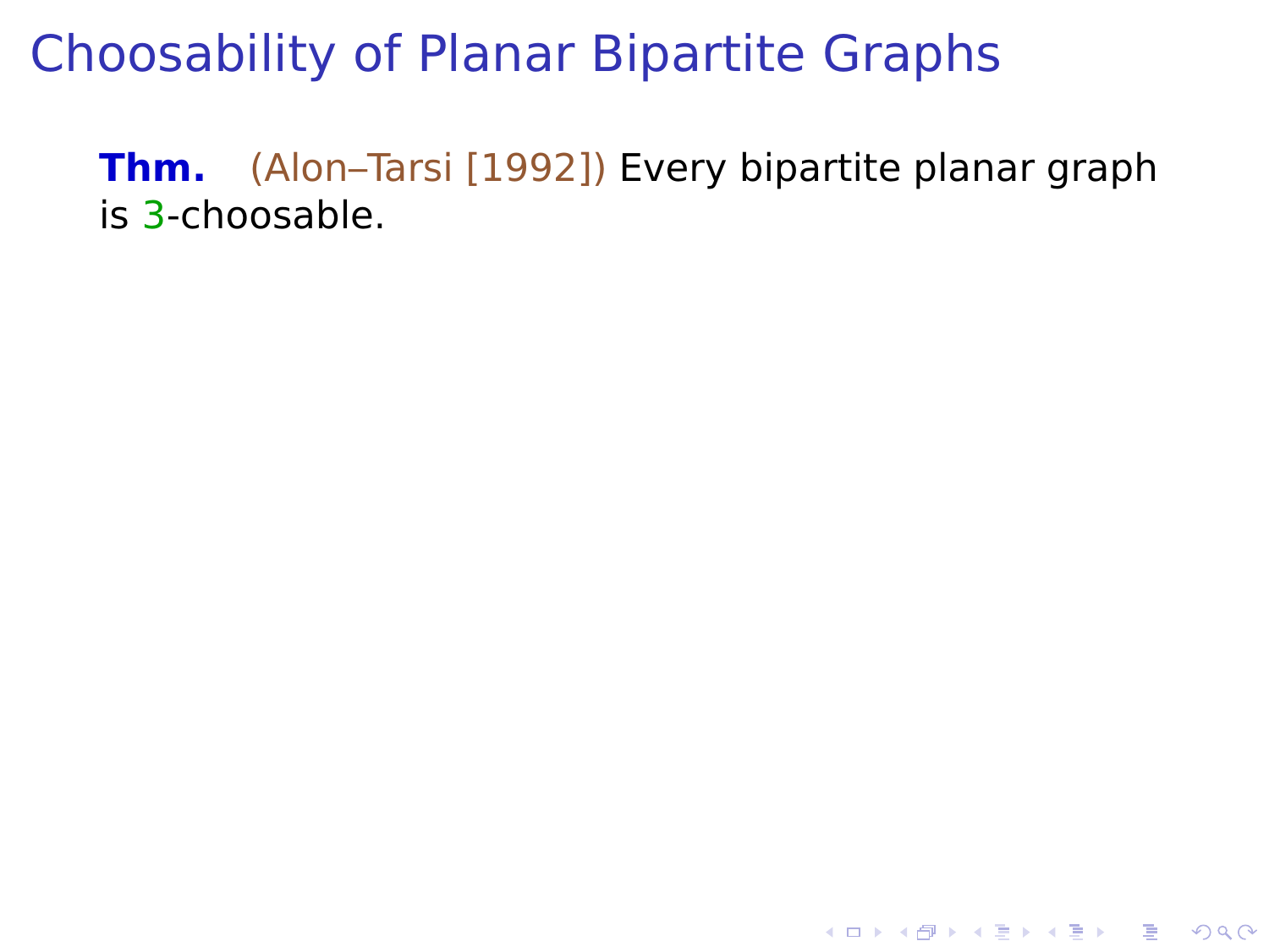# Choosability of Planar Bipartite Graphs

**Thm.** (Alon–Tarsi [1992]) Every bipartite planar graph is 3-choosable.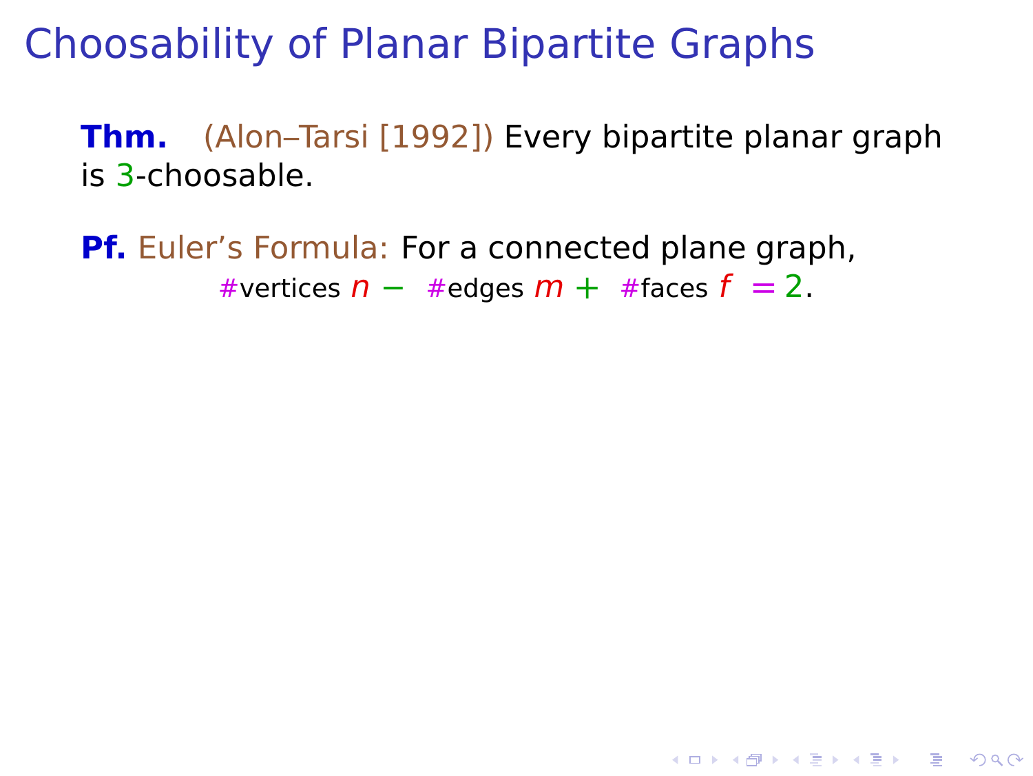# Choosability of Planar Bipartite Graphs

**Thm.** (Alon–Tarsi [1992]) Every bipartite planar graph is 3-choosable.

**Pf.** Euler's Formula: For a connected plane graph,

$$\#\text{vertices } n - \#\text{edges } m + \#\text{faces } f = 2.$$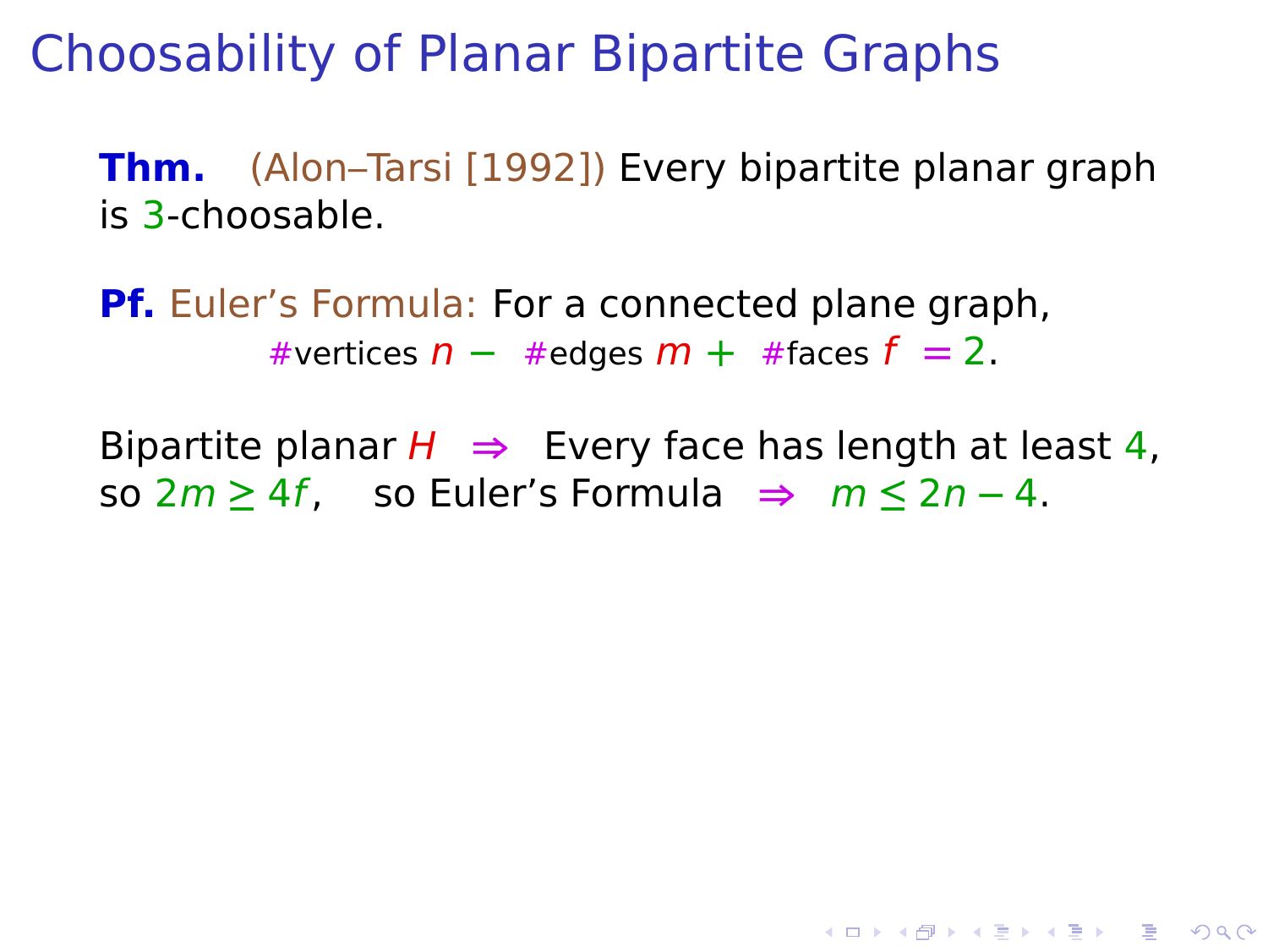# Choosability of Planar Bipartite Graphs

**Thm.** (Alon–Tarsi [1992]) Every bipartite planar graph is 3-choosable.

**Pf.** Euler's Formula: For a connected plane graph,

$$\#\text{vertices } n - \#\text{edges } m + \#\text{faces } f = 2.$$

Bipartite planar $H$ $\Rightarrow$ Every face has length at least 4, so $2m \geq 4f$, so Euler's Formula $\Rightarrow$ $m \leq 2n - 4$.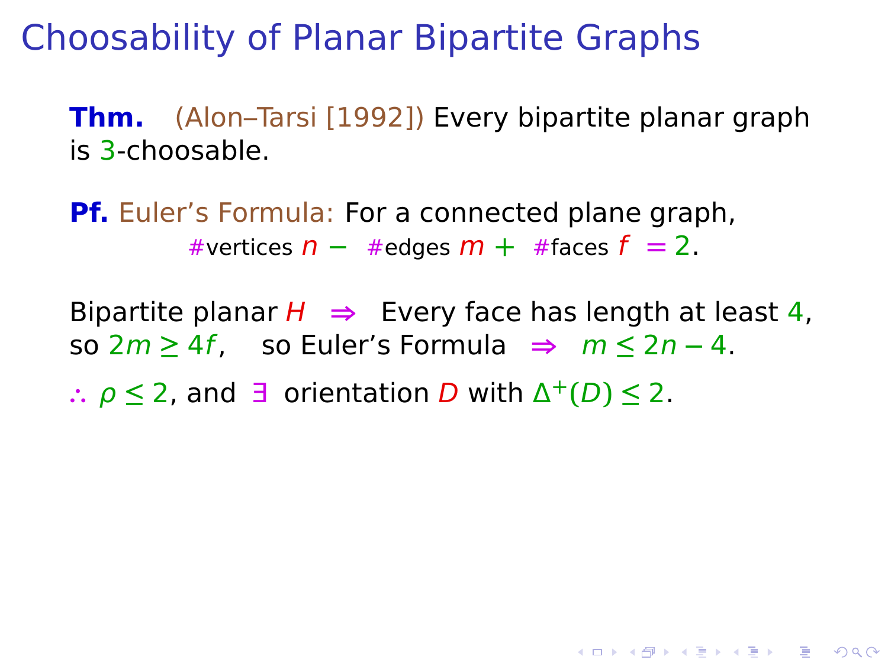# Choosability of Planar Bipartite Graphs

**Thm.** (Alon–Tarsi [1992]) Every bipartite planar graph is 3-choosable.

**Pf.** Euler's Formula: For a connected plane graph,

#vertices $n$ − #edges $m$ + #faces $f$ = 2.

Bipartite planar $H$ $\Rightarrow$ Every face has length at least 4, so $2m \geq 4f$, so Euler's Formula $\Rightarrow$ $m \leq 2n - 4$.

$\therefore$ $\rho \leq 2$, and $\exists$ orientation $D$ with $\Delta^+(D) \leq 2$.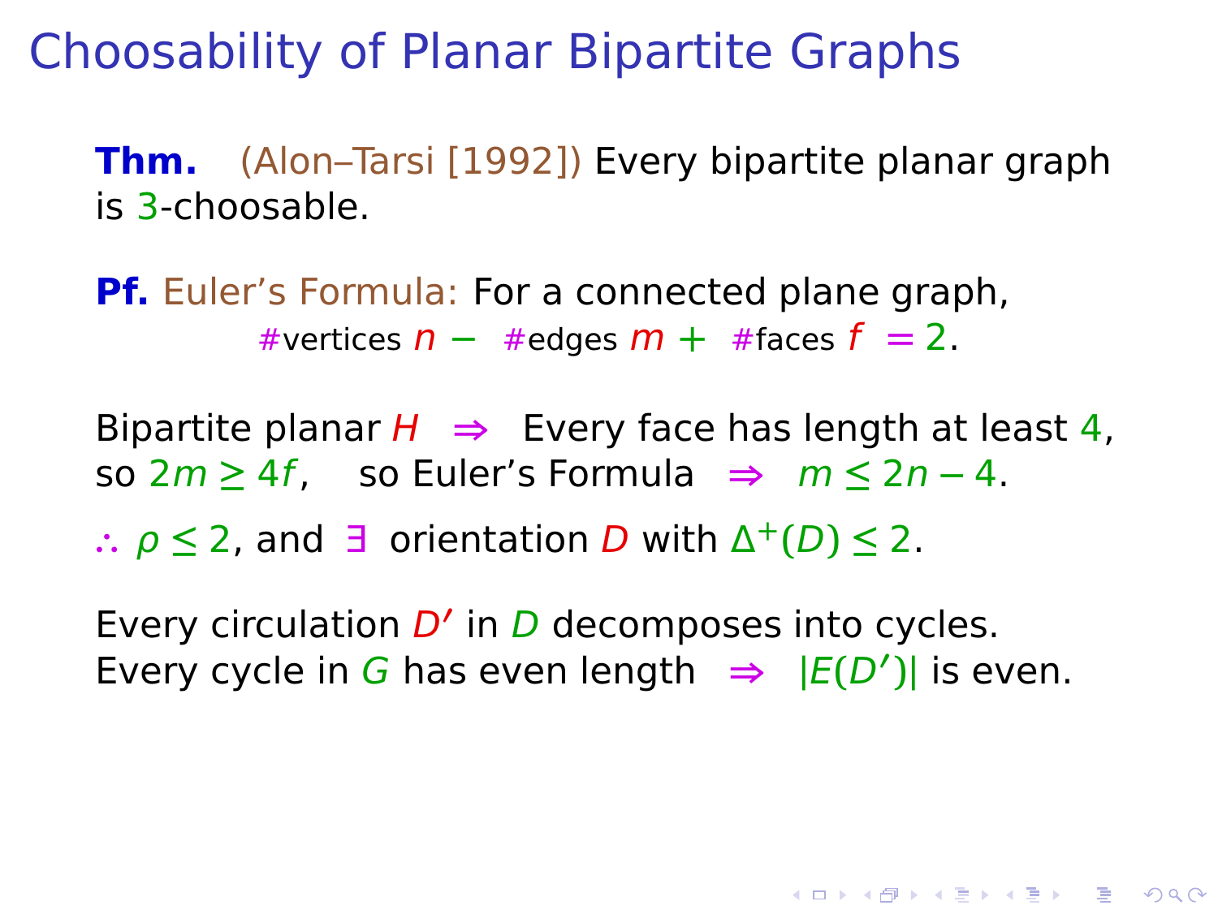# Choosability of Planar Bipartite Graphs

**Thm.** (Alon–Tarsi [1992]) Every bipartite planar graph is 3-choosable.

**Pf.** Euler's Formula: For a connected plane graph,

$$\#\text{vertices } n - \#\text{edges } m + \#\text{faces } f = 2.$$

Bipartite planar $H \Rightarrow$ Every face has length at least 4, so $2m \geq 4f$, so Euler's Formula $\Rightarrow$ $m \leq 2n - 4$.

$\therefore$ $\rho \leq 2$, and $\exists$ orientation $D$ with $\Delta^+(D) \leq 2$.

Every circulation $D'$ in $D$ decomposes into cycles.
Every cycle in $G$ has even length $\Rightarrow$ $|E(D')|$ is even.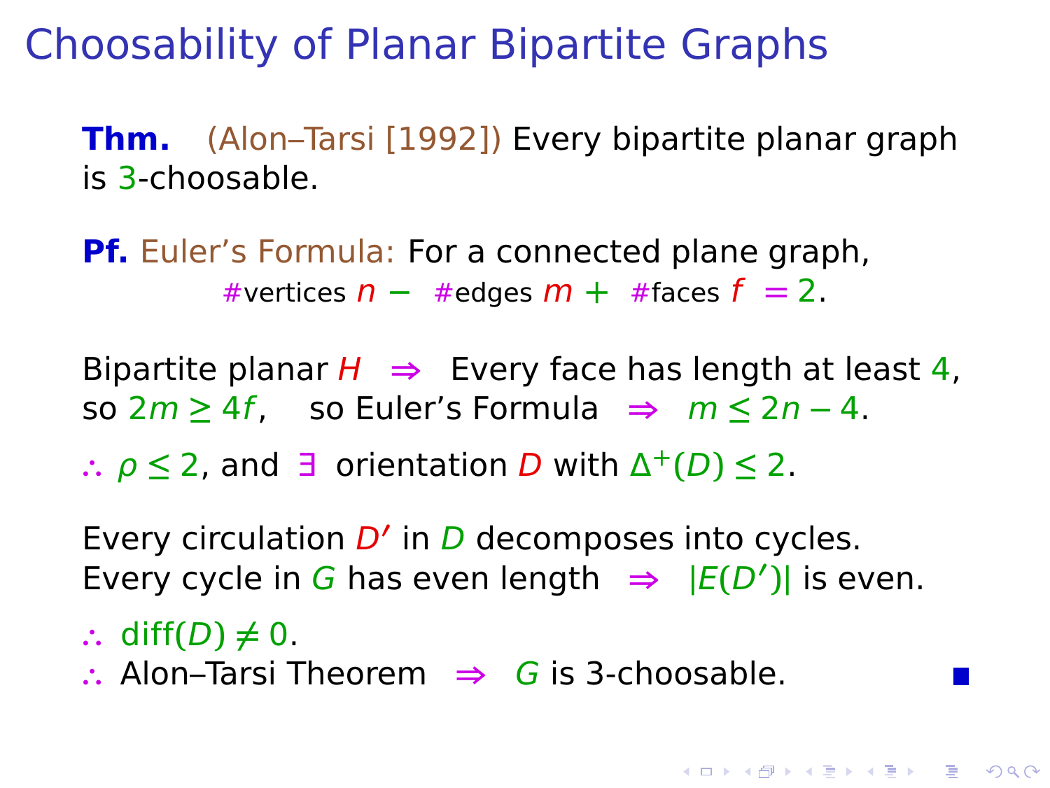# Choosability of Planar Bipartite Graphs

**Thm.** (Alon–Tarsi [1992]) Every bipartite planar graph is 3-choosable.

**Pf.** Euler's Formula: For a connected plane graph,

#vertices $n -$ #edges $m +$ #faces $f = 2$.

Bipartite planar $H$ $\Rightarrow$ Every face has length at least 4, so $2m \geq 4f$, so Euler's Formula $\Rightarrow$ $m \leq 2n - 4$.

$\therefore$ $\rho \leq 2$, and $\exists$ orientation $D$ with $\Delta^+(D) \leq 2$.

Every circulation $D'$ in $D$ decomposes into cycles.
Every cycle in $G$ has even length $\Rightarrow$ $|E(D')|$ is even.

$\therefore$ $\mathrm{diff}(D) \neq 0$.
$\therefore$ Alon–Tarsi Theorem $\Rightarrow$ $G$ is 3-choosable. ∎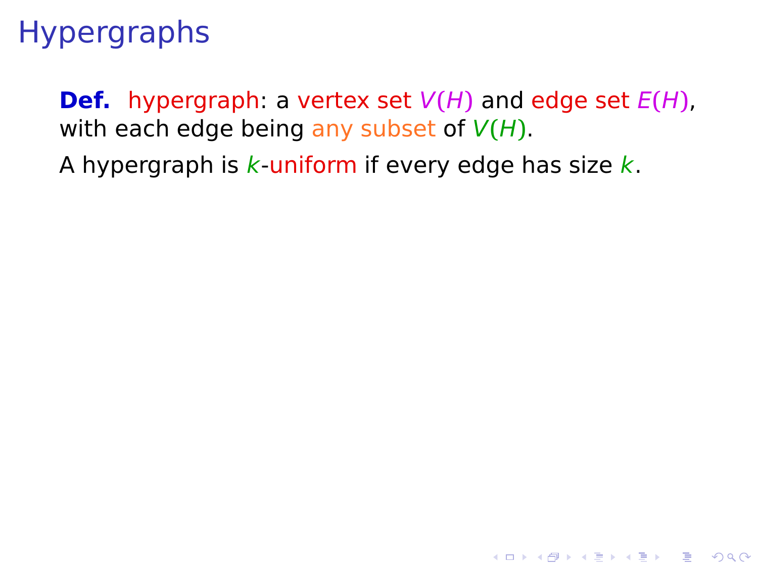# Hypergraphs

**Def.** hypergraph: a vertex set $V(H)$ and edge set $E(H)$, with each edge being any subset of $V(H)$.

A hypergraph is $k$-uniform if every edge has size $k$.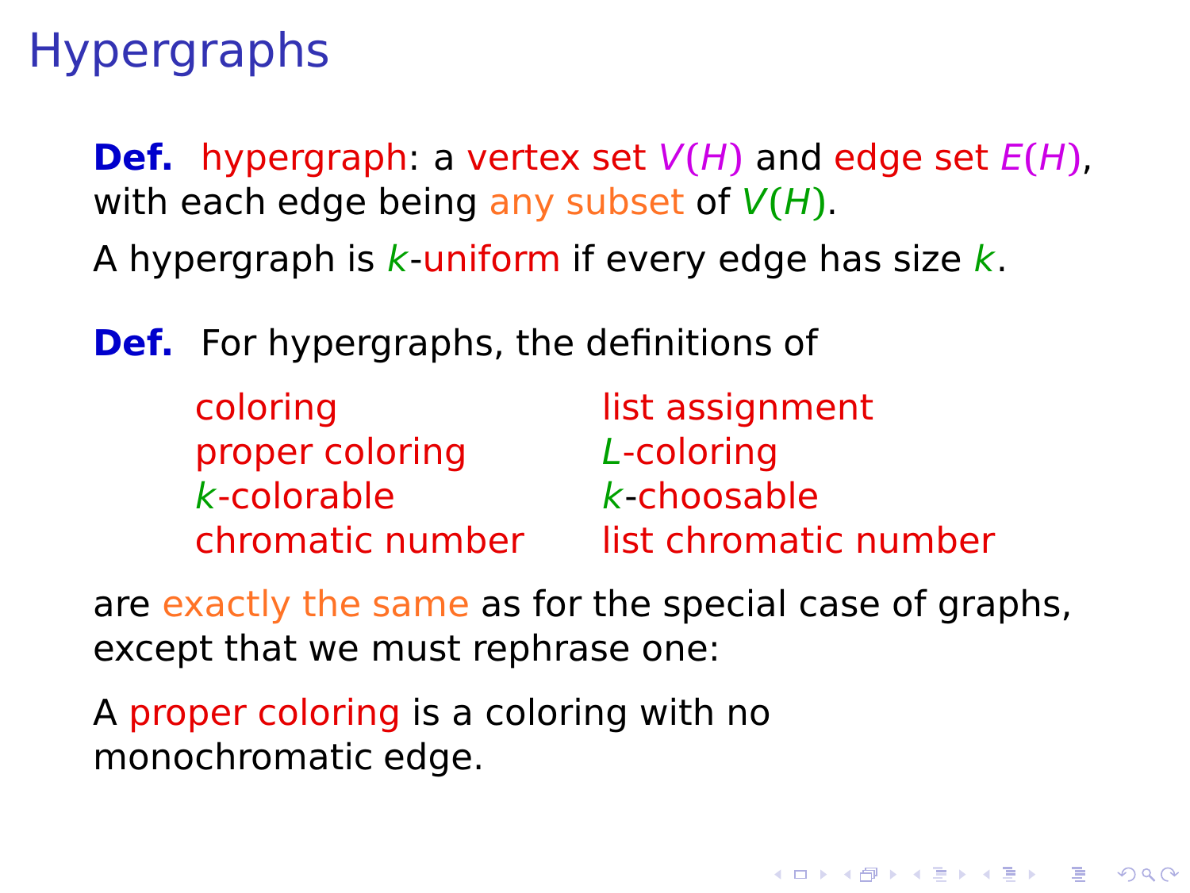# Hypergraphs

**Def.** hypergraph: a vertex set $V(H)$ and edge set $E(H)$, with each edge being any subset of $V(H)$.

A hypergraph is $k$-uniform if every edge has size $k$.

**Def.** For hypergraphs, the definitions of

| | |
|---|---|
| coloring | list assignment |
| proper coloring | $L$-coloring |
| $k$-colorable | $k$-choosable |
| chromatic number | list chromatic number |

are exactly the same as for the special case of graphs, except that we must rephrase one:

A proper coloring is a coloring with no monochromatic edge.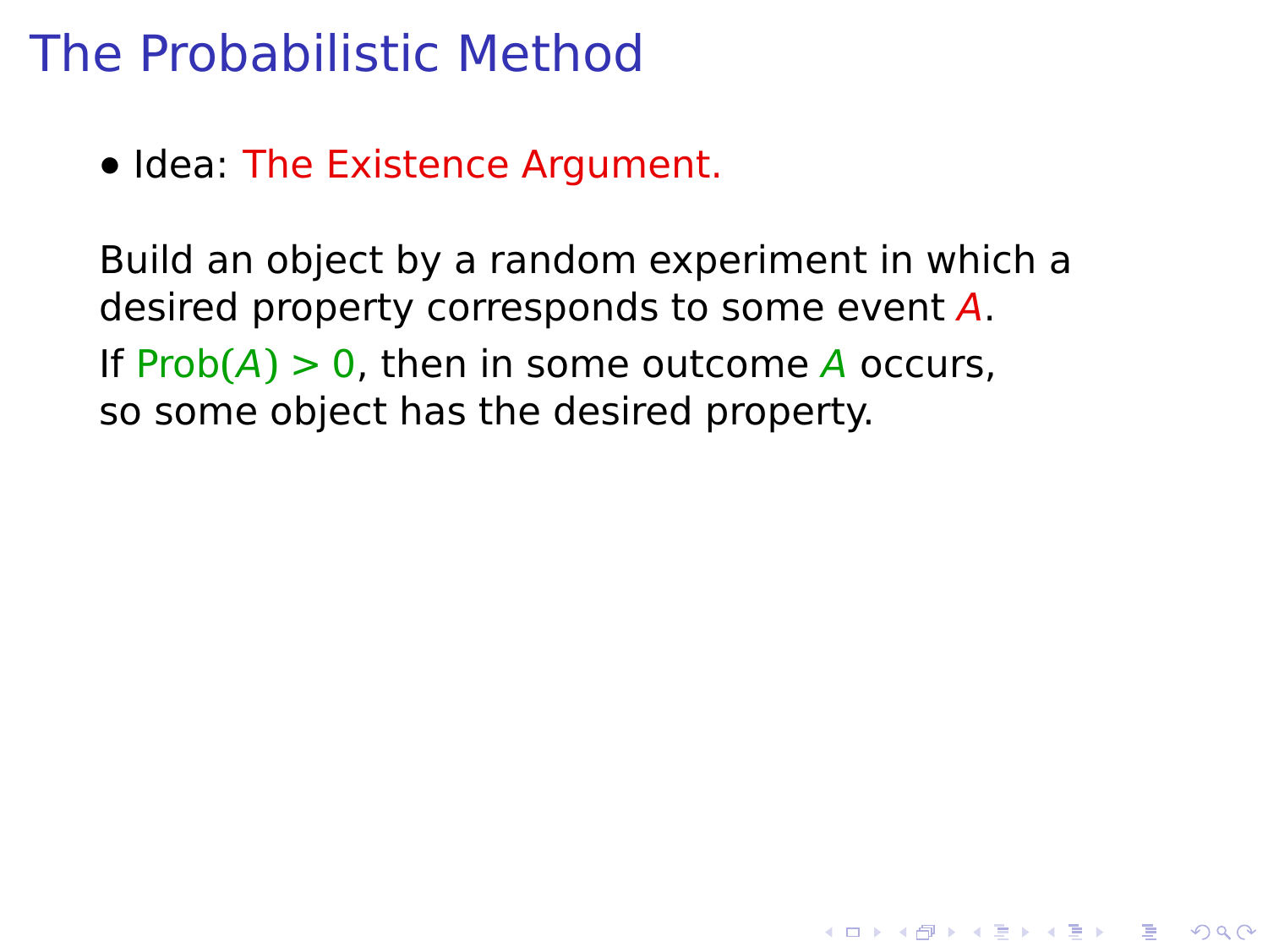# The Probabilistic Method

- Idea: The Existence Argument.

Build an object by a random experiment in which a desired property corresponds to some event $A$.

If $\text{Prob}(A) > 0$, then in some outcome $A$ occurs, so some object has the desired property.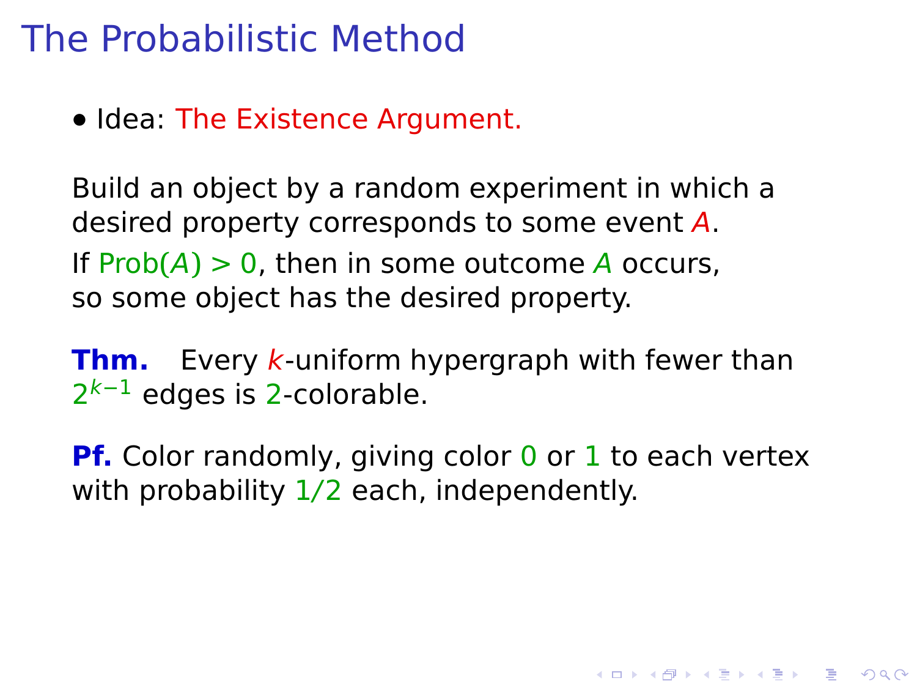# The Probabilistic Method

- Idea: The Existence Argument.

Build an object by a random experiment in which a desired property corresponds to some event $A$.

If $\text{Prob}(A) > 0$, then in some outcome $A$ occurs, so some object has the desired property.

**Thm.** Every $k$-uniform hypergraph with fewer than $2^{k-1}$ edges is $2$-colorable.

**Pf.** Color randomly, giving color $0$ or $1$ to each vertex with probability $1/2$ each, independently.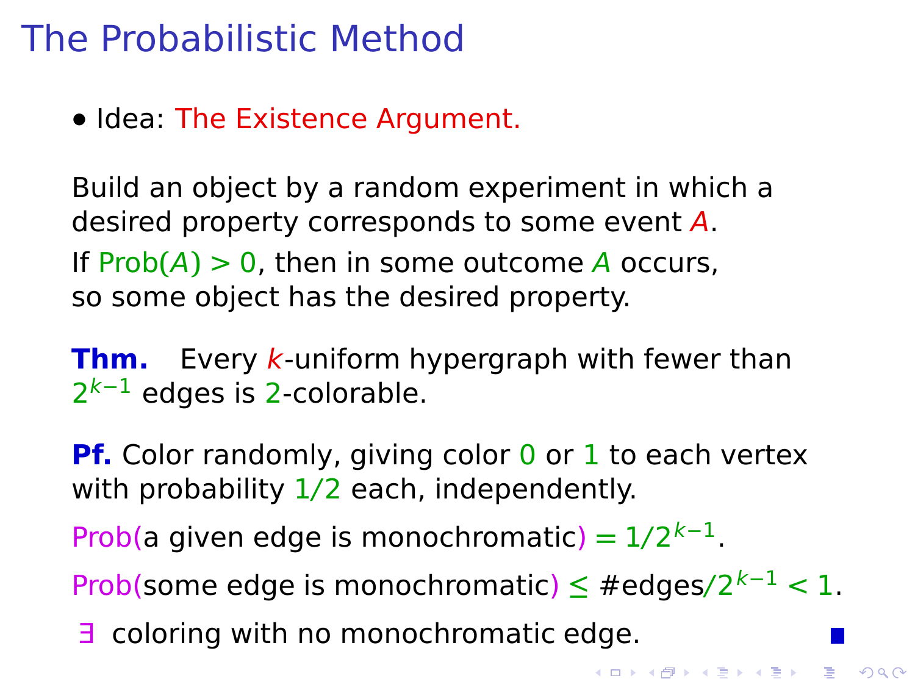# The Probabilistic Method

- Idea: The Existence Argument.

Build an object by a random experiment in which a desired property corresponds to some event $A$.

If $\text{Prob}(A) > 0$, then in some outcome $A$ occurs, so some object has the desired property.

**Thm.** Every $k$-uniform hypergraph with fewer than $2^{k-1}$ edges is $2$-colorable.

**Pf.** Color randomly, giving color $0$ or $1$ to each vertex with probability $1/2$ each, independently.

Prob(a given edge is monochromatic) $= 1/2^{k-1}$.

Prob(some edge is monochromatic) $\leq$ #edges$/2^{k-1} < 1$.

$\exists$ coloring with no monochromatic edge. ∎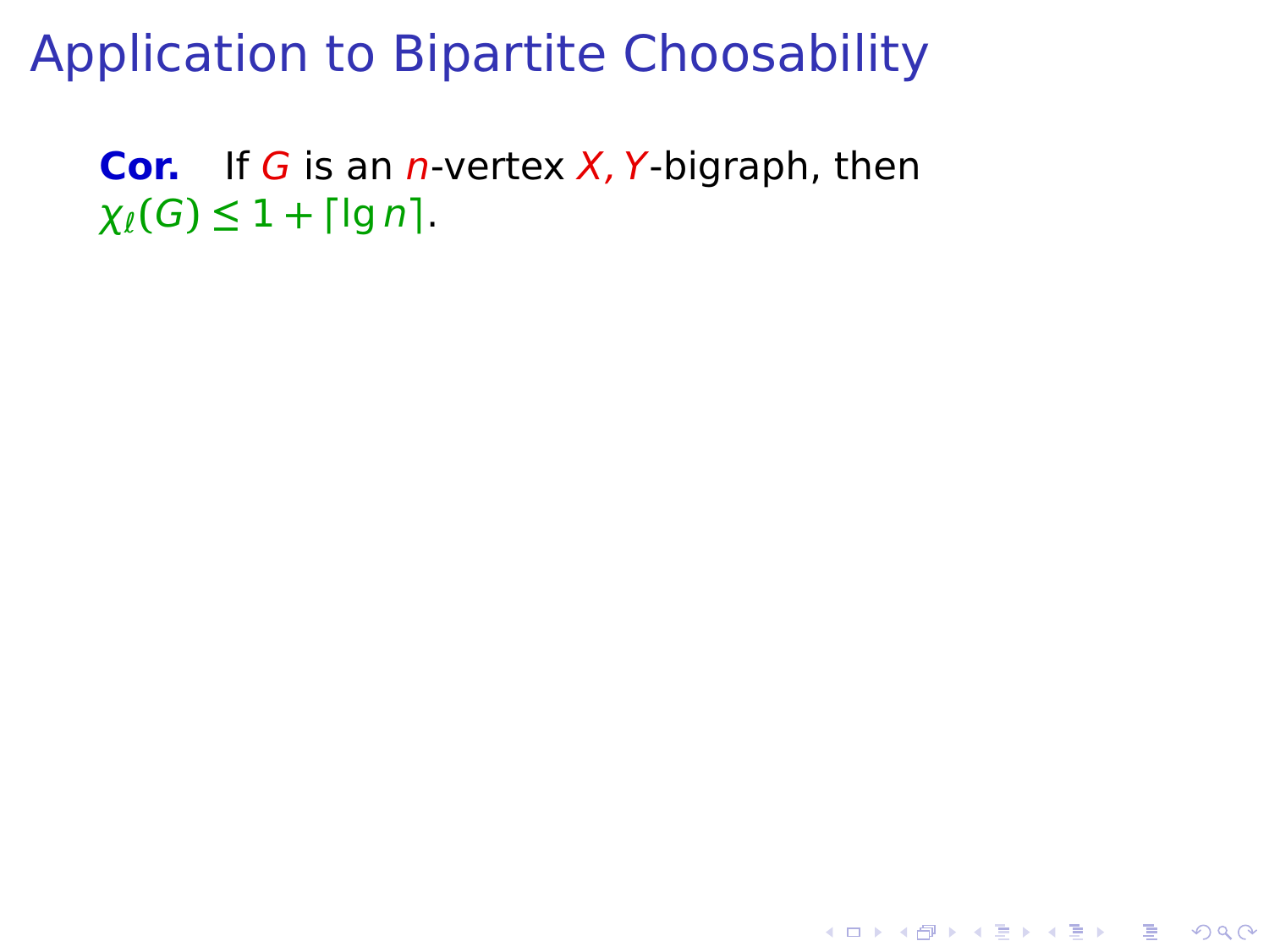# Application to Bipartite Choosability

**Cor.** If $G$ is an $n$-vertex $X, Y$-bigraph, then $\chi_\ell(G) \leq 1 + \lceil \lg n \rceil$.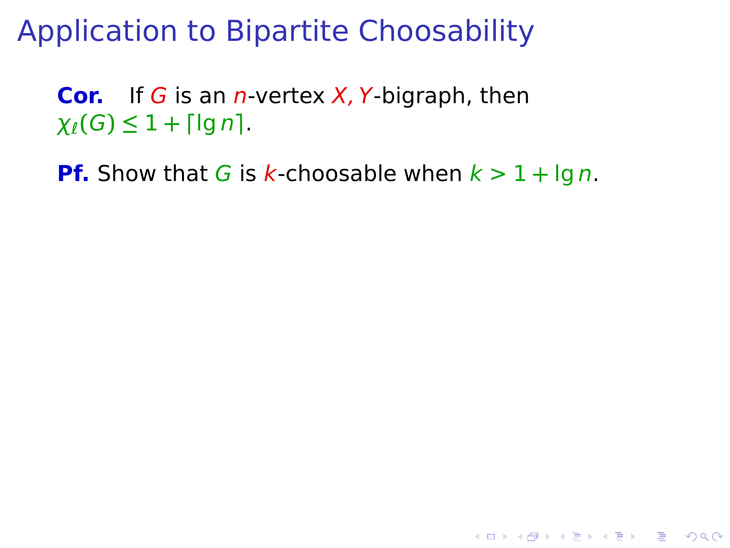# Application to Bipartite Choosability

**Cor.** If $G$ is an $n$-vertex $X, Y$-bigraph, then $\chi_\ell(G) \leq 1 + \lceil \lg n \rceil$.

**Pf.** Show that $G$ is $k$-choosable when $k > 1 + \lg n$.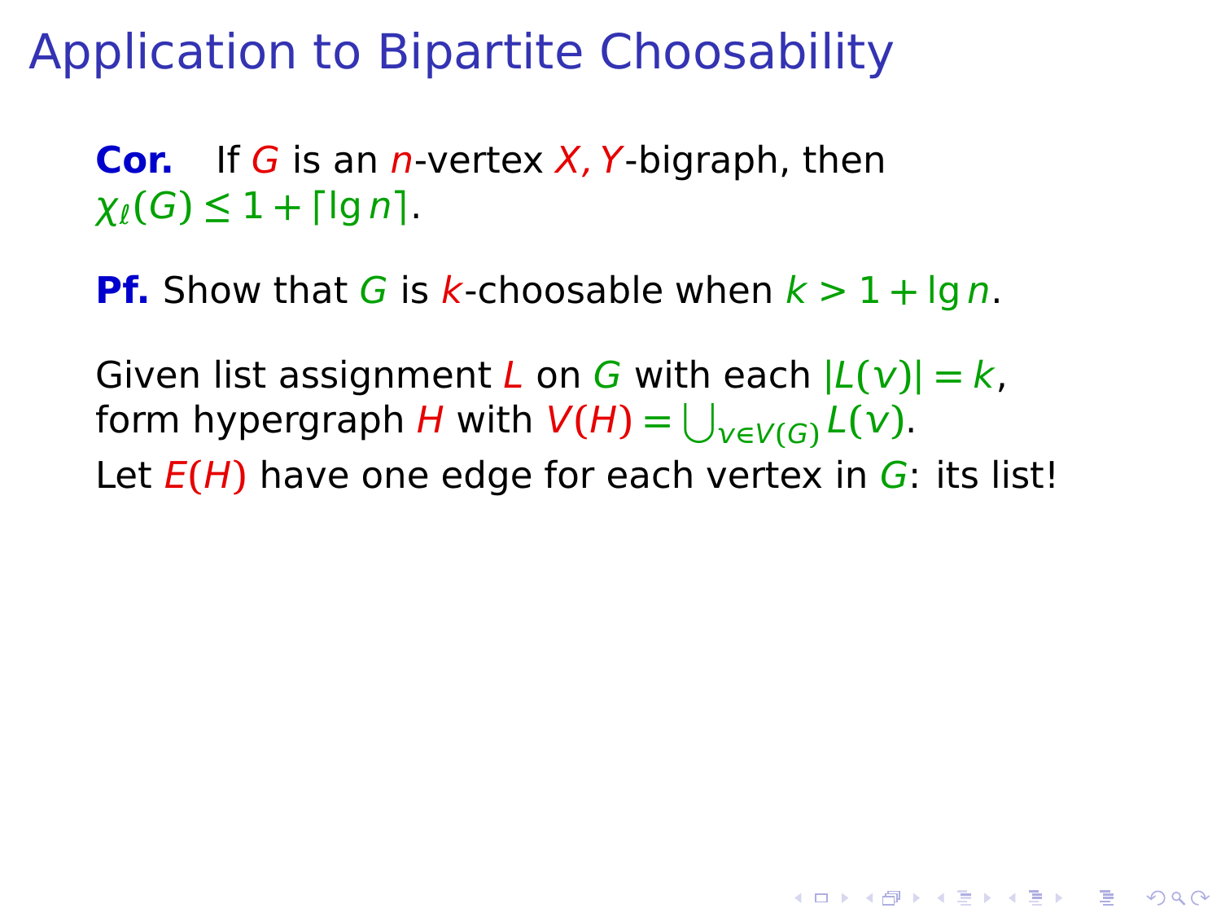# Application to Bipartite Choosability

**Cor.** If $G$ is an $n$-vertex $X, Y$-bigraph, then $\chi_\ell(G) \le 1 + \lceil \lg n \rceil$.

**Pf.** Show that $G$ is $k$-choosable when $k > 1 + \lg n$.

Given list assignment $L$ on $G$ with each $|L(v)| = k$, form hypergraph $H$ with $V(H) = \bigcup_{v \in V(G)} L(v)$.

Let $E(H)$ have one edge for each vertex in $G$: its list!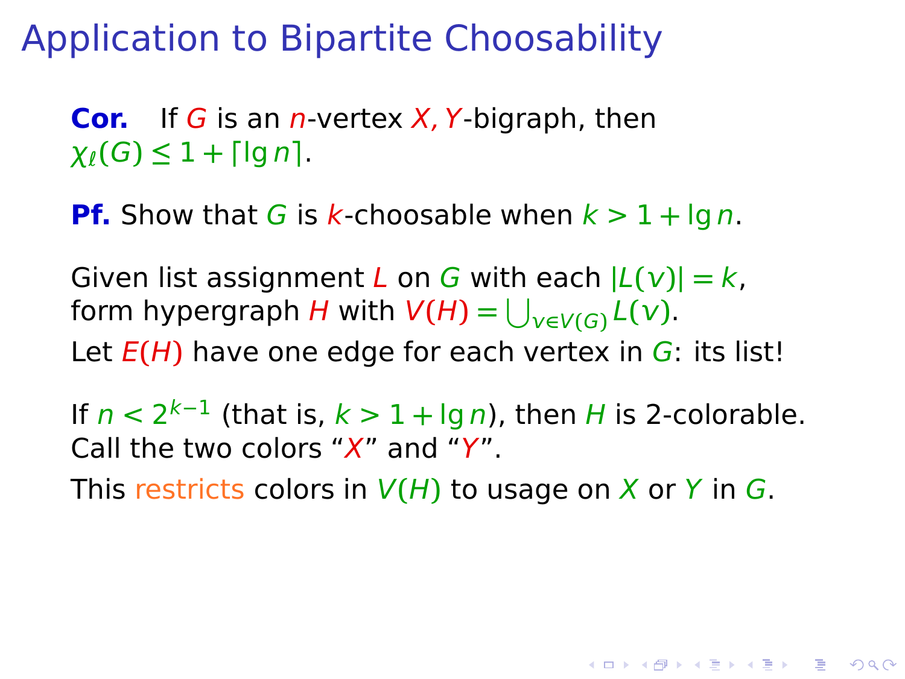# Application to Bipartite Choosability

**Cor.** If $G$ is an $n$-vertex $X, Y$-bigraph, then $\chi_\ell(G) \le 1 + \lceil \lg n \rceil$.

**Pf.** Show that $G$ is $k$-choosable when $k > 1 + \lg n$.

Given list assignment $L$ on $G$ with each $|L(v)| = k$, form hypergraph $H$ with $V(H) = \bigcup_{v \in V(G)} L(v)$.

Let $E(H)$ have one edge for each vertex in $G$: its list!

If $n < 2^{k-1}$ (that is, $k > 1 + \lg n$), then $H$ is 2-colorable. Call the two colors "$X$" and "$Y$".

This restricts colors in $V(H)$ to usage on $X$ or $Y$ in $G$.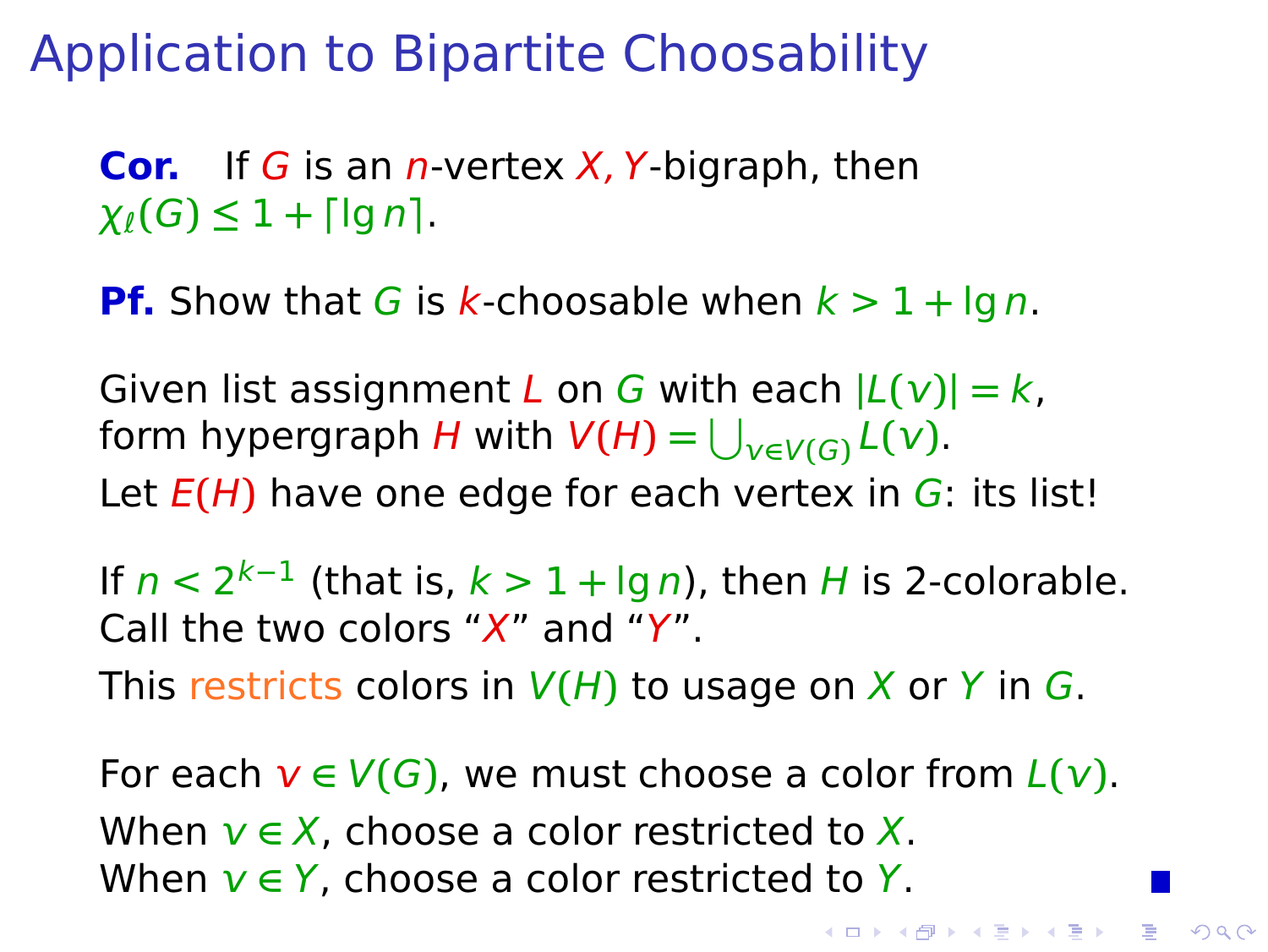# Application to Bipartite Choosability

**Cor.** If $G$ is an $n$-vertex $X, Y$-bigraph, then $\chi_\ell(G) \le 1 + \lceil \lg n \rceil$.

**Pf.** Show that $G$ is $k$-choosable when $k > 1 + \lg n$.

Given list assignment $L$ on $G$ with each $|L(v)| = k$, form hypergraph $H$ with $V(H) = \bigcup_{v \in V(G)} L(v)$.

Let $E(H)$ have one edge for each vertex in $G$: its list!

If $n < 2^{k-1}$ (that is, $k > 1 + \lg n$), then $H$ is 2-colorable. Call the two colors "$X$" and "$Y$".

This restricts colors in $V(H)$ to usage on $X$ or $Y$ in $G$.

For each $v \in V(G)$, we must choose a color from $L(v)$.
When $v \in X$, choose a color restricted to $X$.
When $v \in Y$, choose a color restricted to $Y$. ∎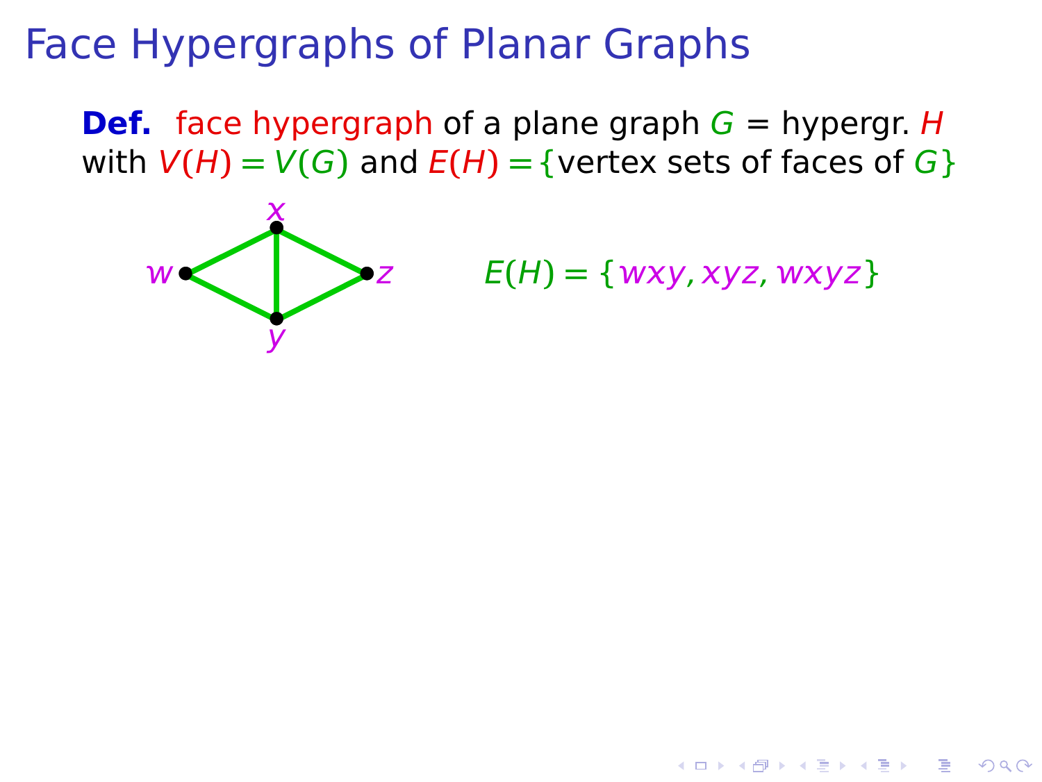# Face Hypergraphs of Planar Graphs

**Def.** face hypergraph of a plane graph $G$ = hypergr. $H$ with $V(H) = V(G)$ and $E(H) = \{$vertex sets of faces of $G\}$

$E(H) = \{wxy, xyz, wxyz\}$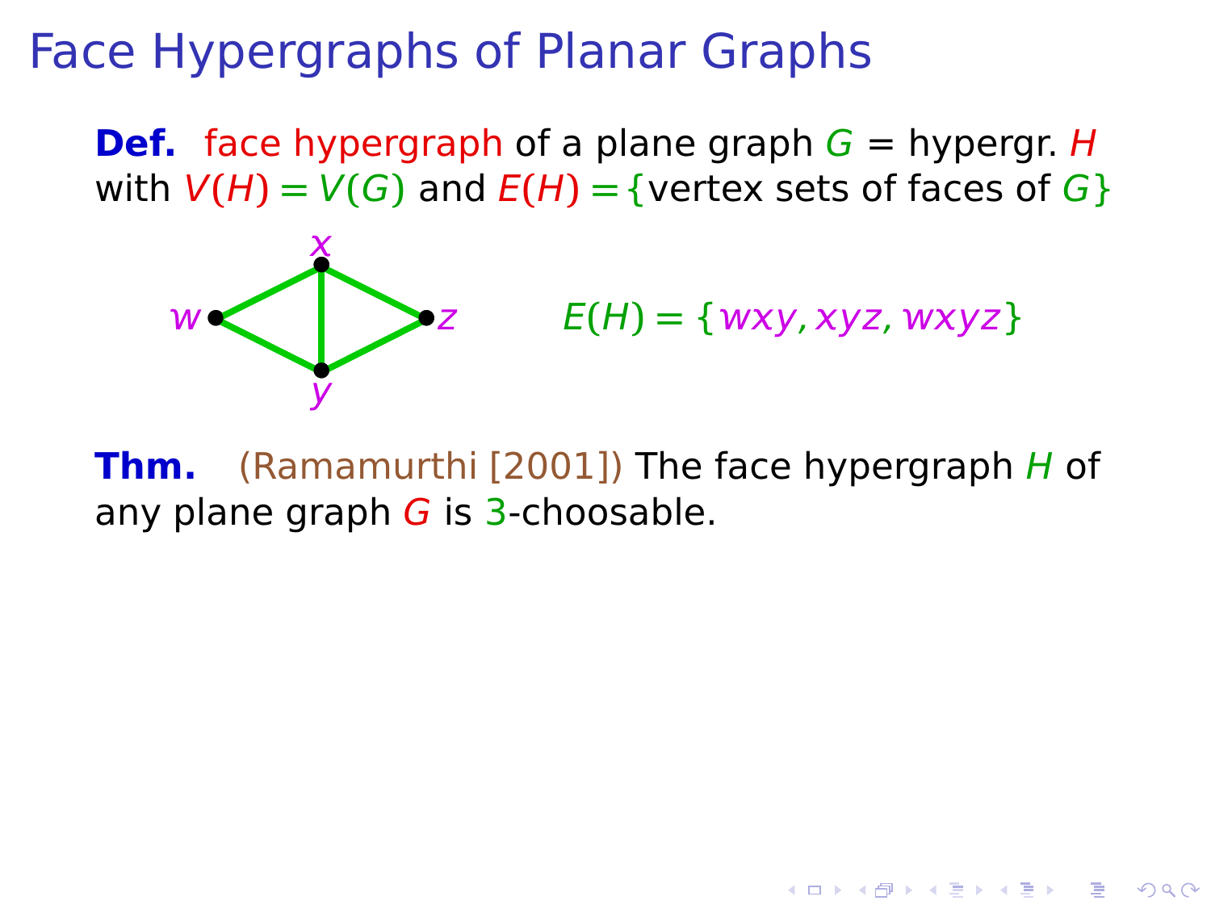# Face Hypergraphs of Planar Graphs

**Def.** face hypergraph of a plane graph $G$ = hypergr. $H$ with $V(H) = V(G)$ and $E(H) = \{$vertex sets of faces of $G\}$

$E(H) = \{wxy, xyz, wxyz\}$

**Thm.** (Ramamurthi [2001]) The face hypergraph $H$ of any plane graph $G$ is 3-choosable.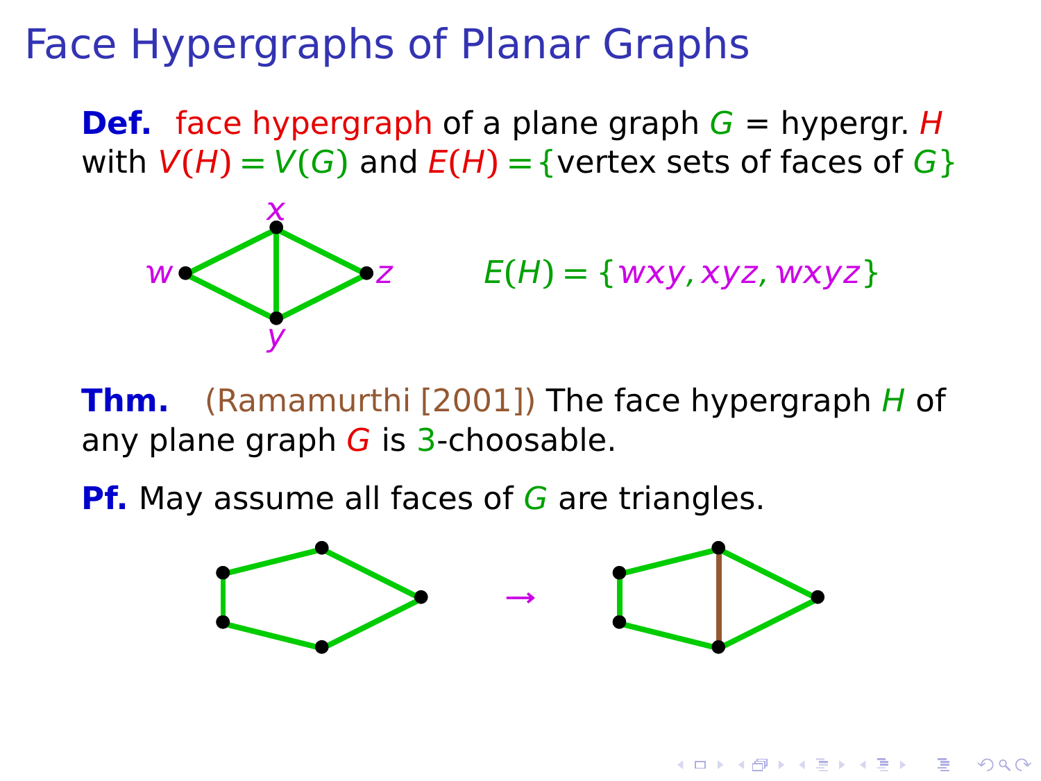# Face Hypergraphs of Planar Graphs

**Def.** face hypergraph of a plane graph $G$ = hypergr. $H$ with $V(H) = V(G)$ and $E(H) = \{$vertex sets of faces of $G\}$

$E(H) = \{wxy, xyz, wxyz\}$

**Thm.** (Ramamurthi [2001]) The face hypergraph $H$ of any plane graph $G$ is 3-choosable.

**Pf.** May assume all faces of $G$ are triangles.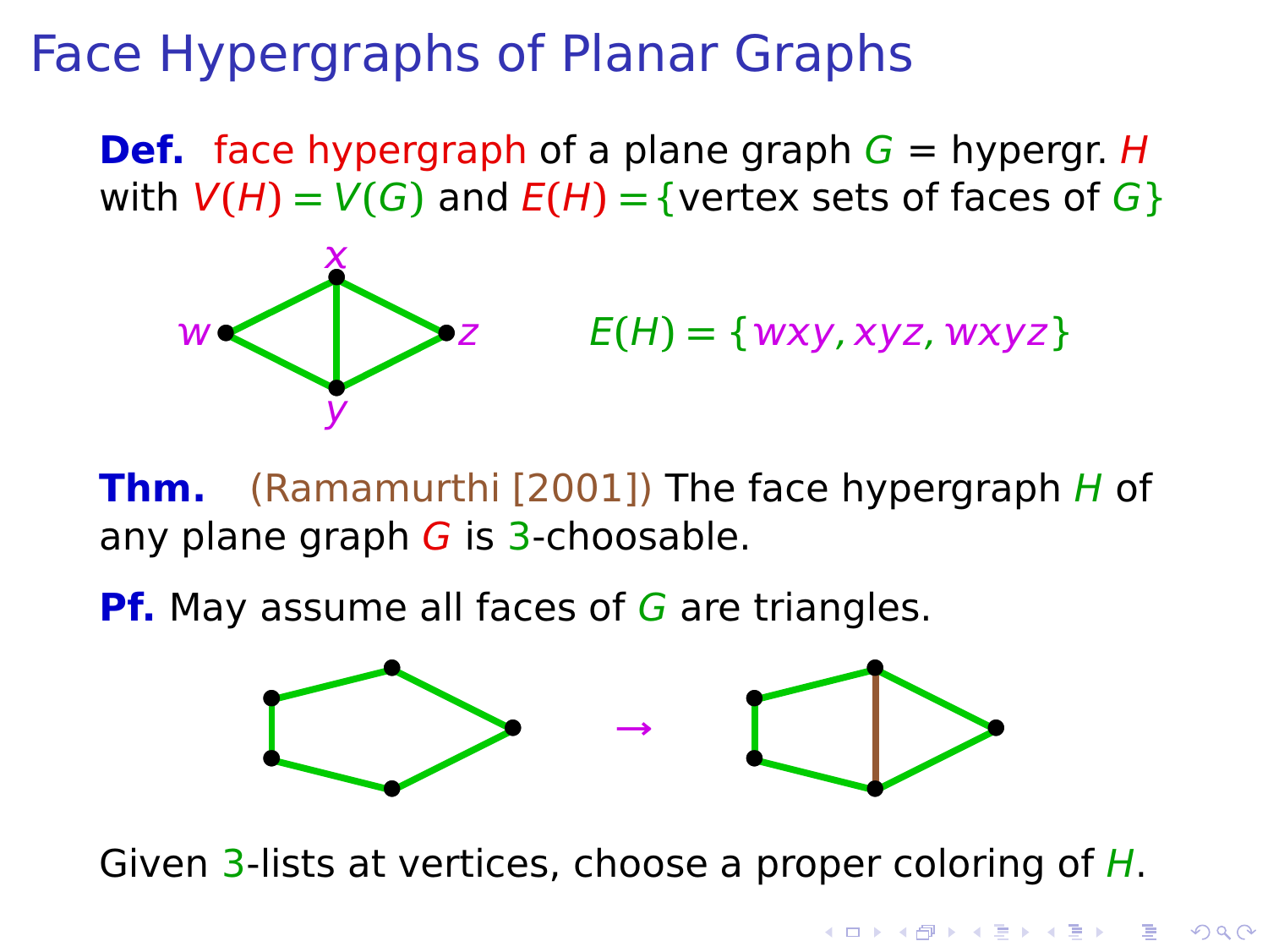# Face Hypergraphs of Planar Graphs

**Def.** face hypergraph of a plane graph $G$ = hypergr. $H$ with $V(H) = V(G)$ and $E(H) = \{$vertex sets of faces of $G\}$

$E(H) = \{wxy, xyz, wxyz\}$

**Thm.** (Ramamurthi [2001]) The face hypergraph $H$ of any plane graph $G$ is 3-choosable.

**Pf.** May assume all faces of $G$ are triangles.

Given 3-lists at vertices, choose a proper coloring of $H$.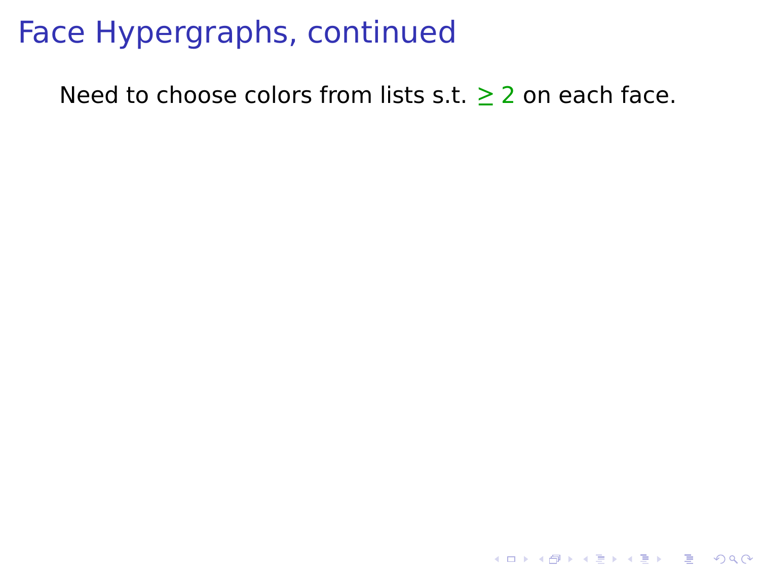# Face Hypergraphs, continued

Need to choose colors from lists s.t. $\geq 2$ on each face.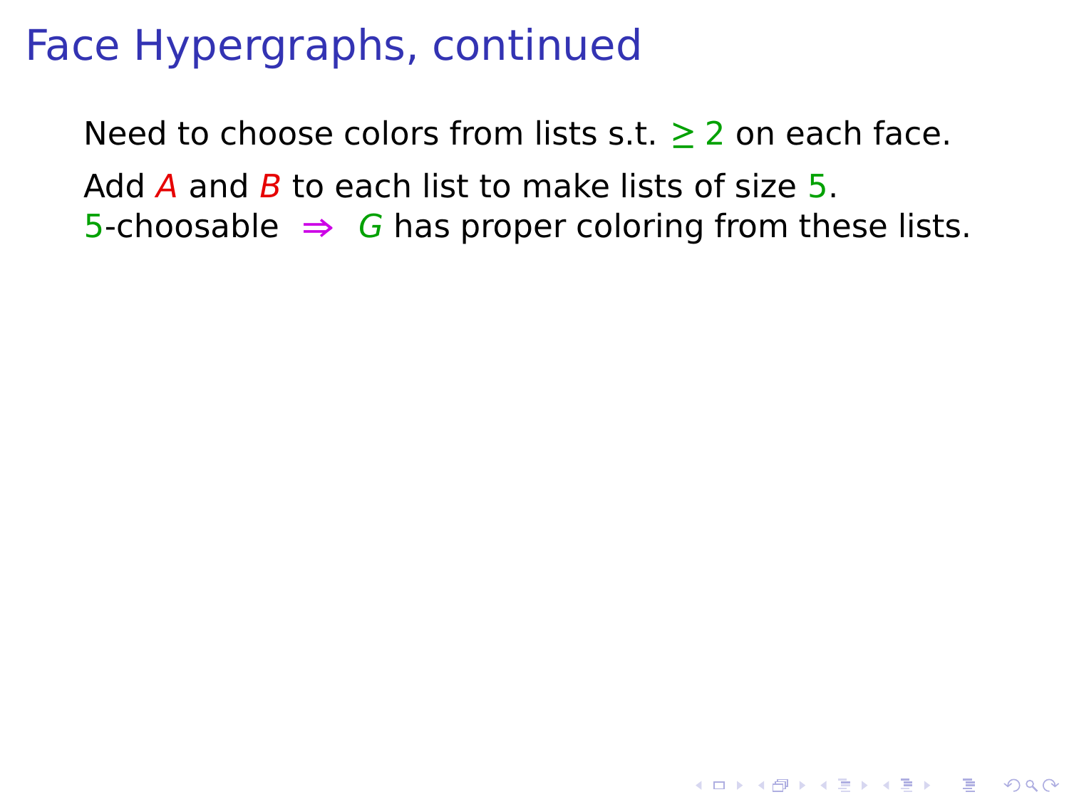# Face Hypergraphs, continued

Need to choose colors from lists s.t. $\geq 2$ on each face.

Add $A$ and $B$ to each list to make lists of size 5.
5-choosable $\Rightarrow$ $G$ has proper coloring from these lists.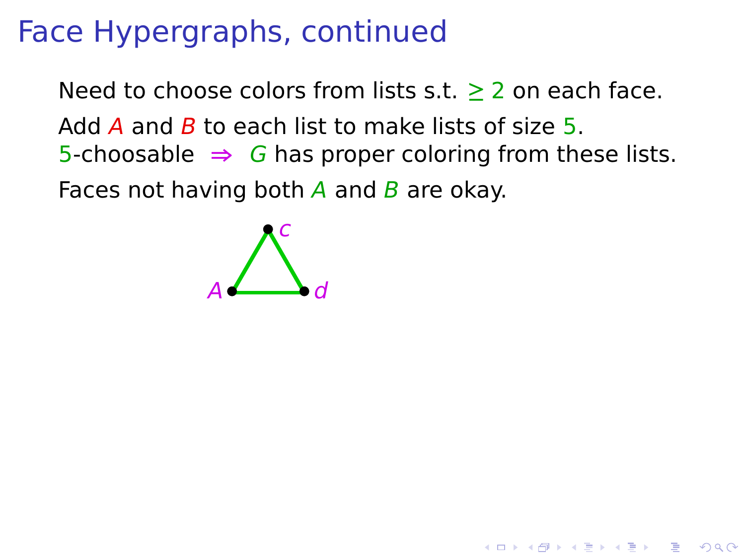# Face Hypergraphs, continued

Need to choose colors from lists s.t. $\geq 2$ on each face.

Add $A$ and $B$ to each list to make lists of size $5$.
$5$-choosable $\Rightarrow$ $G$ has proper coloring from these lists.

Faces not having both $A$ and $B$ are okay.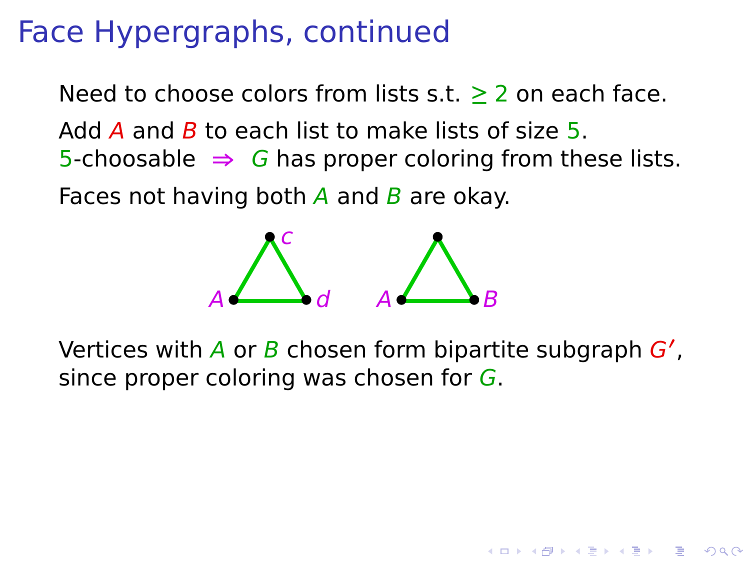# Face Hypergraphs, continued

Need to choose colors from lists s.t. $\geq 2$ on each face.

Add $A$ and $B$ to each list to make lists of size 5.
5-choosable $\Rightarrow$ $G$ has proper coloring from these lists.

Faces not having both $A$ and $B$ are okay.

Vertices with $A$ or $B$ chosen form bipartite subgraph $G'$, since proper coloring was chosen for $G$.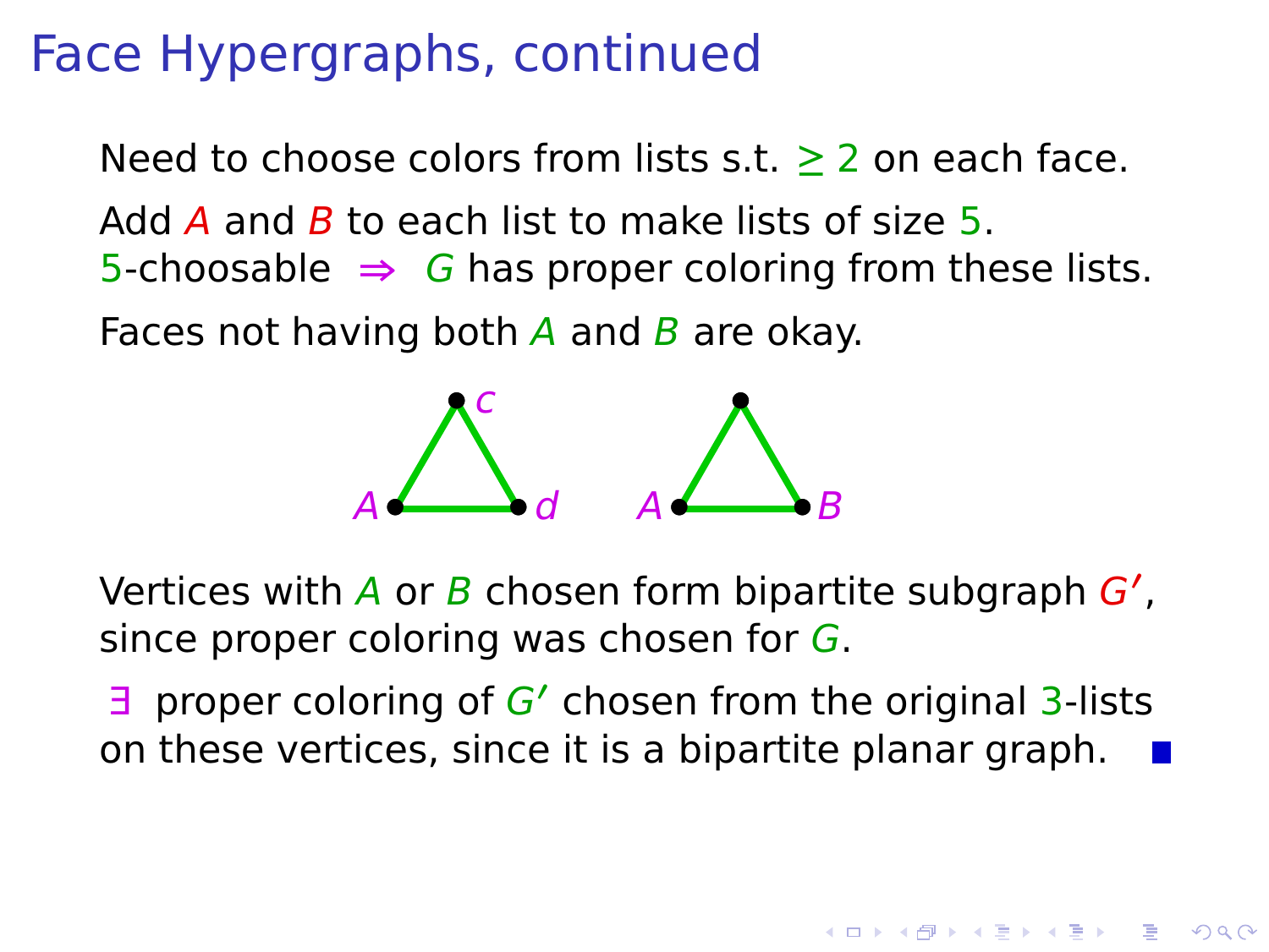# Face Hypergraphs, continued

Need to choose colors from lists s.t. $\geq 2$ on each face.

Add $A$ and $B$ to each list to make lists of size 5.
5-choosable $\Rightarrow$ $G$ has proper coloring from these lists.

Faces not having both $A$ and $B$ are okay.

Vertices with $A$ or $B$ chosen form bipartite subgraph $G'$, since proper coloring was chosen for $G$.

$\exists$ proper coloring of $G'$ chosen from the original 3-lists on these vertices, since it is a bipartite planar graph. ∎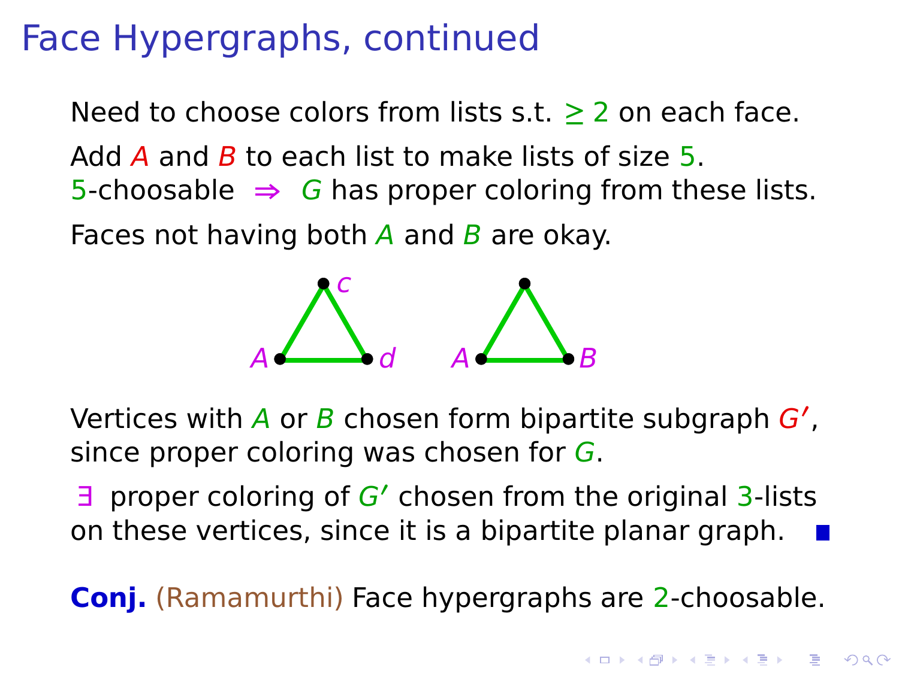# Face Hypergraphs, continued

Need to choose colors from lists s.t. $\geq 2$ on each face.

Add $A$ and $B$ to each list to make lists of size 5.
5-choosable $\Rightarrow$ $G$ has proper coloring from these lists.

Faces not having both $A$ and $B$ are okay.

Vertices with $A$ or $B$ chosen form bipartite subgraph $G'$, since proper coloring was chosen for $G$.

$\exists$ proper coloring of $G'$ chosen from the original 3-lists on these vertices, since it is a bipartite planar graph. ■

**Conj.** (Ramamurthi) Face hypergraphs are 2-choosable.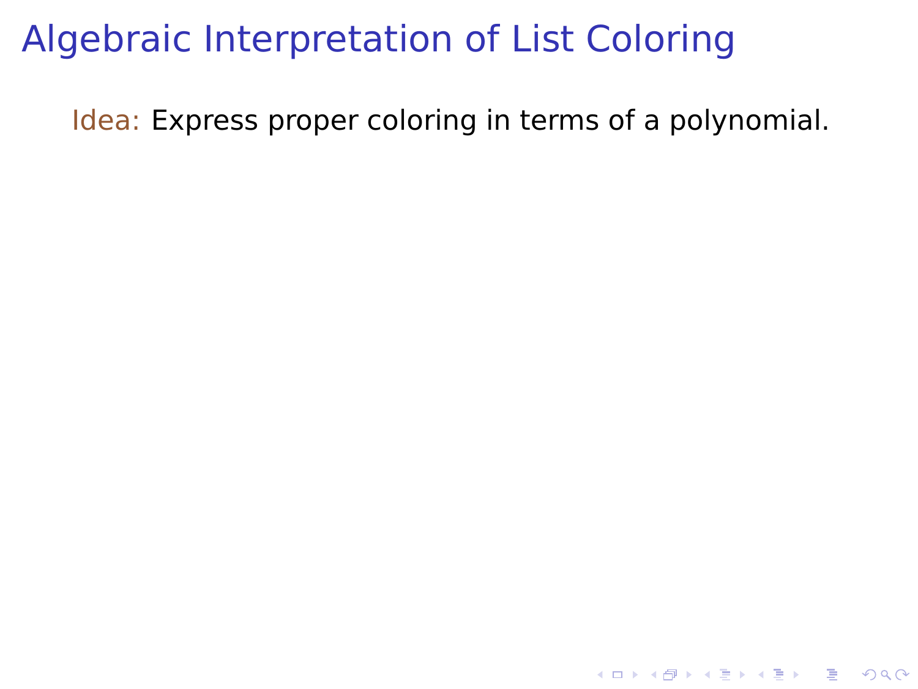# Algebraic Interpretation of List Coloring

Idea: Express proper coloring in terms of a polynomial.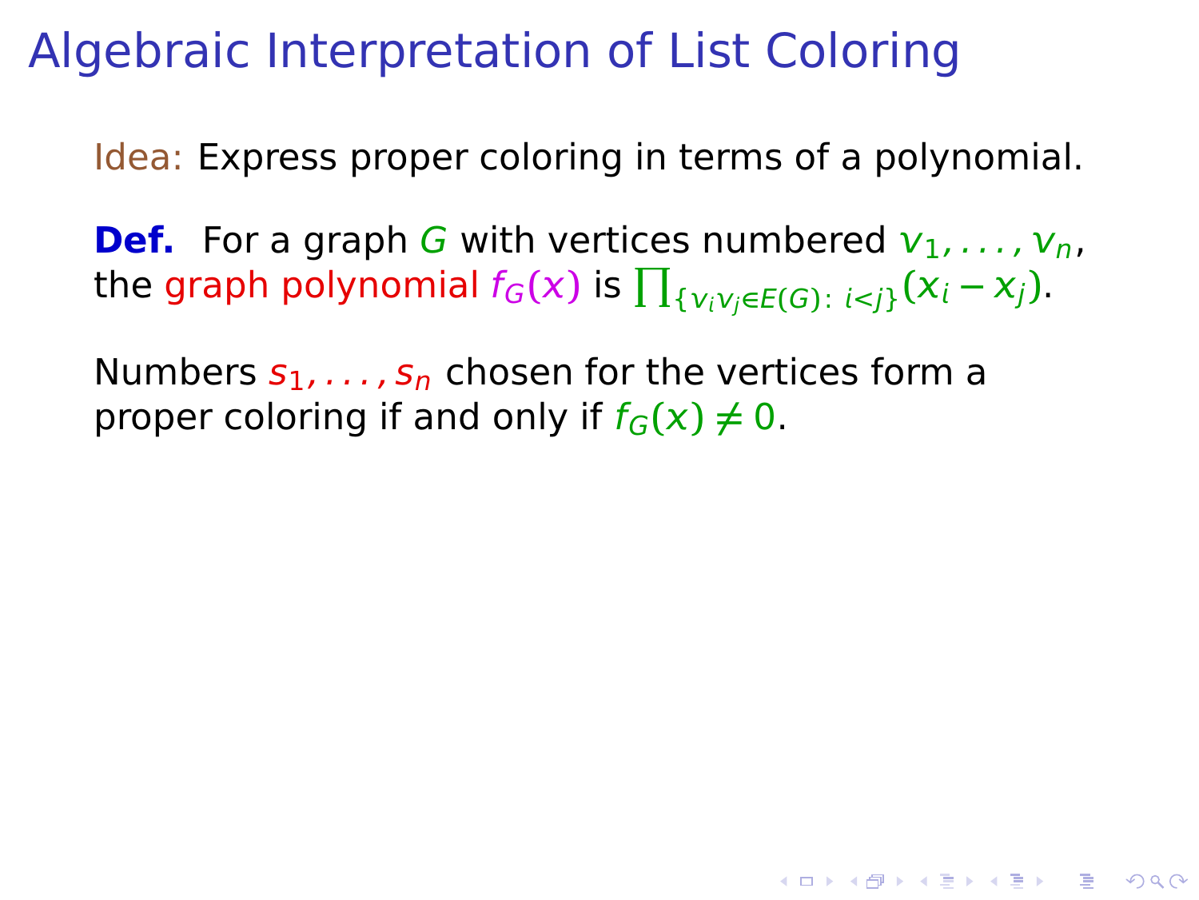# Algebraic Interpretation of List Coloring

Idea: Express proper coloring in terms of a polynomial.

**Def.** For a graph $G$ with vertices numbered $v_1, \ldots, v_n$, the graph polynomial $f_G(x)$ is $\prod_{\{v_i v_j \in E(G):\, i<j\}} (x_i - x_j)$.

Numbers $s_1, \ldots, s_n$ chosen for the vertices form a proper coloring if and only if $f_G(x) \neq 0$.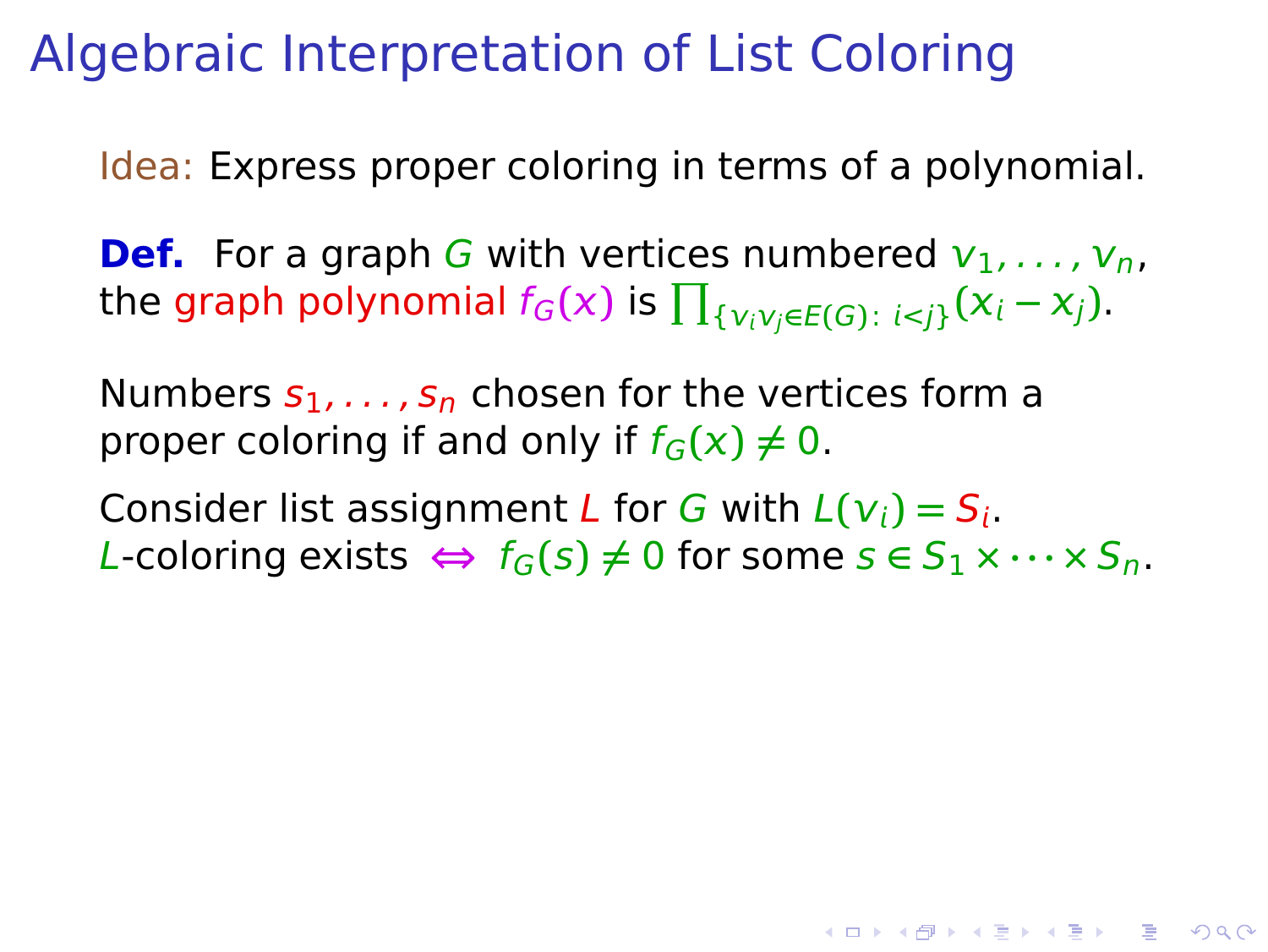# Algebraic Interpretation of List Coloring

Idea: Express proper coloring in terms of a polynomial.

**Def.** For a graph $G$ with vertices numbered $v_1, \ldots, v_n$, the graph polynomial $f_G(x)$ is $\prod_{\{v_i v_j \in E(G):\, i<j\}} (x_i - x_j)$.

Numbers $s_1, \ldots, s_n$ chosen for the vertices form a proper coloring if and only if $f_G(x) \neq 0$.

Consider list assignment $L$ for $G$ with $L(v_i) = S_i$.
$L$-coloring exists $\Leftrightarrow$ $f_G(s) \neq 0$ for some $s \in S_1 \times \cdots \times S_n$.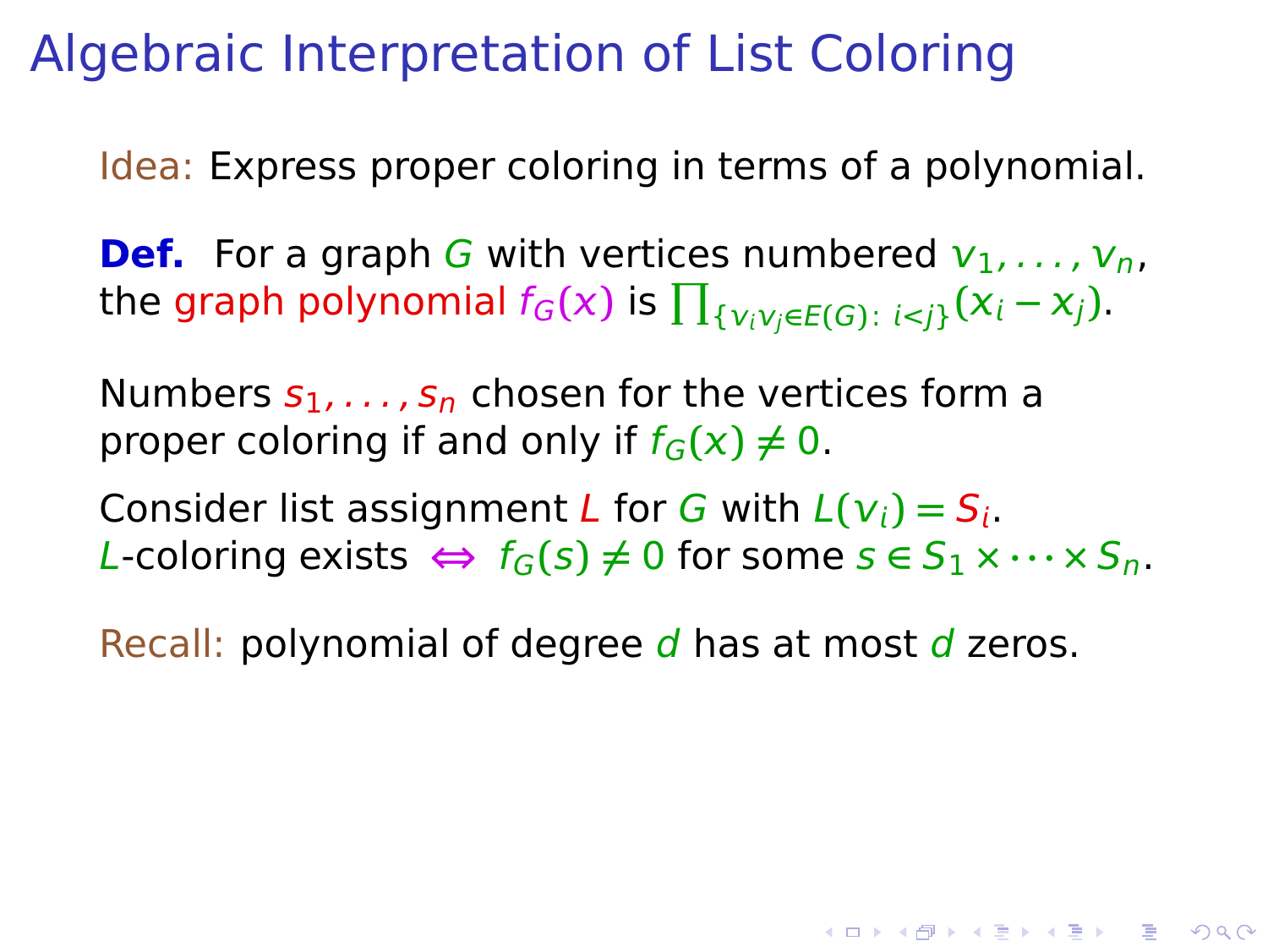# Algebraic Interpretation of List Coloring

Idea: Express proper coloring in terms of a polynomial.

**Def.** For a graph $G$ with vertices numbered $v_1, \ldots, v_n$, the graph polynomial $f_G(x)$ is $\prod_{\{v_i v_j \in E(G):\, i<j\}} (x_i - x_j)$.

Numbers $s_1, \ldots, s_n$ chosen for the vertices form a proper coloring if and only if $f_G(x) \neq 0$.

Consider list assignment $L$ for $G$ with $L(v_i) = S_i$.
$L$-coloring exists $\Leftrightarrow$ $f_G(s) \neq 0$ for some $s \in S_1 \times \cdots \times S_n$.

Recall: polynomial of degree $d$ has at most $d$ zeros.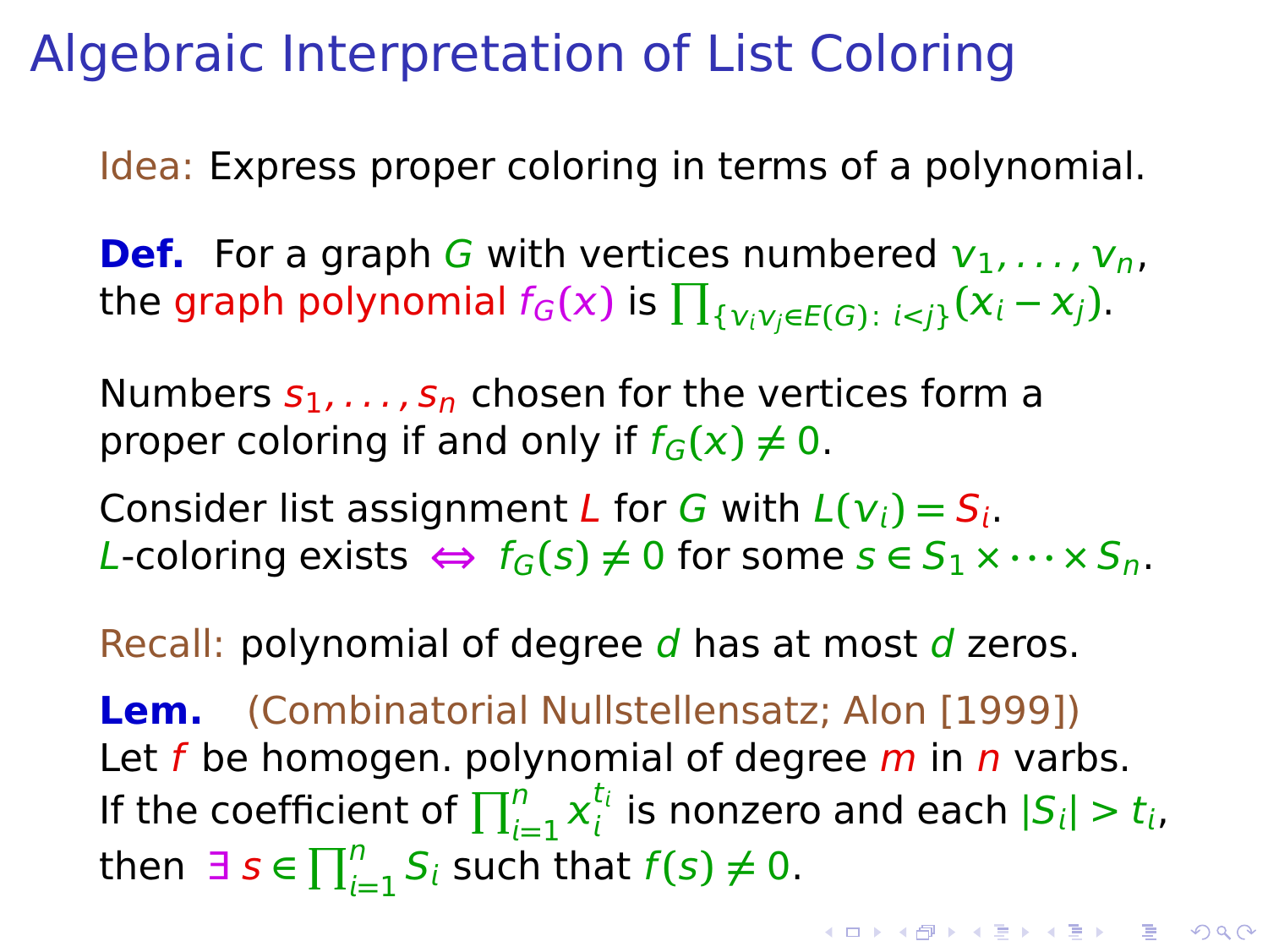# Algebraic Interpretation of List Coloring

Idea: Express proper coloring in terms of a polynomial.

**Def.** For a graph $G$ with vertices numbered $v_1, \ldots, v_n$, the graph polynomial $f_G(x)$ is $\prod_{\{v_i v_j \in E(G):\, i<j\}} (x_i - x_j)$.

Numbers $s_1, \ldots, s_n$ chosen for the vertices form a proper coloring if and only if $f_G(x) \neq 0$.

Consider list assignment $L$ for $G$ with $L(v_i) = S_i$.
$L$-coloring exists $\Leftrightarrow$ $f_G(s) \neq 0$ for some $s \in S_1 \times \cdots \times S_n$.

Recall: polynomial of degree $d$ has at most $d$ zeros.

**Lem.** (Combinatorial Nullstellensatz; Alon [1999])
Let $f$ be homogen. polynomial of degree $m$ in $n$ varbs.
If the coefficient of $\prod_{i=1}^{n} x_i^{t_i}$ is nonzero and each $|S_i| > t_i$, then $\exists\, s \in \prod_{i=1}^{n} S_i$ such that $f(s) \neq 0$.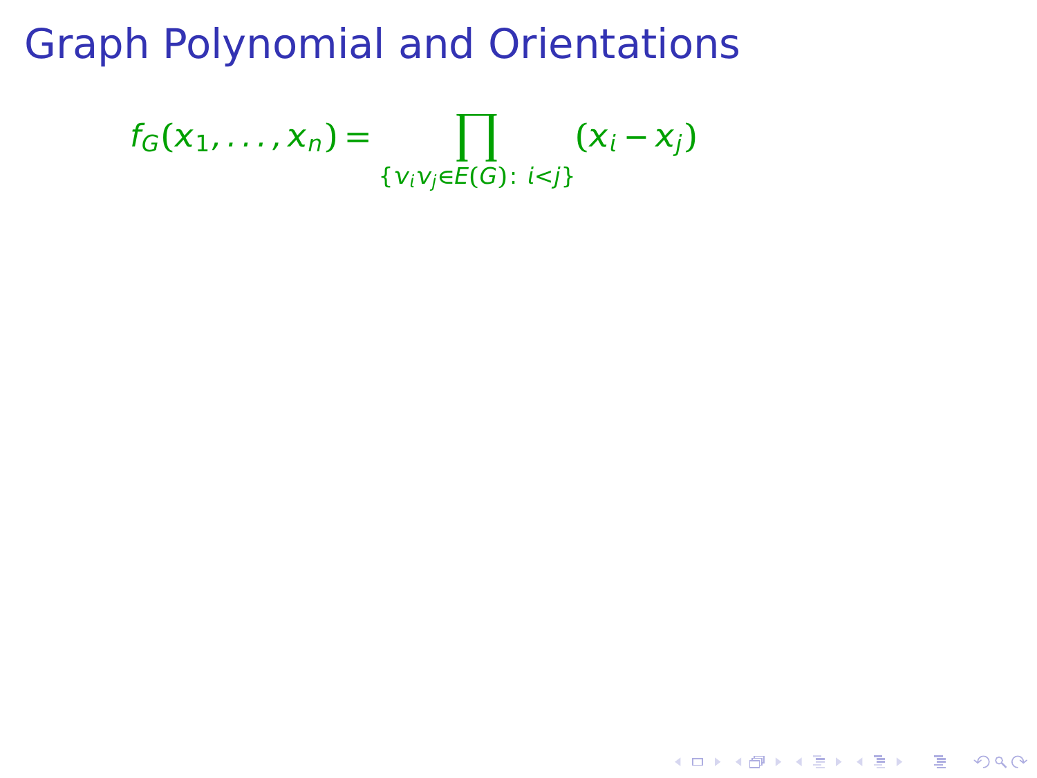# Graph Polynomial and Orientations

$$f_G(x_1, \ldots, x_n) = \prod_{\{v_i v_j \in E(G):\ i<j\}} (x_i - x_j)$$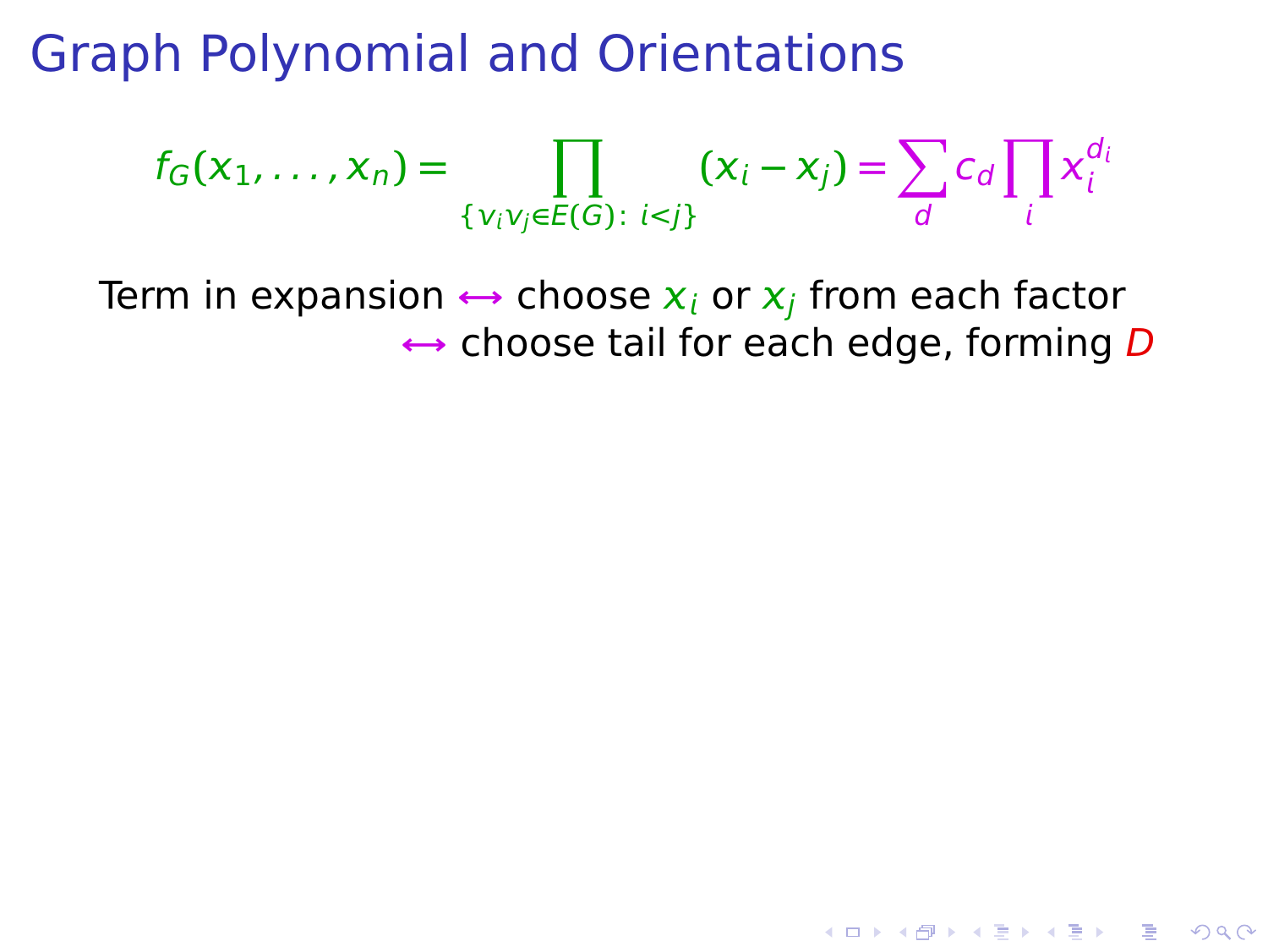# Graph Polynomial and Orientations

$$f_G(x_1, \ldots, x_n) = \prod_{\{v_i v_j \in E(G):\ i<j\}} (x_i - x_j) = \sum_d c_d \prod_i x_i^{d_i}$$

Term in expansion $\leftrightarrow$ choose $x_i$ or $x_j$ from each factor
$\leftrightarrow$ choose tail for each edge, forming $D$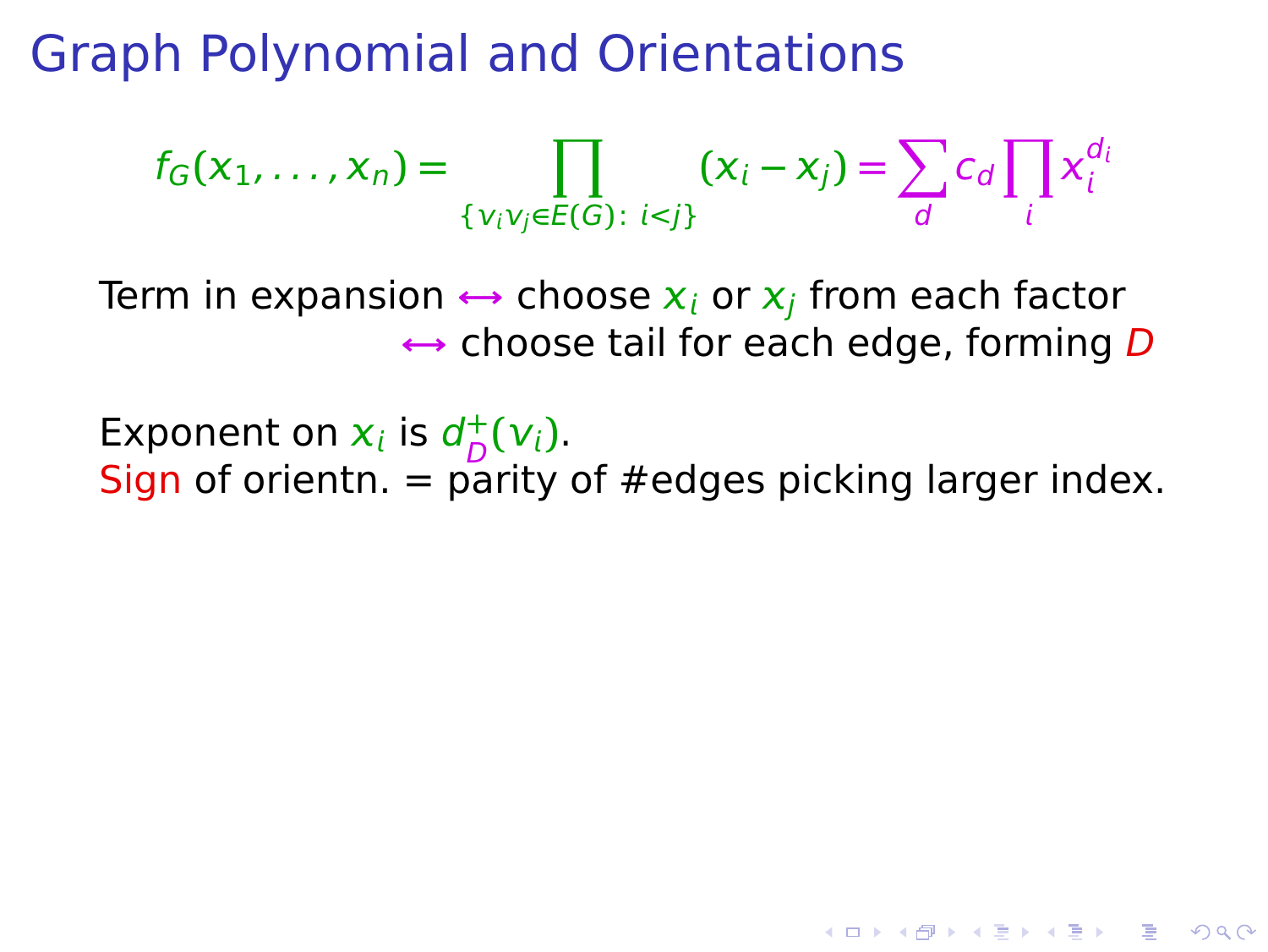# Graph Polynomial and Orientations

$$f_G(x_1,\dots,x_n) = \prod_{\{v_iv_j \in E(G)\colon\ i<j\}} (x_i - x_j) = \sum_d c_d \prod_i x_i^{d_i}$$

Term in expansion $\leftrightarrow$ choose $x_i$ or $x_j$ from each factor
$\leftrightarrow$ choose tail for each edge, forming $D$

Exponent on $x_i$ is $d_D^+(v_i)$.
Sign of orientn. = parity of #edges picking larger index.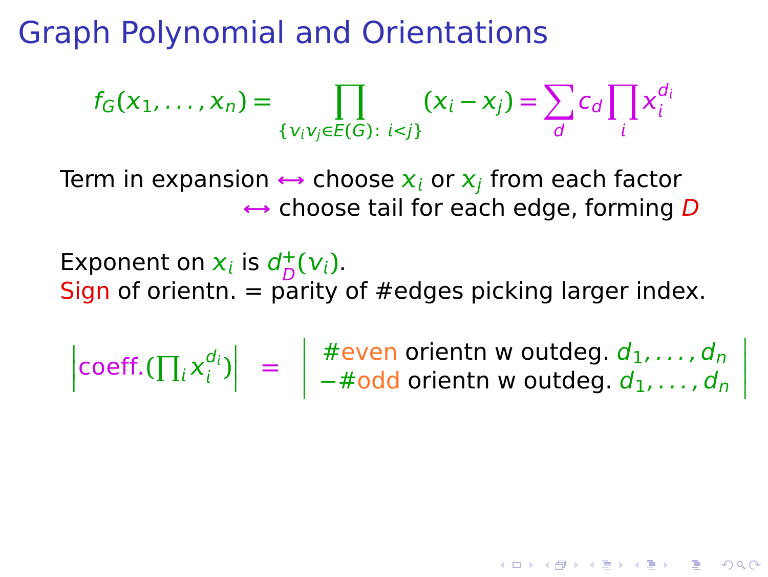# Graph Polynomial and Orientations

$$f_G(x_1,\ldots,x_n) = \prod_{\{v_iv_j \in E(G):\ i<j\}} (x_i - x_j) = \sum_d c_d \prod_i x_i^{d_i}$$

Term in expansion $\leftrightarrow$ choose $x_i$ or $x_j$ from each factor
$\leftrightarrow$ choose tail for each edge, forming $D$

Exponent on $x_i$ is $d_D^+(v_i)$.
Sign of orientn. = parity of #edges picking larger index.

$$\left|\text{coeff.}(\textstyle\prod_i x_i^{d_i})\right| = \left| \begin{array}{c} \#\text{even orientn w outdeg. } d_1,\ldots,d_n \\ -\#\text{odd orientn w outdeg. } d_1,\ldots,d_n \end{array} \right|$$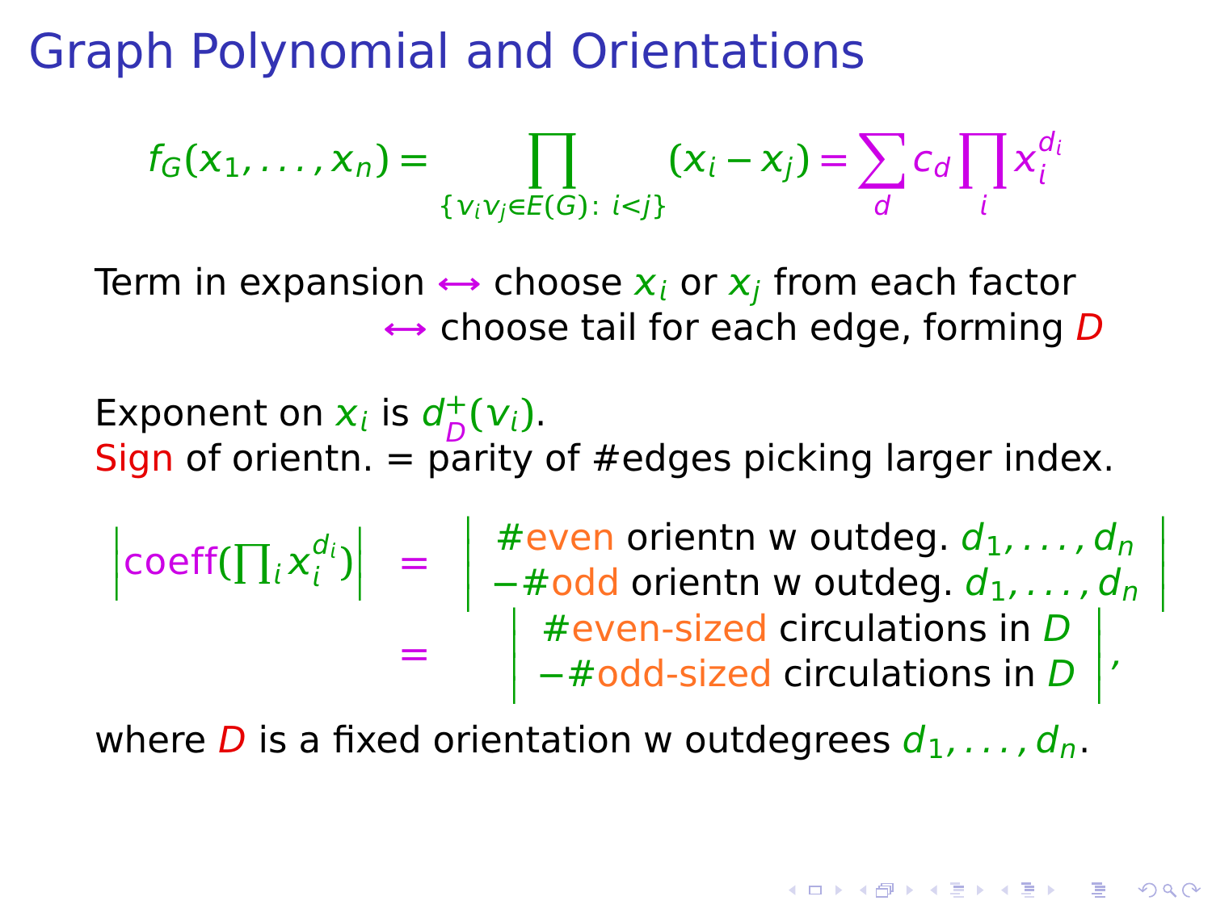# Graph Polynomial and Orientations

$$f_G(x_1,\dots,x_n) = \prod_{\{v_iv_j \in E(G)\colon\, i<j\}} (x_i - x_j) = \sum_d c_d \prod_i x_i^{d_i}$$

Term in expansion $\leftrightarrow$ choose $x_i$ or $x_j$ from each factor
$\leftrightarrow$ choose tail for each edge, forming $D$

Exponent on $x_i$ is $d_D^+(v_i)$.
Sign of orientn. = parity of #edges picking larger index.

$$\left|\text{coeff}\left(\textstyle\prod_i x_i^{d_i}\right)\right| = \left|\begin{array}{c}\#\text{even orientn w outdeg. } d_1,\dots,d_n \\ -\#\text{odd orientn w outdeg. } d_1,\dots,d_n\end{array}\right|$$

$$= \left|\begin{array}{c}\#\text{even-sized circulations in } D \\ -\#\text{odd-sized circulations in } D\end{array}\right|,$$

where $D$ is a fixed orientation w outdegrees $d_1,\dots,d_n$.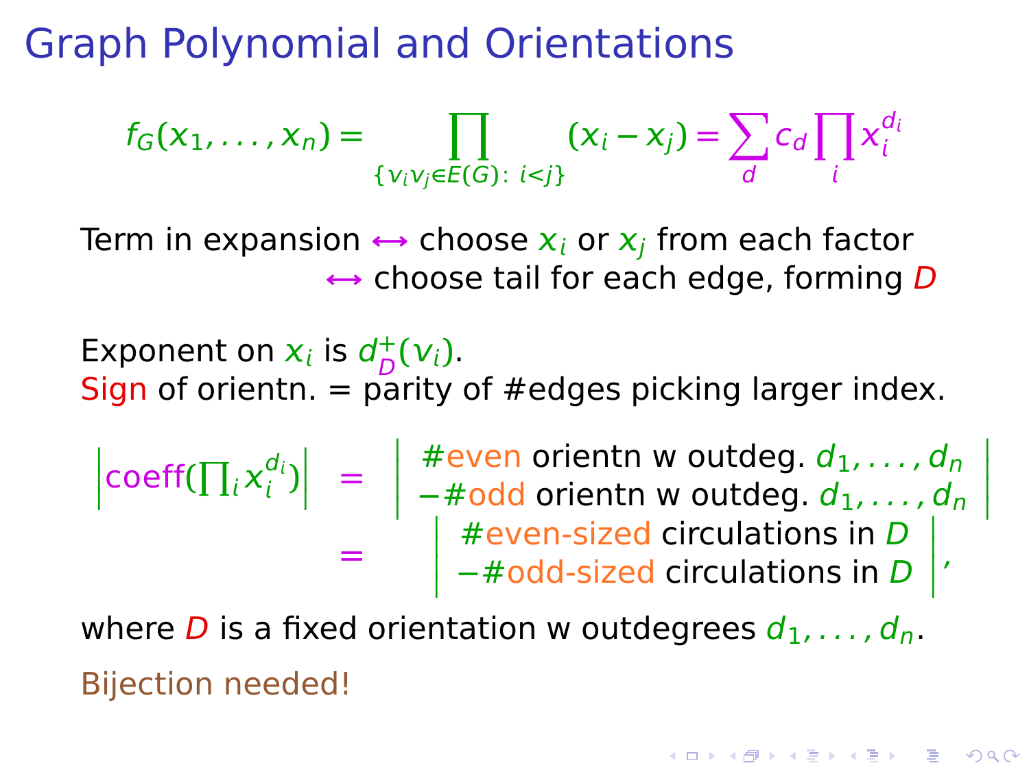# Graph Polynomial and Orientations

$$f_G(x_1,\ldots,x_n) = \prod_{\{v_iv_j\in E(G):\ i<j\}} (x_i - x_j) = \sum_d c_d \prod_i x_i^{d_i}$$

Term in expansion $\leftrightarrow$ choose $x_i$ or $x_j$ from each factor
$\leftrightarrow$ choose tail for each edge, forming $D$

Exponent on $x_i$ is $d_D^+(v_i)$.
Sign of orientn. = parity of #edges picking larger index.

$$\left|\text{coeff}\left(\prod_i x_i^{d_i}\right)\right| = \left|\begin{array}{c}\#\text{even orientn w outdeg. } d_1,\ldots,d_n \\ -\#\text{odd orientn w outdeg. } d_1,\ldots,d_n\end{array}\right|$$

$$= \left|\begin{array}{c}\#\text{even-sized circulations in } D \\ -\#\text{odd-sized circulations in } D\end{array}\right|,$$

where $D$ is a fixed orientation w outdegrees $d_1,\ldots,d_n$.

Bijection needed!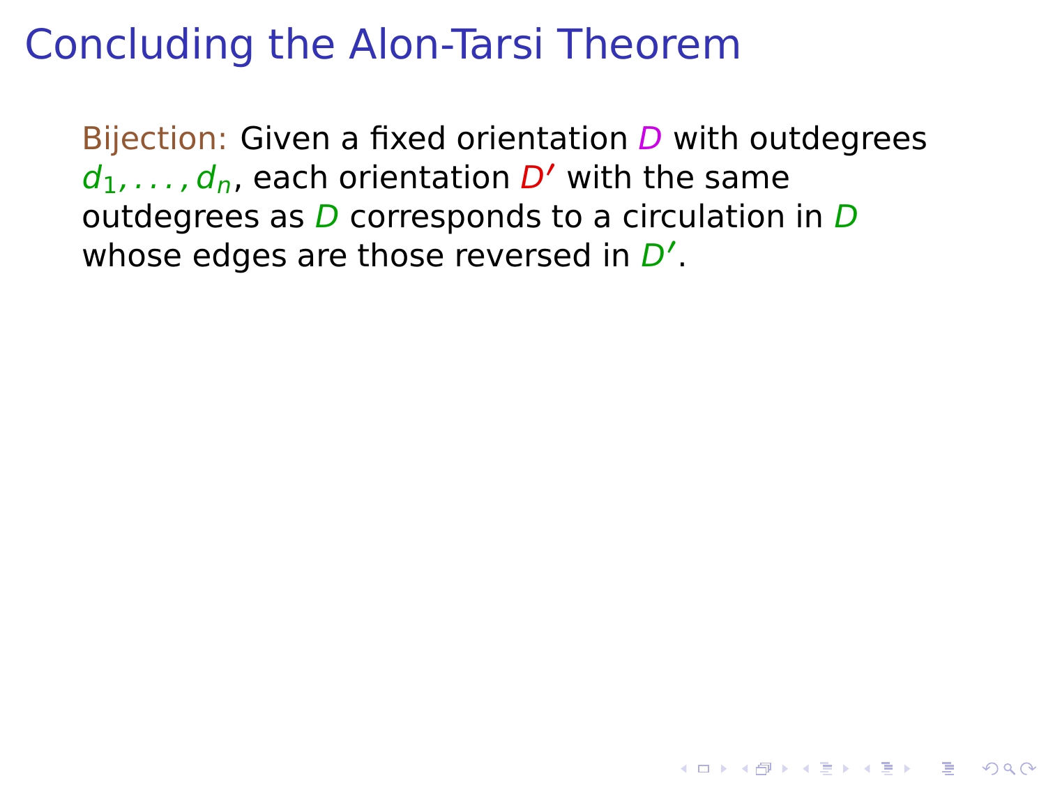# Concluding the Alon-Tarsi Theorem

Bijection: Given a fixed orientation $D$ with outdegrees $d_1, \ldots, d_n$, each orientation $D'$ with the same outdegrees as $D$ corresponds to a circulation in $D$ whose edges are those reversed in $D'$.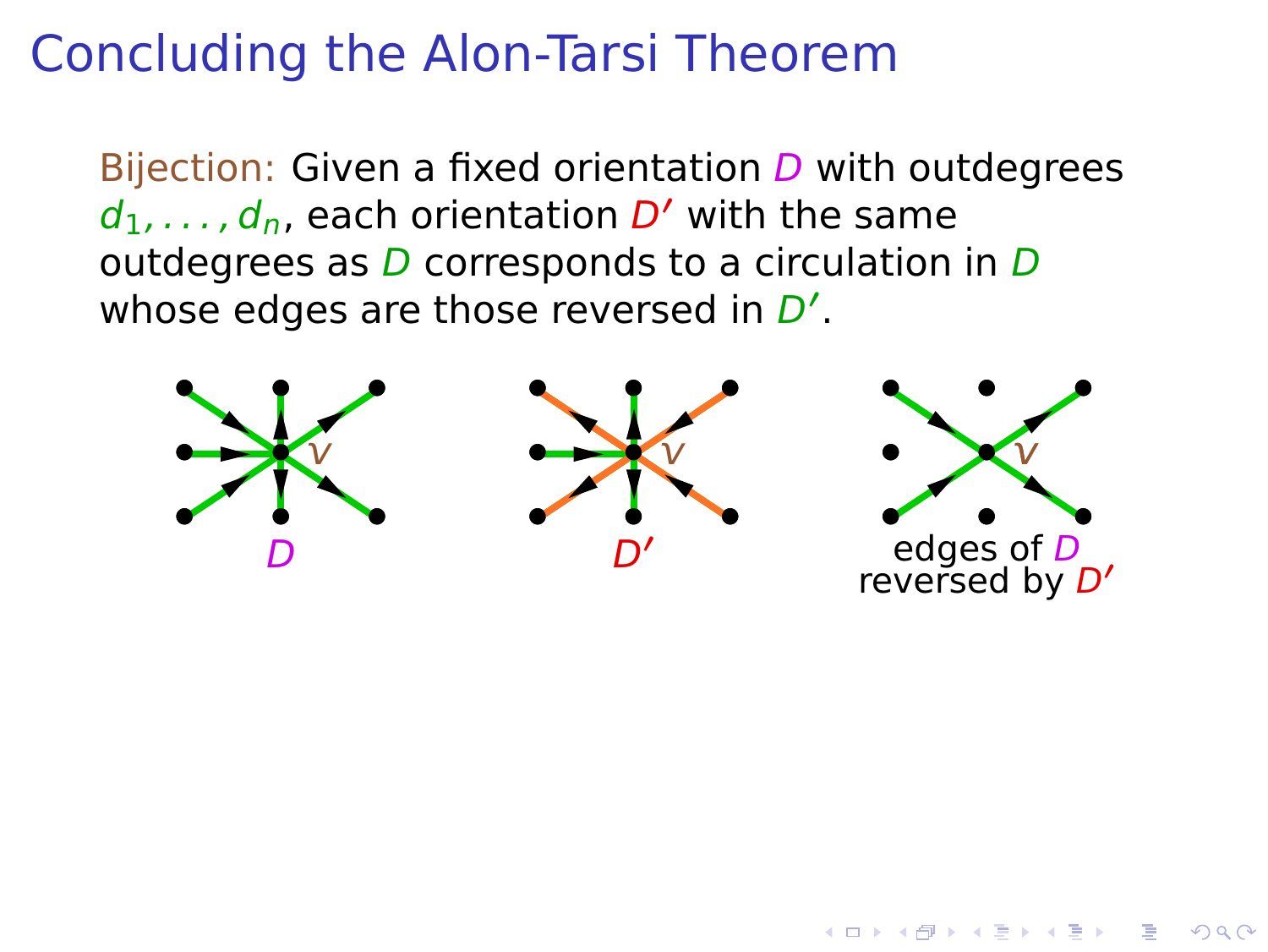# Concluding the Alon-Tarsi Theorem

Bijection: Given a fixed orientation $D$ with outdegrees $d_1, \ldots, d_n$, each orientation $D'$ with the same outdegrees as $D$ corresponds to a circulation in $D$ whose edges are those reversed in $D'$.

$D$

$D'$

edges of $D$ reversed by $D'$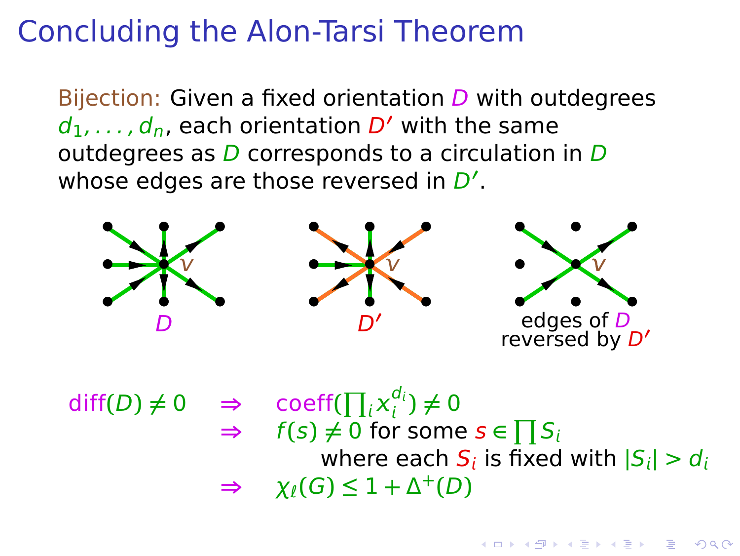# Concluding the Alon-Tarsi Theorem

Bijection: Given a fixed orientation $D$ with outdegrees $d_1, \ldots, d_n$, each orientation $D'$ with the same outdegrees as $D$ corresponds to a circulation in $D$ whose edges are those reversed in $D'$.

$D$ $\qquad$ $D'$ $\qquad$ edges of $D$ reversed by $D'$

$$
\begin{aligned}
\text{diff}(D) \neq 0 \quad &\Rightarrow \quad \text{coeff}\left(\prod_i x_i^{d_i}\right) \neq 0 \\
&\Rightarrow \quad f(s) \neq 0 \text{ for some } s \in \prod S_i \\
&\qquad\qquad \text{where each } S_i \text{ is fixed with } |S_i| > d_i \\
&\Rightarrow \quad \chi_\ell(G) \leq 1 + \Delta^+(D)
\end{aligned}
$$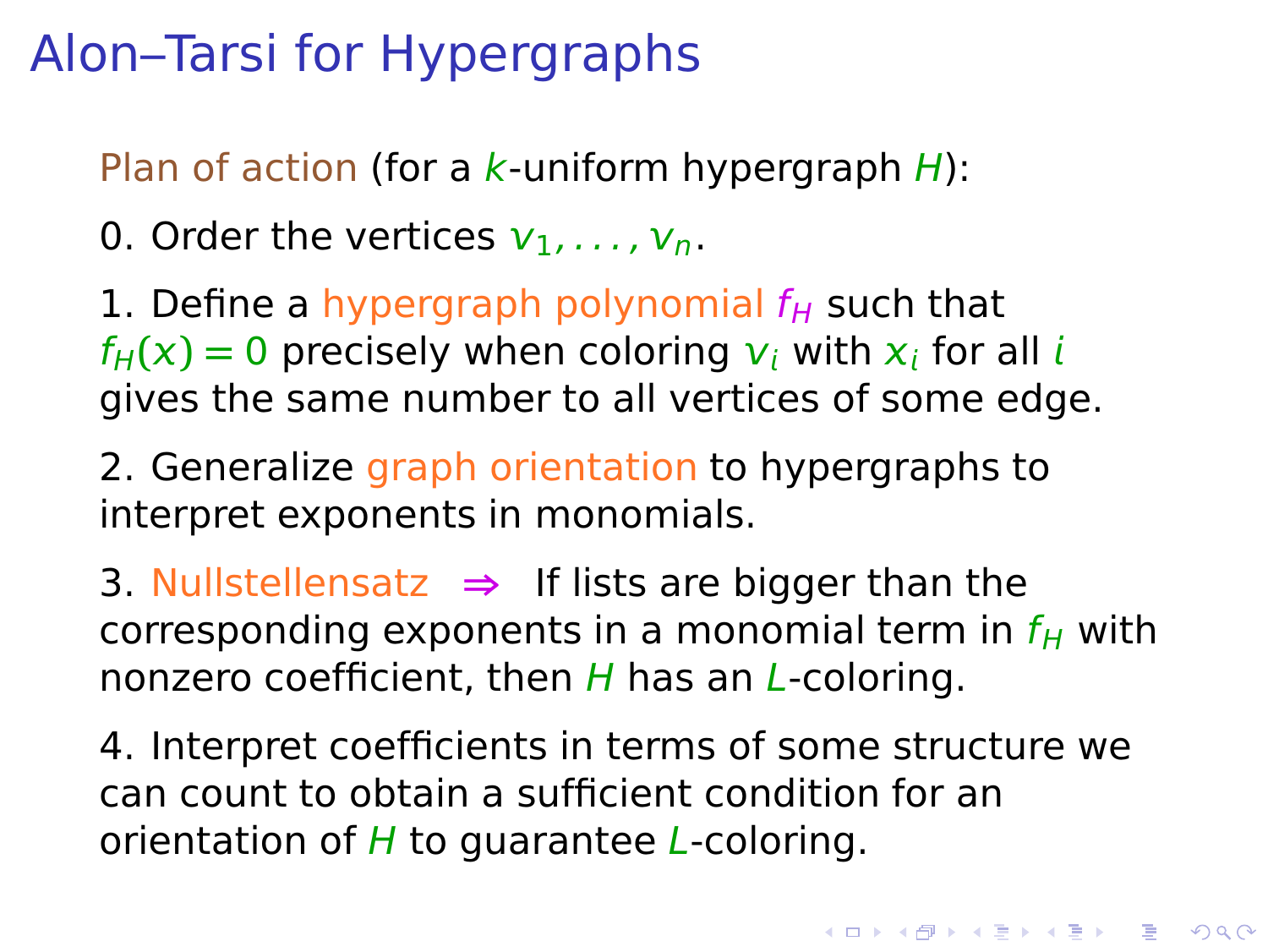# Alon–Tarsi for Hypergraphs

Plan of action (for a $k$-uniform hypergraph $H$):

0. Order the vertices $v_1, \ldots, v_n$.

1. Define a hypergraph polynomial $f_H$ such that $f_H(x) = 0$ precisely when coloring $v_i$ with $x_i$ for all $i$ gives the same number to all vertices of some edge.

2. Generalize graph orientation to hypergraphs to interpret exponents in monomials.

3. Nullstellensatz $\Rightarrow$ If lists are bigger than the corresponding exponents in a monomial term in $f_H$ with nonzero coefficient, then $H$ has an $L$-coloring.

4. Interpret coefficients in terms of some structure we can count to obtain a sufficient condition for an orientation of $H$ to guarantee $L$-coloring.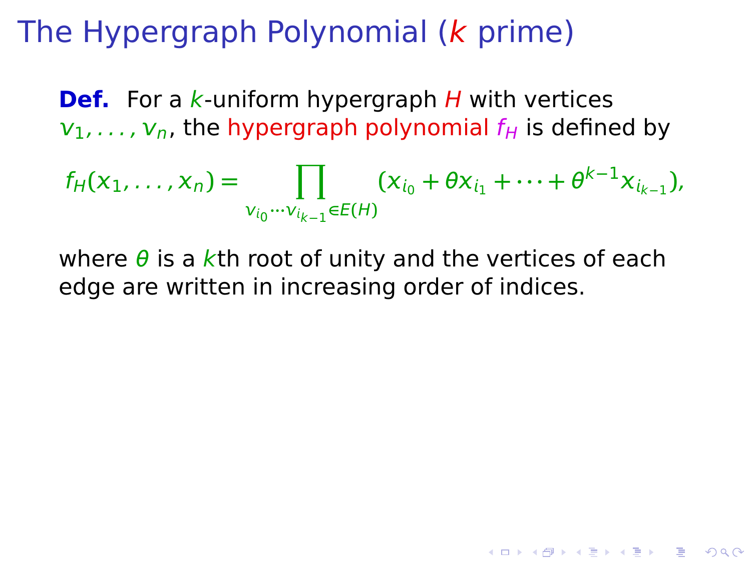# The Hypergraph Polynomial ($k$ prime)

**Def.** For a $k$-uniform hypergraph $H$ with vertices $v_1, \ldots, v_n$, the hypergraph polynomial $f_H$ is defined by

$$f_H(x_1, \ldots, x_n) = \prod_{v_{i_0} \cdots v_{i_{k-1}} \in E(H)} (x_{i_0} + \theta x_{i_1} + \cdots + \theta^{k-1} x_{i_{k-1}}),$$

where $\theta$ is a $k$th root of unity and the vertices of each edge are written in increasing order of indices.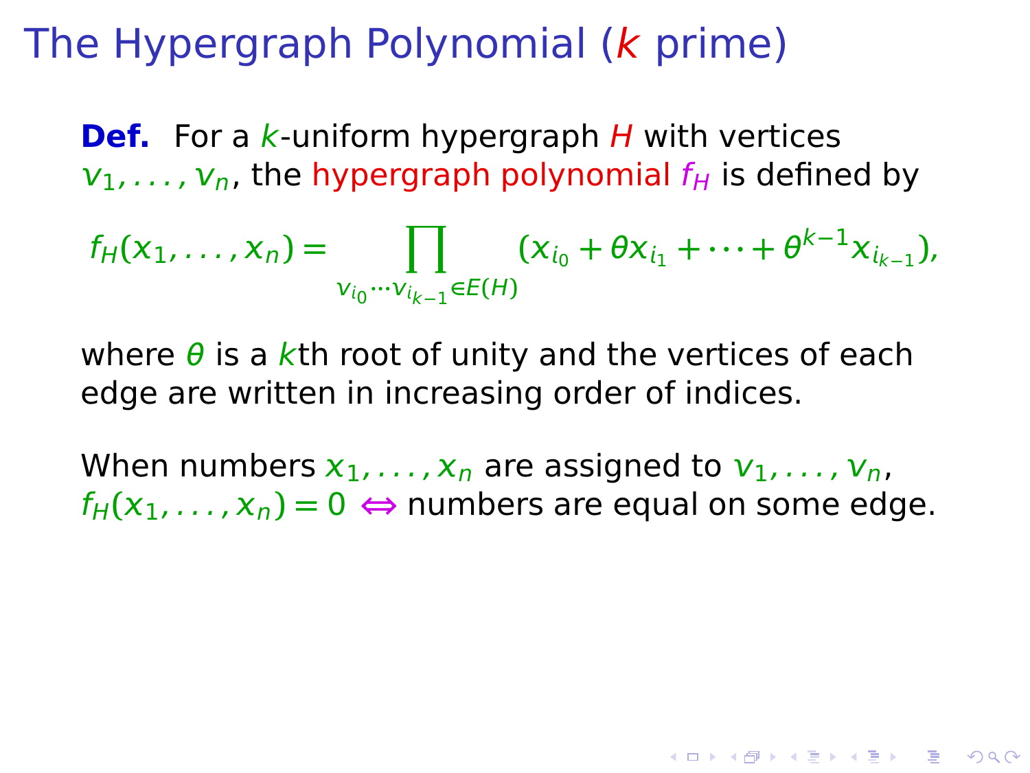# The Hypergraph Polynomial ($k$ prime)

**Def.** For a $k$-uniform hypergraph $H$ with vertices $v_1, \ldots, v_n$, the hypergraph polynomial $f_H$ is defined by

$$f_H(x_1, \ldots, x_n) = \prod_{v_{i_0} \cdots v_{i_{k-1}} \in E(H)} (x_{i_0} + \theta x_{i_1} + \cdots + \theta^{k-1} x_{i_{k-1}}),$$

where $\theta$ is a $k$th root of unity and the vertices of each edge are written in increasing order of indices.

When numbers $x_1, \ldots, x_n$ are assigned to $v_1, \ldots, v_n$, $f_H(x_1, \ldots, x_n) = 0 \Leftrightarrow$ numbers are equal on some edge.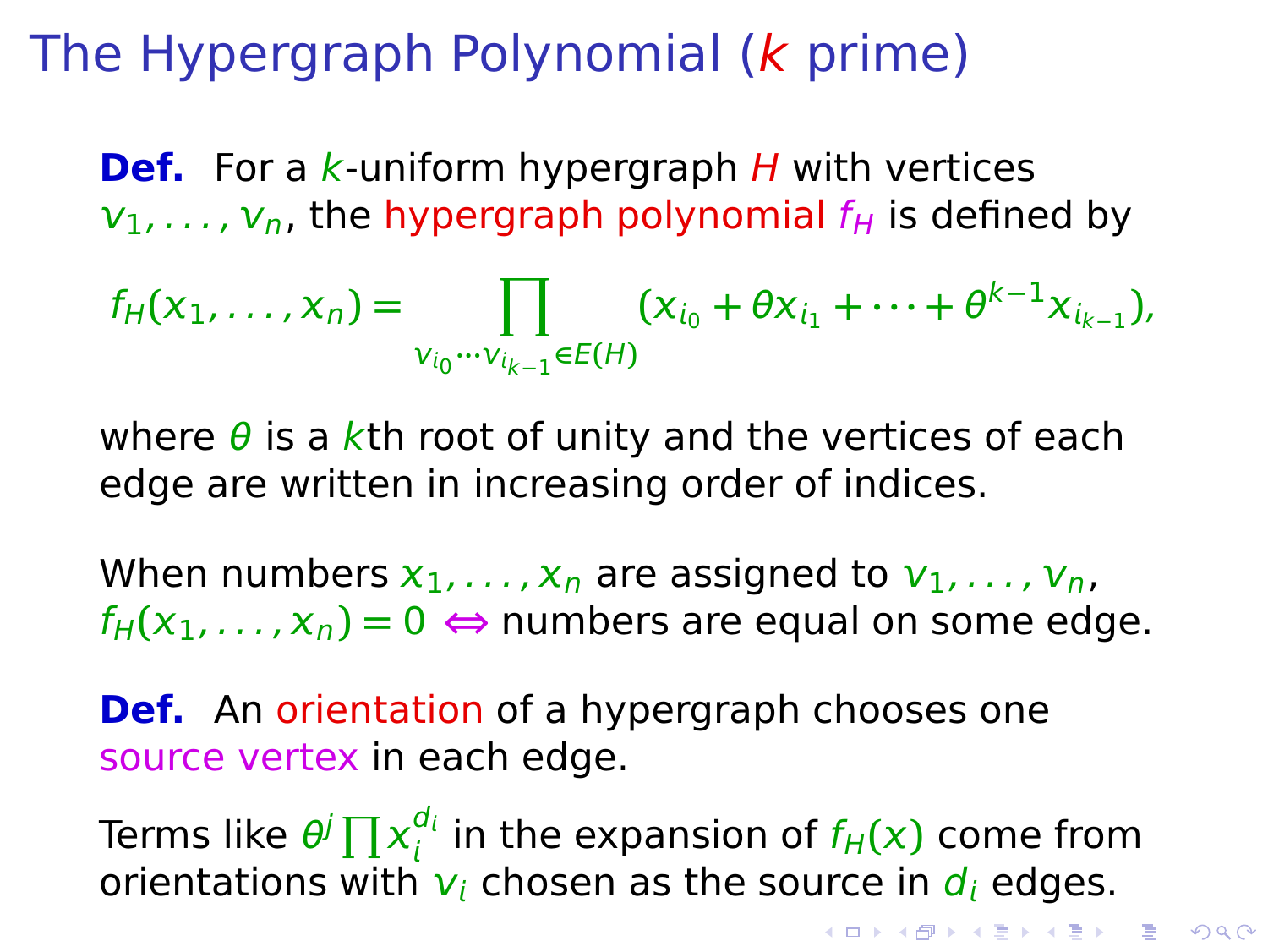# The Hypergraph Polynomial ($k$ prime)

**Def.** For a $k$-uniform hypergraph $H$ with vertices $v_1, \dots, v_n$, the hypergraph polynomial $f_H$ is defined by

$$f_H(x_1, \dots, x_n) = \prod_{v_{i_0} \cdots v_{i_{k-1}} \in E(H)} (x_{i_0} + \theta x_{i_1} + \cdots + \theta^{k-1} x_{i_{k-1}}),$$

where $\theta$ is a $k$th root of unity and the vertices of each edge are written in increasing order of indices.

When numbers $x_1, \dots, x_n$ are assigned to $v_1, \dots, v_n$, $f_H(x_1, \dots, x_n) = 0 \Leftrightarrow$ numbers are equal on some edge.

**Def.** An orientation of a hypergraph chooses one source vertex in each edge.

Terms like $\theta^j \prod x_i^{d_i}$ in the expansion of $f_H(x)$ come from orientations with $v_i$ chosen as the source in $d_i$ edges.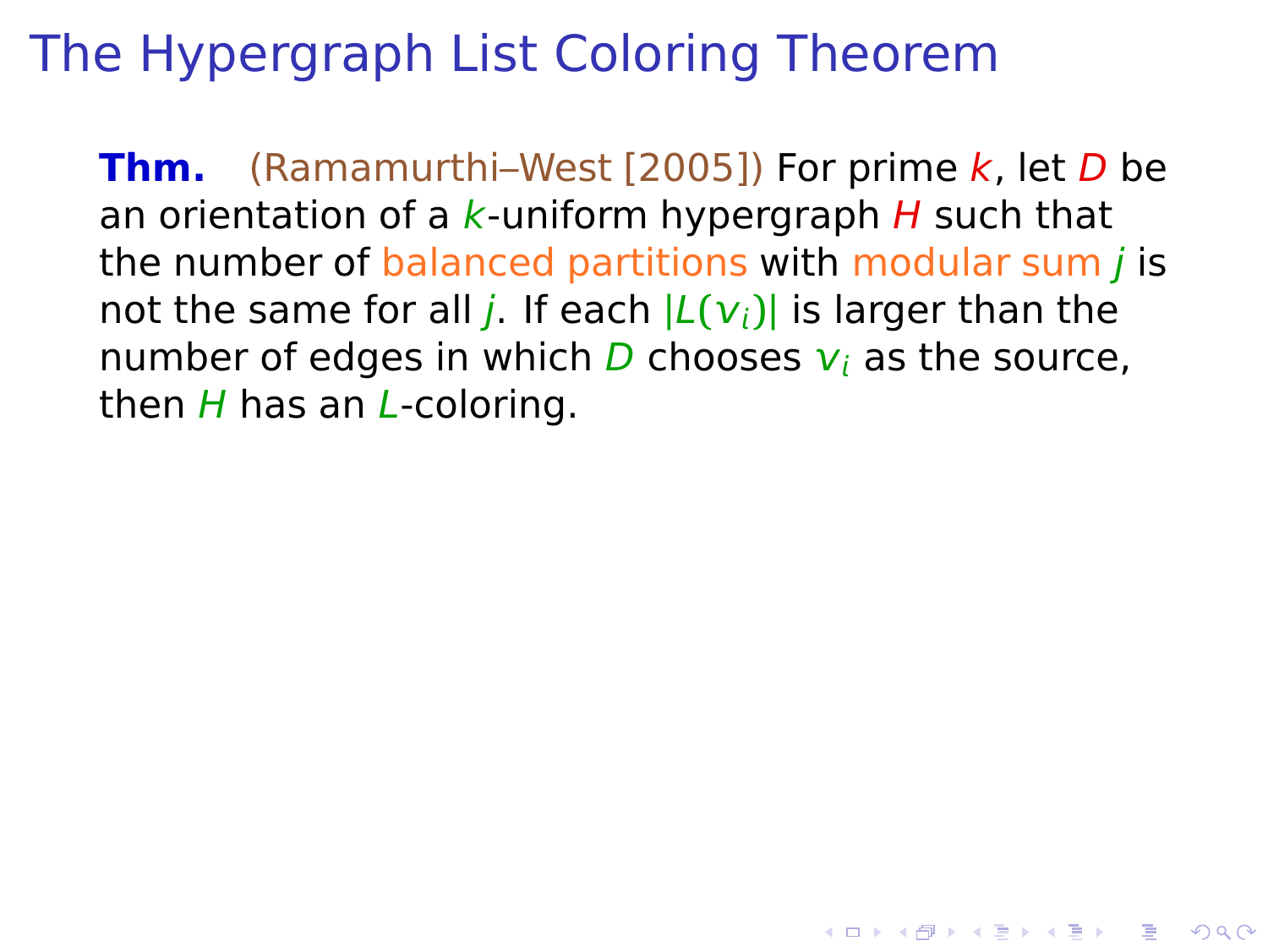# The Hypergraph List Coloring Theorem

**Thm.** (Ramamurthi–West [2005]) For prime $k$, let $D$ be an orientation of a $k$-uniform hypergraph $H$ such that the number of balanced partitions with modular sum $j$ is not the same for all $j$. If each $|L(v_i)|$ is larger than the number of edges in which $D$ chooses $v_i$ as the source, then $H$ has an $L$-coloring.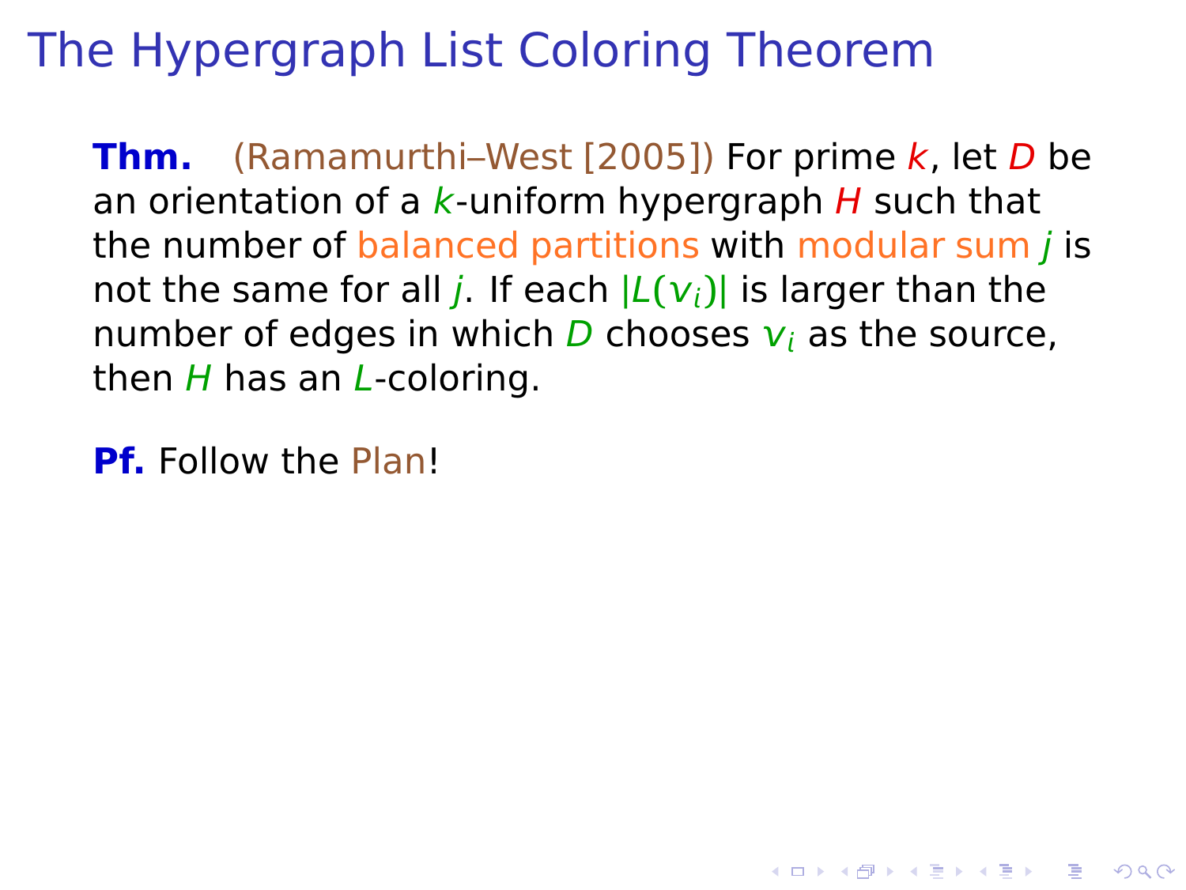# The Hypergraph List Coloring Theorem

**Thm.** (Ramamurthi–West [2005]) For prime $k$, let $D$ be an orientation of a $k$-uniform hypergraph $H$ such that the number of balanced partitions with modular sum $j$ is not the same for all $j$. If each $|L(v_i)|$ is larger than the number of edges in which $D$ chooses $v_i$ as the source, then $H$ has an $L$-coloring.

**Pf.** Follow the Plan!